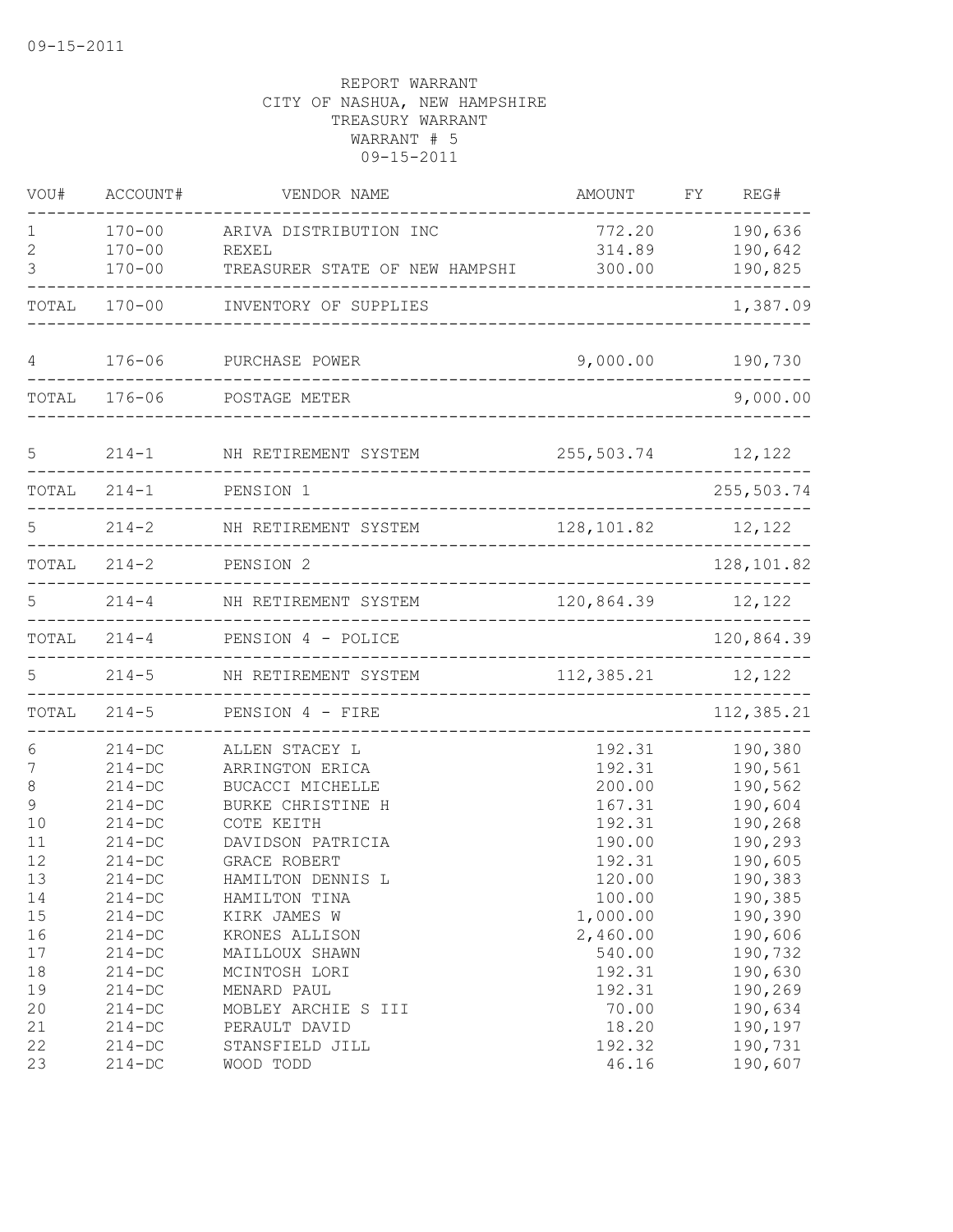09-15-2011

REPORT WARRANT
CITY OF NASHUA, NEW HAMPSHIRE
TREASURY WARRANT
WARRANT # 5
09-15-2011

| VOU# | ACCOUNT# | VENDOR NAME | AMOUNT | FY | REG# |
|---|---|---|---|---|---|
| 1 | 170-00 | ARIVA DISTRIBUTION INC | 772.20 | | 190,636 |
| 2 | 170-00 | REXEL | 314.89 | | 190,642 |
| 3 | 170-00 | TREASURER STATE OF NEW HAMPSHI | 300.00 | | 190,825 |
| TOTAL | 170-00 | INVENTORY OF SUPPLIES | | | 1,387.09 |
| 4 | 176-06 | PURCHASE POWER | 9,000.00 | | 190,730 |
| TOTAL | 176-06 | POSTAGE METER | | | 9,000.00 |
| 5 | 214-1 | NH RETIREMENT SYSTEM | 255,503.74 | | 12,122 |
| TOTAL | 214-1 | PENSION 1 | | | 255,503.74 |
| 5 | 214-2 | NH RETIREMENT SYSTEM | 128,101.82 | | 12,122 |
| TOTAL | 214-2 | PENSION 2 | | | 128,101.82 |
| 5 | 214-4 | NH RETIREMENT SYSTEM | 120,864.39 | | 12,122 |
| TOTAL | 214-4 | PENSION 4 - POLICE | | | 120,864.39 |
| 5 | 214-5 | NH RETIREMENT SYSTEM | 112,385.21 | | 12,122 |
| TOTAL | 214-5 | PENSION 4 - FIRE | | | 112,385.21 |
| 6 | 214-DC | ALLEN STACEY L | 192.31 | | 190,380 |
| 7 | 214-DC | ARRINGTON ERICA | 192.31 | | 190,561 |
| 8 | 214-DC | BUCACCI MICHELLE | 200.00 | | 190,562 |
| 9 | 214-DC | BURKE CHRISTINE H | 167.31 | | 190,604 |
| 10 | 214-DC | COTE KEITH | 192.31 | | 190,268 |
| 11 | 214-DC | DAVIDSON PATRICIA | 190.00 | | 190,293 |
| 12 | 214-DC | GRACE ROBERT | 192.31 | | 190,605 |
| 13 | 214-DC | HAMILTON DENNIS L | 120.00 | | 190,383 |
| 14 | 214-DC | HAMILTON TINA | 100.00 | | 190,385 |
| 15 | 214-DC | KIRK JAMES W | 1,000.00 | | 190,390 |
| 16 | 214-DC | KRONES ALLISON | 2,460.00 | | 190,606 |
| 17 | 214-DC | MAILLOUX SHAWN | 540.00 | | 190,732 |
| 18 | 214-DC | MCINTOSH LORI | 192.31 | | 190,630 |
| 19 | 214-DC | MENARD PAUL | 192.31 | | 190,269 |
| 20 | 214-DC | MOBLEY ARCHIE S III | 70.00 | | 190,634 |
| 21 | 214-DC | PERAULT DAVID | 18.20 | | 190,197 |
| 22 | 214-DC | STANSFIELD JILL | 192.32 | | 190,731 |
| 23 | 214-DC | WOOD TODD | 46.16 | | 190,607 |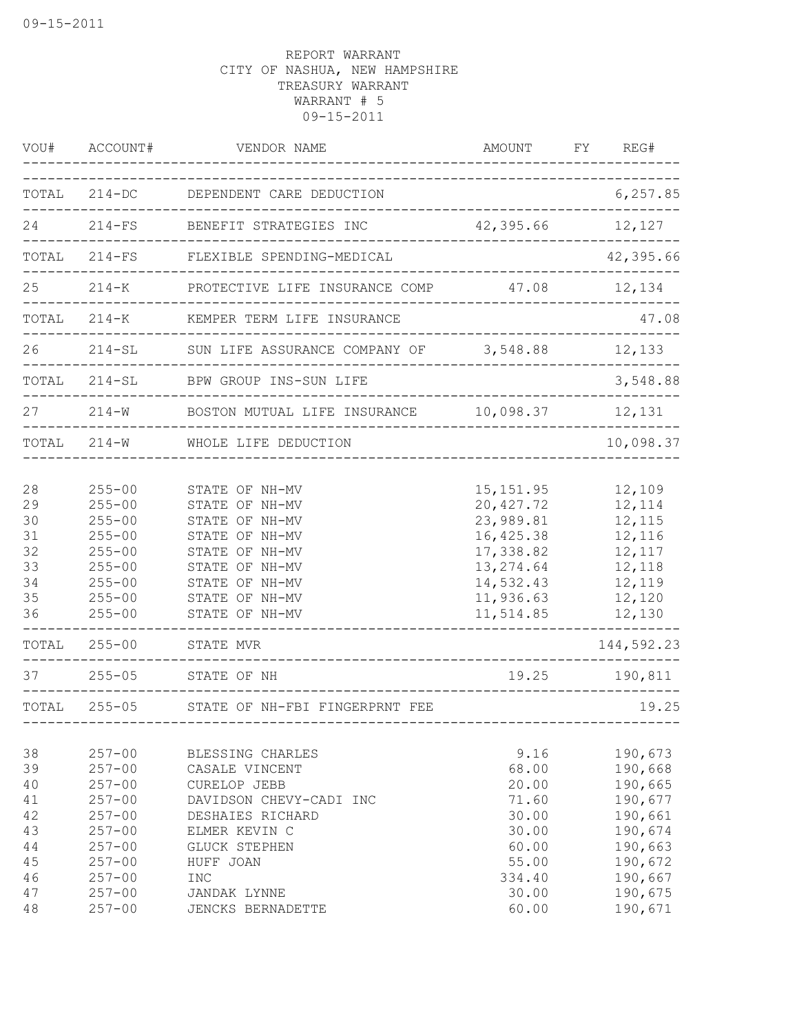09-15-2011

REPORT WARRANT
CITY OF NASHUA, NEW HAMPSHIRE
TREASURY WARRANT
WARRANT # 5
09-15-2011

| VOU# | ACCOUNT# | VENDOR NAME | AMOUNT | FY | REG# |
|---|---|---|---|---|---|
| TOTAL | 214-DC | DEPENDENT CARE DEDUCTION | | | 6,257.85 |
| 24 | 214-FS | BENEFIT STRATEGIES INC | 42,395.66 | | 12,127 |
| TOTAL | 214-FS | FLEXIBLE SPENDING-MEDICAL | | | 42,395.66 |
| 25 | 214-K | PROTECTIVE LIFE INSURANCE COMP | 47.08 | | 12,134 |
| TOTAL | 214-K | KEMPER TERM LIFE INSURANCE | | | 47.08 |
| 26 | 214-SL | SUN LIFE ASSURANCE COMPANY OF | 3,548.88 | | 12,133 |
| TOTAL | 214-SL | BPW GROUP INS-SUN LIFE | | | 3,548.88 |
| 27 | 214-W | BOSTON MUTUAL LIFE INSURANCE | 10,098.37 | | 12,131 |
| TOTAL | 214-W | WHOLE LIFE DEDUCTION | | | 10,098.37 |
| 28 | 255-00 | STATE OF NH-MV | 15,151.95 | | 12,109 |
| 29 | 255-00 | STATE OF NH-MV | 20,427.72 | | 12,114 |
| 30 | 255-00 | STATE OF NH-MV | 23,989.81 | | 12,115 |
| 31 | 255-00 | STATE OF NH-MV | 16,425.38 | | 12,116 |
| 32 | 255-00 | STATE OF NH-MV | 17,338.82 | | 12,117 |
| 33 | 255-00 | STATE OF NH-MV | 13,274.64 | | 12,118 |
| 34 | 255-00 | STATE OF NH-MV | 14,532.43 | | 12,119 |
| 35 | 255-00 | STATE OF NH-MV | 11,936.63 | | 12,120 |
| 36 | 255-00 | STATE OF NH-MV | 11,514.85 | | 12,130 |
| TOTAL | 255-00 | STATE MVR | | | 144,592.23 |
| 37 | 255-05 | STATE OF NH | 19.25 | | 190,811 |
| TOTAL | 255-05 | STATE OF NH-FBI FINGERPRNT FEE | | | 19.25 |
| 38 | 257-00 | BLESSING CHARLES | 9.16 | | 190,673 |
| 39 | 257-00 | CASALE VINCENT | 68.00 | | 190,668 |
| 40 | 257-00 | CURELOP JEBB | 20.00 | | 190,665 |
| 41 | 257-00 | DAVIDSON CHEVY-CADI INC | 71.60 | | 190,677 |
| 42 | 257-00 | DESHAIES RICHARD | 30.00 | | 190,661 |
| 43 | 257-00 | ELMER KEVIN C | 30.00 | | 190,674 |
| 44 | 257-00 | GLUCK STEPHEN | 60.00 | | 190,663 |
| 45 | 257-00 | HUFF JOAN | 55.00 | | 190,672 |
| 46 | 257-00 | INC | 334.40 | | 190,667 |
| 47 | 257-00 | JANDAK LYNNE | 30.00 | | 190,675 |
| 48 | 257-00 | JENCKS BERNADETTE | 60.00 | | 190,671 |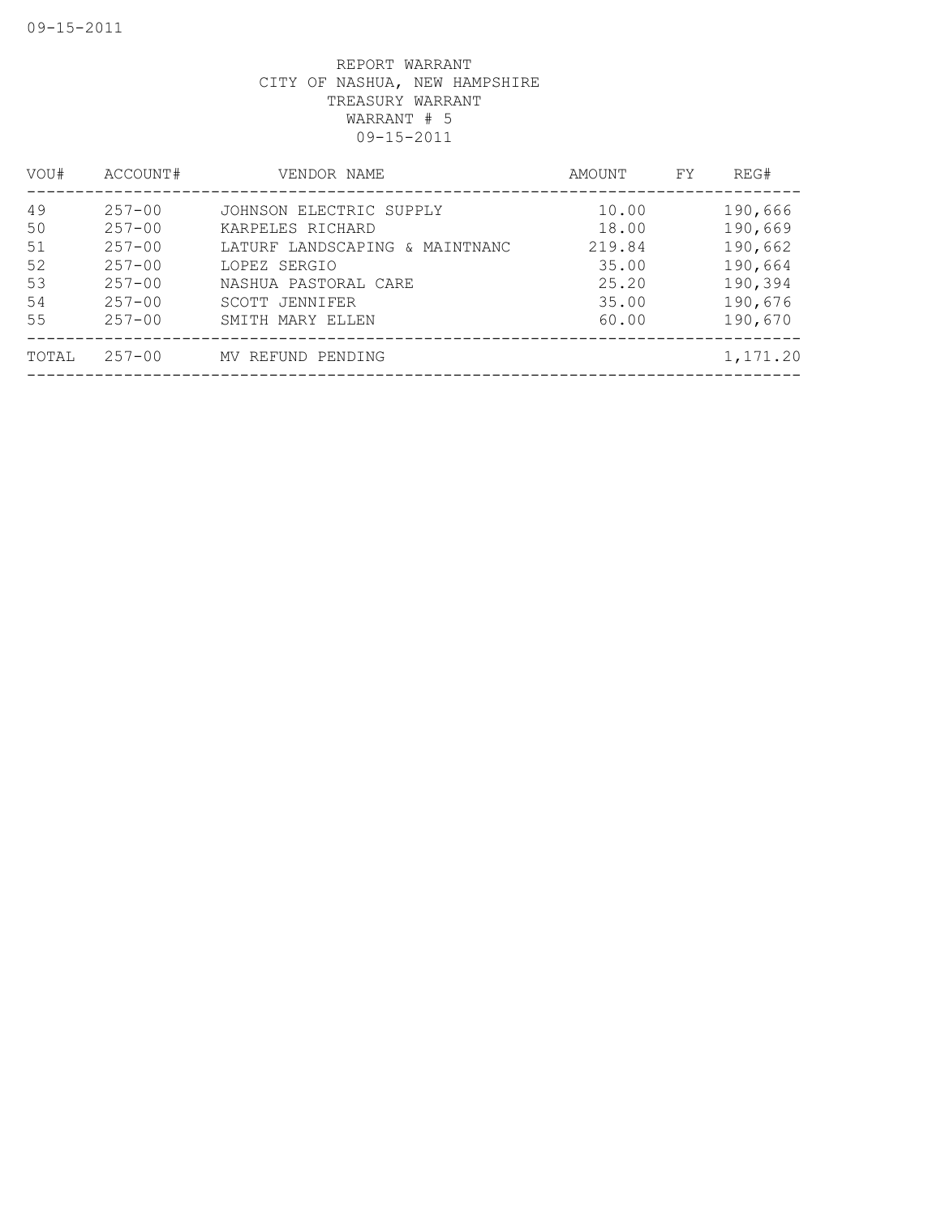REPORT WARRANT
CITY OF NASHUA, NEW HAMPSHIRE
TREASURY WARRANT
WARRANT # 5
09-15-2011

| VOU# | ACCOUNT# | VENDOR NAME | AMOUNT | FY | REG# |
|---|---|---|---|---|---|
| 49 | 257-00 | JOHNSON ELECTRIC SUPPLY | 10.00 | | 190,666 |
| 50 | 257-00 | KARPELES RICHARD | 18.00 | | 190,669 |
| 51 | 257-00 | LATURF LANDSCAPING & MAINTNANC | 219.84 | | 190,662 |
| 52 | 257-00 | LOPEZ SERGIO | 35.00 | | 190,664 |
| 53 | 257-00 | NASHUA PASTORAL CARE | 25.20 | | 190,394 |
| 54 | 257-00 | SCOTT JENNIFER | 35.00 | | 190,676 |
| 55 | 257-00 | SMITH MARY ELLEN | 60.00 | | 190,670 |
| TOTAL | 257-00 | MV REFUND PENDING | | | 1,171.20 |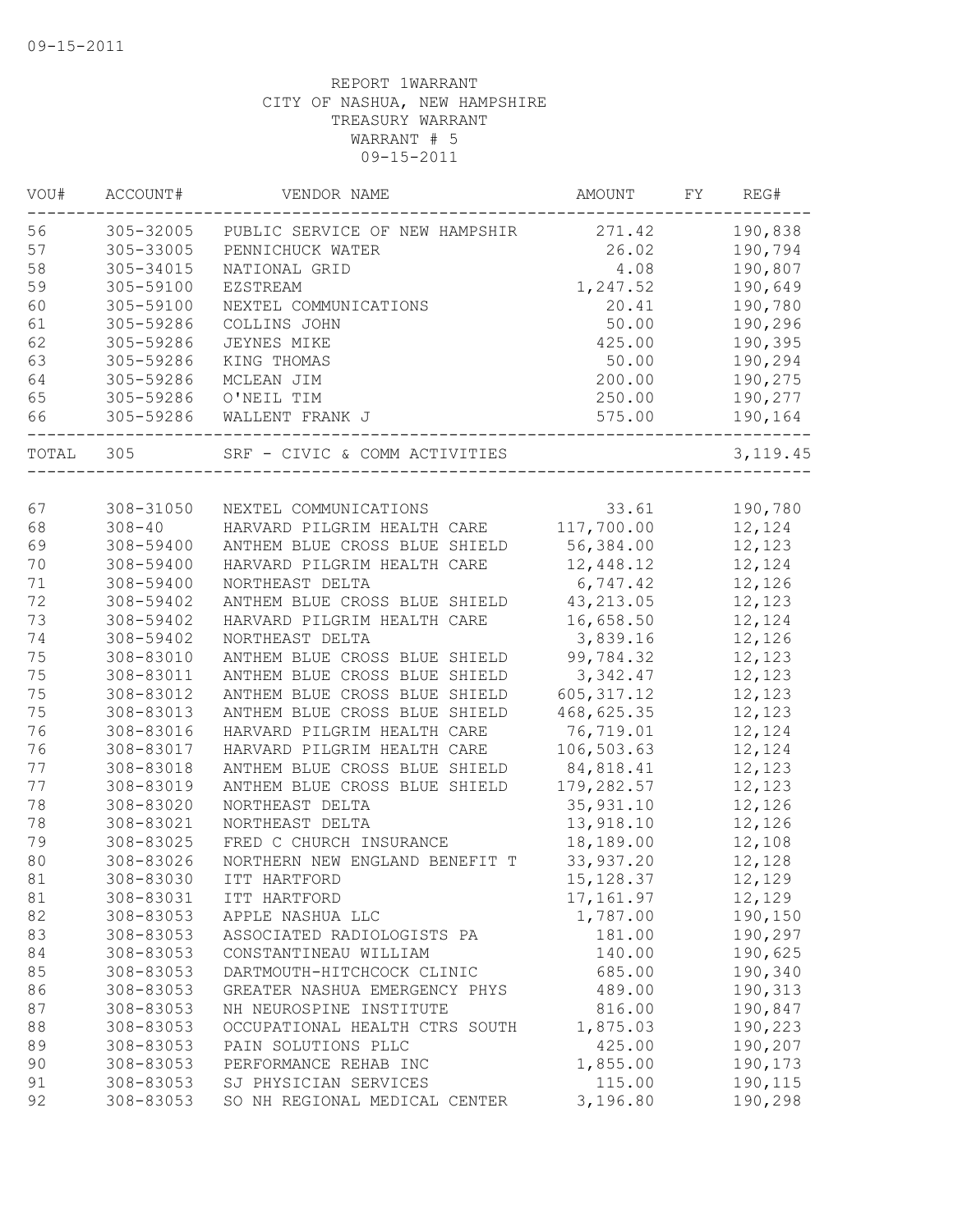REPORT 1WARRANT
CITY OF NASHUA, NEW HAMPSHIRE
TREASURY WARRANT
WARRANT # 5
09-15-2011

| VOU# | ACCOUNT# | VENDOR NAME | AMOUNT | FY | REG# |
|---|---|---|---|---|---|
| 56 | 305-32005 | PUBLIC SERVICE OF NEW HAMPSHIR | 271.42 | | 190,838 |
| 57 | 305-33005 | PENNICHUCK WATER | 26.02 | | 190,794 |
| 58 | 305-34015 | NATIONAL GRID | 4.08 | | 190,807 |
| 59 | 305-59100 | EZSTREAM | 1,247.52 | | 190,649 |
| 60 | 305-59100 | NEXTEL COMMUNICATIONS | 20.41 | | 190,780 |
| 61 | 305-59286 | COLLINS JOHN | 50.00 | | 190,296 |
| 62 | 305-59286 | JEYNES MIKE | 425.00 | | 190,395 |
| 63 | 305-59286 | KING THOMAS | 50.00 | | 190,294 |
| 64 | 305-59286 | MCLEAN JIM | 200.00 | | 190,275 |
| 65 | 305-59286 | O'NEIL TIM | 250.00 | | 190,277 |
| 66 | 305-59286 | WALLENT FRANK J | 575.00 | | 190,164 |
| TOTAL | 305 | SRF - CIVIC & COMM ACTIVITIES | | | 3,119.45 |
| 67 | 308-31050 | NEXTEL COMMUNICATIONS | 33.61 | | 190,780 |
| 68 | 308-40 | HARVARD PILGRIM HEALTH CARE | 117,700.00 | | 12,124 |
| 69 | 308-59400 | ANTHEM BLUE CROSS BLUE SHIELD | 56,384.00 | | 12,123 |
| 70 | 308-59400 | HARVARD PILGRIM HEALTH CARE | 12,448.12 | | 12,124 |
| 71 | 308-59400 | NORTHEAST DELTA | 6,747.42 | | 12,126 |
| 72 | 308-59402 | ANTHEM BLUE CROSS BLUE SHIELD | 43,213.05 | | 12,123 |
| 73 | 308-59402 | HARVARD PILGRIM HEALTH CARE | 16,658.50 | | 12,124 |
| 74 | 308-59402 | NORTHEAST DELTA | 3,839.16 | | 12,126 |
| 75 | 308-83010 | ANTHEM BLUE CROSS BLUE SHIELD | 99,784.32 | | 12,123 |
| 75 | 308-83011 | ANTHEM BLUE CROSS BLUE SHIELD | 3,342.47 | | 12,123 |
| 75 | 308-83012 | ANTHEM BLUE CROSS BLUE SHIELD | 605,317.12 | | 12,123 |
| 75 | 308-83013 | ANTHEM BLUE CROSS BLUE SHIELD | 468,625.35 | | 12,123 |
| 76 | 308-83016 | HARVARD PILGRIM HEALTH CARE | 76,719.01 | | 12,124 |
| 76 | 308-83017 | HARVARD PILGRIM HEALTH CARE | 106,503.63 | | 12,124 |
| 77 | 308-83018 | ANTHEM BLUE CROSS BLUE SHIELD | 84,818.41 | | 12,123 |
| 77 | 308-83019 | ANTHEM BLUE CROSS BLUE SHIELD | 179,282.57 | | 12,123 |
| 78 | 308-83020 | NORTHEAST DELTA | 35,931.10 | | 12,126 |
| 78 | 308-83021 | NORTHEAST DELTA | 13,918.10 | | 12,126 |
| 79 | 308-83025 | FRED C CHURCH INSURANCE | 18,189.00 | | 12,108 |
| 80 | 308-83026 | NORTHERN NEW ENGLAND BENEFIT T | 33,937.20 | | 12,128 |
| 81 | 308-83030 | ITT HARTFORD | 15,128.37 | | 12,129 |
| 81 | 308-83031 | ITT HARTFORD | 17,161.97 | | 12,129 |
| 82 | 308-83053 | APPLE NASHUA LLC | 1,787.00 | | 190,150 |
| 83 | 308-83053 | ASSOCIATED RADIOLOGISTS PA | 181.00 | | 190,297 |
| 84 | 308-83053 | CONSTANTINEAU WILLIAM | 140.00 | | 190,625 |
| 85 | 308-83053 | DARTMOUTH-HITCHCOCK CLINIC | 685.00 | | 190,340 |
| 86 | 308-83053 | GREATER NASHUA EMERGENCY PHYS | 489.00 | | 190,313 |
| 87 | 308-83053 | NH NEUROSPINE INSTITUTE | 816.00 | | 190,847 |
| 88 | 308-83053 | OCCUPATIONAL HEALTH CTRS SOUTH | 1,875.03 | | 190,223 |
| 89 | 308-83053 | PAIN SOLUTIONS PLLC | 425.00 | | 190,207 |
| 90 | 308-83053 | PERFORMANCE REHAB INC | 1,855.00 | | 190,173 |
| 91 | 308-83053 | SJ PHYSICIAN SERVICES | 115.00 | | 190,115 |
| 92 | 308-83053 | SO NH REGIONAL MEDICAL CENTER | 3,196.80 | | 190,298 |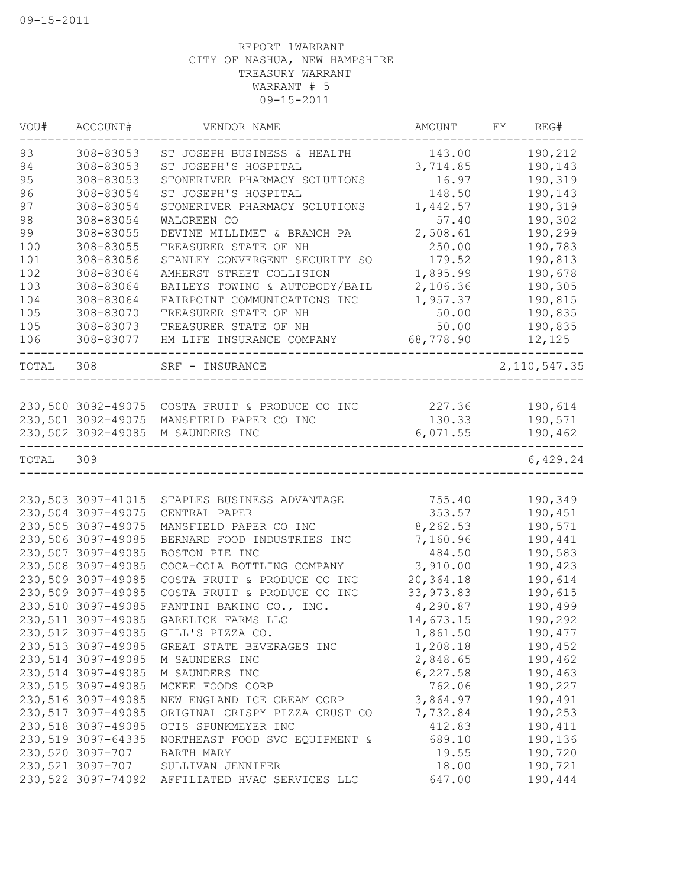09-15-2011

REPORT 1WARRANT
CITY OF NASHUA, NEW HAMPSHIRE
TREASURY WARRANT
WARRANT # 5
09-15-2011

| VOU# | ACCOUNT# | VENDOR NAME | AMOUNT | FY | REG# |
|---|---|---|---|---|---|
| 93 | 308-83053 | ST JOSEPH BUSINESS & HEALTH | 143.00 | | 190,212 |
| 94 | 308-83053 | ST JOSEPH'S HOSPITAL | 3,714.85 | | 190,143 |
| 95 | 308-83053 | STONERIVER PHARMACY SOLUTIONS | 16.97 | | 190,319 |
| 96 | 308-83054 | ST JOSEPH'S HOSPITAL | 148.50 | | 190,143 |
| 97 | 308-83054 | STONERIVER PHARMACY SOLUTIONS | 1,442.57 | | 190,319 |
| 98 | 308-83054 | WALGREEN CO | 57.40 | | 190,302 |
| 99 | 308-83055 | DEVINE MILLIMET & BRANCH PA | 2,508.61 | | 190,299 |
| 100 | 308-83055 | TREASURER STATE OF NH | 250.00 | | 190,783 |
| 101 | 308-83056 | STANLEY CONVERGENT SECURITY SO | 179.52 | | 190,813 |
| 102 | 308-83064 | AMHERST STREET COLLISION | 1,895.99 | | 190,678 |
| 103 | 308-83064 | BAILEYS TOWING & AUTOBODY/BAIL | 2,106.36 | | 190,305 |
| 104 | 308-83064 | FAIRPOINT COMMUNICATIONS INC | 1,957.37 | | 190,815 |
| 105 | 308-83070 | TREASURER STATE OF NH | 50.00 | | 190,835 |
| 105 | 308-83073 | TREASURER STATE OF NH | 50.00 | | 190,835 |
| 106 | 308-83077 | HM LIFE INSURANCE COMPANY | 68,778.90 | | 12,125 |
| TOTAL | 308 | SRF - INSURANCE | | | 2,110,547.35 |
| 230,500 | 3092-49075 | COSTA FRUIT & PRODUCE CO INC | 227.36 | | 190,614 |
| 230,501 | 3092-49075 | MANSFIELD PAPER CO INC | 130.33 | | 190,571 |
| 230,502 | 3092-49085 | M SAUNDERS INC | 6,071.55 | | 190,462 |
| TOTAL | 309 | | | | 6,429.24 |
| 230,503 | 3097-41015 | STAPLES BUSINESS ADVANTAGE | 755.40 | | 190,349 |
| 230,504 | 3097-49075 | CENTRAL PAPER | 353.57 | | 190,451 |
| 230,505 | 3097-49075 | MANSFIELD PAPER CO INC | 8,262.53 | | 190,571 |
| 230,506 | 3097-49085 | BERNARD FOOD INDUSTRIES INC | 7,160.96 | | 190,441 |
| 230,507 | 3097-49085 | BOSTON PIE INC | 484.50 | | 190,583 |
| 230,508 | 3097-49085 | COCA-COLA BOTTLING COMPANY | 3,910.00 | | 190,423 |
| 230,509 | 3097-49085 | COSTA FRUIT & PRODUCE CO INC | 20,364.18 | | 190,614 |
| 230,509 | 3097-49085 | COSTA FRUIT & PRODUCE CO INC | 33,973.83 | | 190,615 |
| 230,510 | 3097-49085 | FANTINI BAKING CO., INC. | 4,290.87 | | 190,499 |
| 230,511 | 3097-49085 | GARELICK FARMS LLC | 14,673.15 | | 190,292 |
| 230,512 | 3097-49085 | GILL'S PIZZA CO. | 1,861.50 | | 190,477 |
| 230,513 | 3097-49085 | GREAT STATE BEVERAGES INC | 1,208.18 | | 190,452 |
| 230,514 | 3097-49085 | M SAUNDERS INC | 2,848.65 | | 190,462 |
| 230,514 | 3097-49085 | M SAUNDERS INC | 6,227.58 | | 190,463 |
| 230,515 | 3097-49085 | MCKEE FOODS CORP | 762.06 | | 190,227 |
| 230,516 | 3097-49085 | NEW ENGLAND ICE CREAM CORP | 3,864.97 | | 190,491 |
| 230,517 | 3097-49085 | ORIGINAL CRISPY PIZZA CRUST CO | 7,732.84 | | 190,253 |
| 230,518 | 3097-49085 | OTIS SPUNKMEYER INC | 412.83 | | 190,411 |
| 230,519 | 3097-64335 | NORTHEAST FOOD SVC EQUIPMENT & | 689.10 | | 190,136 |
| 230,520 | 3097-707 | BARTH MARY | 19.55 | | 190,720 |
| 230,521 | 3097-707 | SULLIVAN JENNIFER | 18.00 | | 190,721 |
| 230,522 | 3097-74092 | AFFILIATED HVAC SERVICES LLC | 647.00 | | 190,444 |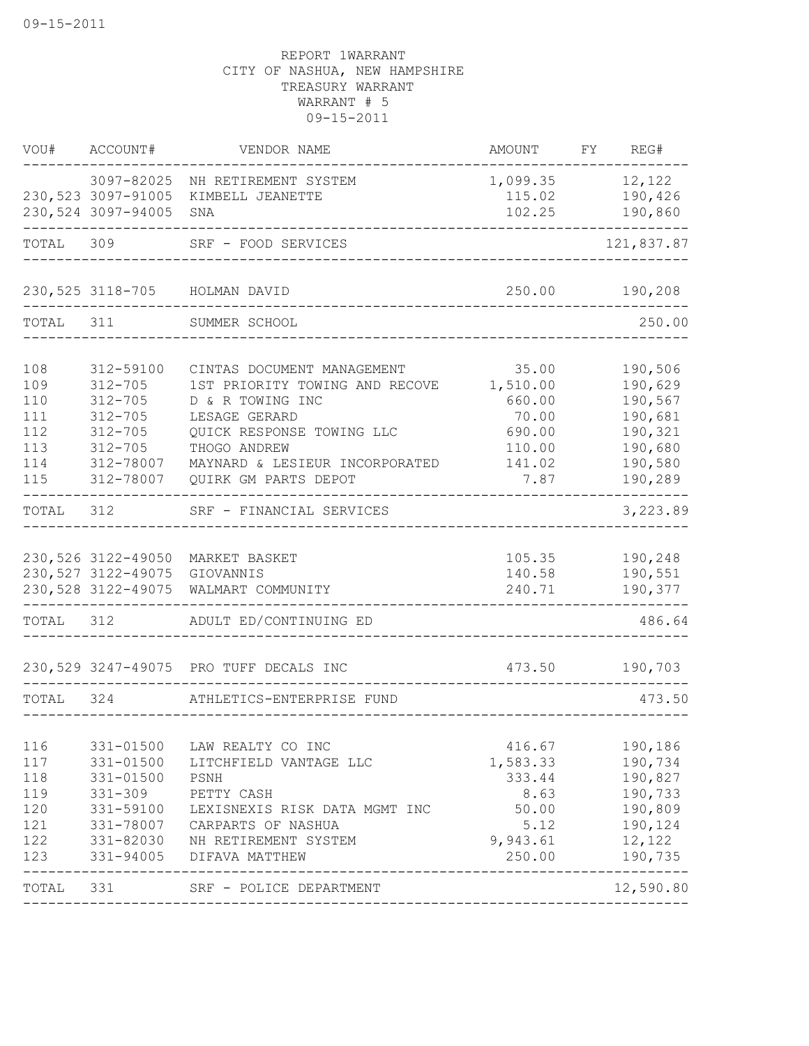REPORT 1WARRANT
CITY OF NASHUA, NEW HAMPSHIRE
TREASURY WARRANT
WARRANT # 5
09-15-2011

| VOU# | ACCOUNT# | VENDOR NAME | AMOUNT | FY | REG# |
|---|---|---|---|---|---|
| | 3097-82025 | NH RETIREMENT SYSTEM | 1,099.35 | | 12,122 |
| 230,523 | 3097-91005 | KIMBELL JEANETTE | 115.02 | | 190,426 |
| 230,524 | 3097-94005 | SNA | 102.25 | | 190,860 |
| TOTAL | 309 | SRF - FOOD SERVICES | | | 121,837.87 |
| 230,525 | 3118-705 | HOLMAN DAVID | 250.00 | | 190,208 |
| TOTAL | 311 | SUMMER SCHOOL | | | 250.00 |
| 108 | 312-59100 | CINTAS DOCUMENT MANAGEMENT | 35.00 | | 190,506 |
| 109 | 312-705 | 1ST PRIORITY TOWING AND RECOVE | 1,510.00 | | 190,629 |
| 110 | 312-705 | D & R TOWING INC | 660.00 | | 190,567 |
| 111 | 312-705 | LESAGE GERARD | 70.00 | | 190,681 |
| 112 | 312-705 | QUICK RESPONSE TOWING LLC | 690.00 | | 190,321 |
| 113 | 312-705 | THOGO ANDREW | 110.00 | | 190,680 |
| 114 | 312-78007 | MAYNARD & LESIEUR INCORPORATED | 141.02 | | 190,580 |
| 115 | 312-78007 | QUIRK GM PARTS DEPOT | 7.87 | | 190,289 |
| TOTAL | 312 | SRF - FINANCIAL SERVICES | | | 3,223.89 |
| 230,526 | 3122-49050 | MARKET BASKET | 105.35 | | 190,248 |
| 230,527 | 3122-49075 | GIOVANNIS | 140.58 | | 190,551 |
| 230,528 | 3122-49075 | WALMART COMMUNITY | 240.71 | | 190,377 |
| TOTAL | 312 | ADULT ED/CONTINUING ED | | | 486.64 |
| 230,529 | 3247-49075 | PRO TUFF DECALS INC | 473.50 | | 190,703 |
| TOTAL | 324 | ATHLETICS-ENTERPRISE FUND | | | 473.50 |
| 116 | 331-01500 | LAW REALTY CO INC | 416.67 | | 190,186 |
| 117 | 331-01500 | LITCHFIELD VANTAGE LLC | 1,583.33 | | 190,734 |
| 118 | 331-01500 | PSNH | 333.44 | | 190,827 |
| 119 | 331-309 | PETTY CASH | 8.63 | | 190,733 |
| 120 | 331-59100 | LEXISNEXIS RISK DATA MGMT INC | 50.00 | | 190,809 |
| 121 | 331-78007 | CARPARTS OF NASHUA | 5.12 | | 190,124 |
| 122 | 331-82030 | NH RETIREMENT SYSTEM | 9,943.61 | | 12,122 |
| 123 | 331-94005 | DIFAVA MATTHEW | 250.00 | | 190,735 |
| TOTAL | 331 | SRF - POLICE DEPARTMENT | | | 12,590.80 |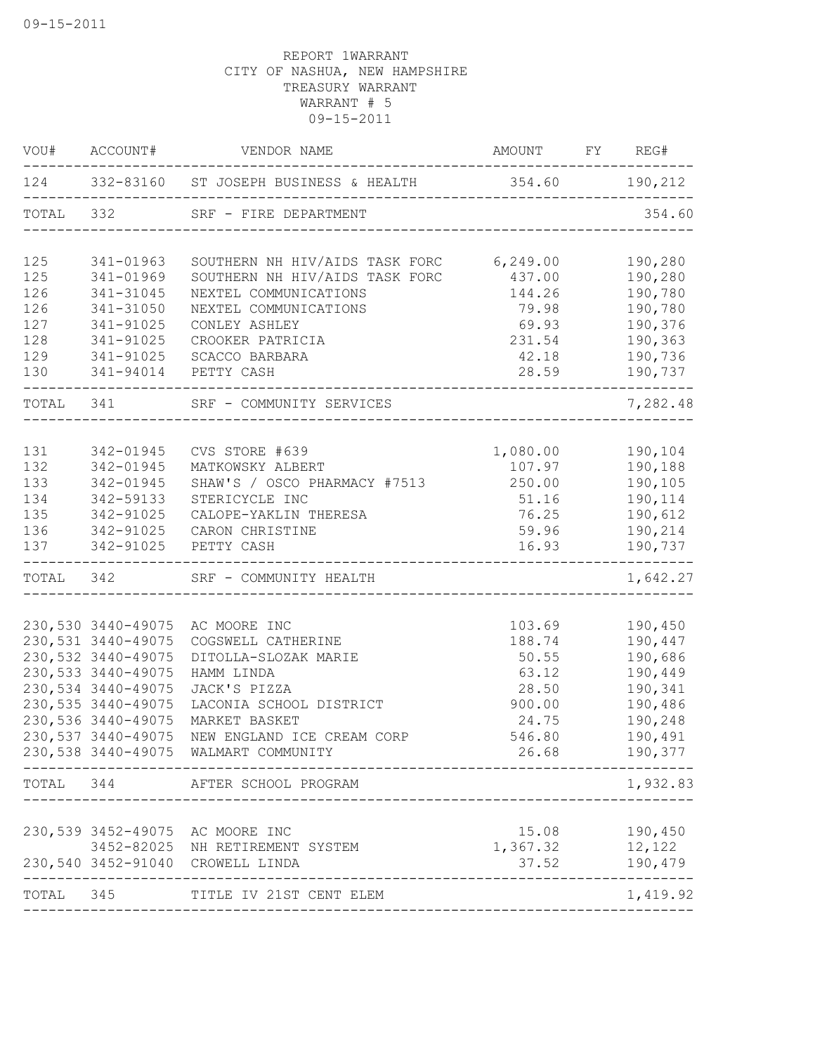09-15-2011

REPORT 1WARRANT
CITY OF NASHUA, NEW HAMPSHIRE
TREASURY WARRANT
WARRANT # 5
09-15-2011

| VOU# | ACCOUNT# | VENDOR NAME | AMOUNT | FY | REG# |
|---|---|---|---|---|---|
| 124 | 332-83160 | ST JOSEPH BUSINESS & HEALTH | 354.60 | | 190,212 |
| TOTAL | 332 | SRF - FIRE DEPARTMENT | | | 354.60 |
| 125 | 341-01963 | SOUTHERN NH HIV/AIDS TASK FORC | 6,249.00 | | 190,280 |
| 125 | 341-01969 | SOUTHERN NH HIV/AIDS TASK FORC | 437.00 | | 190,280 |
| 126 | 341-31045 | NEXTEL COMMUNICATIONS | 144.26 | | 190,780 |
| 126 | 341-31050 | NEXTEL COMMUNICATIONS | 79.98 | | 190,780 |
| 127 | 341-91025 | CONLEY ASHLEY | 69.93 | | 190,376 |
| 128 | 341-91025 | CROOKER PATRICIA | 231.54 | | 190,363 |
| 129 | 341-91025 | SCACCO BARBARA | 42.18 | | 190,736 |
| 130 | 341-94014 | PETTY CASH | 28.59 | | 190,737 |
| TOTAL | 341 | SRF - COMMUNITY SERVICES | | | 7,282.48 |
| 131 | 342-01945 | CVS STORE #639 | 1,080.00 | | 190,104 |
| 132 | 342-01945 | MATKOWSKY ALBERT | 107.97 | | 190,188 |
| 133 | 342-01945 | SHAW'S / OSCO PHARMACY #7513 | 250.00 | | 190,105 |
| 134 | 342-59133 | STERICYCLE INC | 51.16 | | 190,114 |
| 135 | 342-91025 | CALOPE-YAKLIN THERESA | 76.25 | | 190,612 |
| 136 | 342-91025 | CARON CHRISTINE | 59.96 | | 190,214 |
| 137 | 342-91025 | PETTY CASH | 16.93 | | 190,737 |
| TOTAL | 342 | SRF - COMMUNITY HEALTH | | | 1,642.27 |
| 230,530 | 3440-49075 | AC MOORE INC | 103.69 | | 190,450 |
| 230,531 | 3440-49075 | COGSWELL CATHERINE | 188.74 | | 190,447 |
| 230,532 | 3440-49075 | DITOLLA-SLOZAK MARIE | 50.55 | | 190,686 |
| 230,533 | 3440-49075 | HAMM LINDA | 63.12 | | 190,449 |
| 230,534 | 3440-49075 | JACK'S PIZZA | 28.50 | | 190,341 |
| 230,535 | 3440-49075 | LACONIA SCHOOL DISTRICT | 900.00 | | 190,486 |
| 230,536 | 3440-49075 | MARKET BASKET | 24.75 | | 190,248 |
| 230,537 | 3440-49075 | NEW ENGLAND ICE CREAM CORP | 546.80 | | 190,491 |
| 230,538 | 3440-49075 | WALMART COMMUNITY | 26.68 | | 190,377 |
| TOTAL | 344 | AFTER SCHOOL PROGRAM | | | 1,932.83 |
| 230,539 | 3452-49075 | AC MOORE INC | 15.08 | | 190,450 |
| | 3452-82025 | NH RETIREMENT SYSTEM | 1,367.32 | | 12,122 |
| 230,540 | 3452-91040 | CROWELL LINDA | 37.52 | | 190,479 |
| TOTAL | 345 | TITLE IV 21ST CENT ELEM | | | 1,419.92 |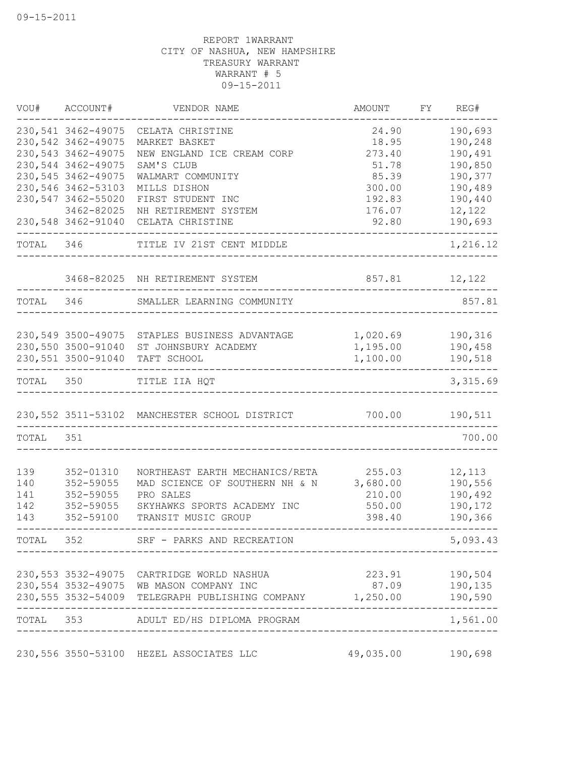09-15-2011

REPORT 1WARRANT
CITY OF NASHUA, NEW HAMPSHIRE
TREASURY WARRANT
WARRANT # 5
09-15-2011

| VOU# | ACCOUNT# | VENDOR NAME | AMOUNT | FY | REG# |
|---|---|---|---|---|---|
| 230,541 | 3462-49075 | CELATA CHRISTINE | 24.90 | | 190,693 |
| 230,542 | 3462-49075 | MARKET BASKET | 18.95 | | 190,248 |
| 230,543 | 3462-49075 | NEW ENGLAND ICE CREAM CORP | 273.40 | | 190,491 |
| 230,544 | 3462-49075 | SAM'S CLUB | 51.78 | | 190,850 |
| 230,545 | 3462-49075 | WALMART COMMUNITY | 85.39 | | 190,377 |
| 230,546 | 3462-53103 | MILLS DISHON | 300.00 | | 190,489 |
| 230,547 | 3462-55020 | FIRST STUDENT INC | 192.83 | | 190,440 |
| | 3462-82025 | NH RETIREMENT SYSTEM | 176.07 | | 12,122 |
| 230,548 | 3462-91040 | CELATA CHRISTINE | 92.80 | | 190,693 |
| TOTAL | 346 | TITLE IV 21ST CENT MIDDLE | | | 1,216.12 |
| | 3468-82025 | NH RETIREMENT SYSTEM | 857.81 | | 12,122 |
| TOTAL | 346 | SMALLER LEARNING COMMUNITY | | | 857.81 |
| 230,549 | 3500-49075 | STAPLES BUSINESS ADVANTAGE | 1,020.69 | | 190,316 |
| 230,550 | 3500-91040 | ST JOHNSBURY ACADEMY | 1,195.00 | | 190,458 |
| 230,551 | 3500-91040 | TAFT SCHOOL | 1,100.00 | | 190,518 |
| TOTAL | 350 | TITLE IIA HQT | | | 3,315.69 |
| 230,552 | 3511-53102 | MANCHESTER SCHOOL DISTRICT | 700.00 | | 190,511 |
| TOTAL | 351 | | | | 700.00 |
| 139 | 352-01310 | NORTHEAST EARTH MECHANICS/RETA | 255.03 | | 12,113 |
| 140 | 352-59055 | MAD SCIENCE OF SOUTHERN NH & N | 3,680.00 | | 190,556 |
| 141 | 352-59055 | PRO SALES | 210.00 | | 190,492 |
| 142 | 352-59055 | SKYHAWKS SPORTS ACADEMY INC | 550.00 | | 190,172 |
| 143 | 352-59100 | TRANSIT MUSIC GROUP | 398.40 | | 190,366 |
| TOTAL | 352 | SRF - PARKS AND RECREATION | | | 5,093.43 |
| 230,553 | 3532-49075 | CARTRIDGE WORLD NASHUA | 223.91 | | 190,504 |
| 230,554 | 3532-49075 | WB MASON COMPANY INC | 87.09 | | 190,135 |
| 230,555 | 3532-54009 | TELEGRAPH PUBLISHING COMPANY | 1,250.00 | | 190,590 |
| TOTAL | 353 | ADULT ED/HS DIPLOMA PROGRAM | | | 1,561.00 |
| 230,556 | 3550-53100 | HEZEL ASSOCIATES LLC | 49,035.00 | | 190,698 |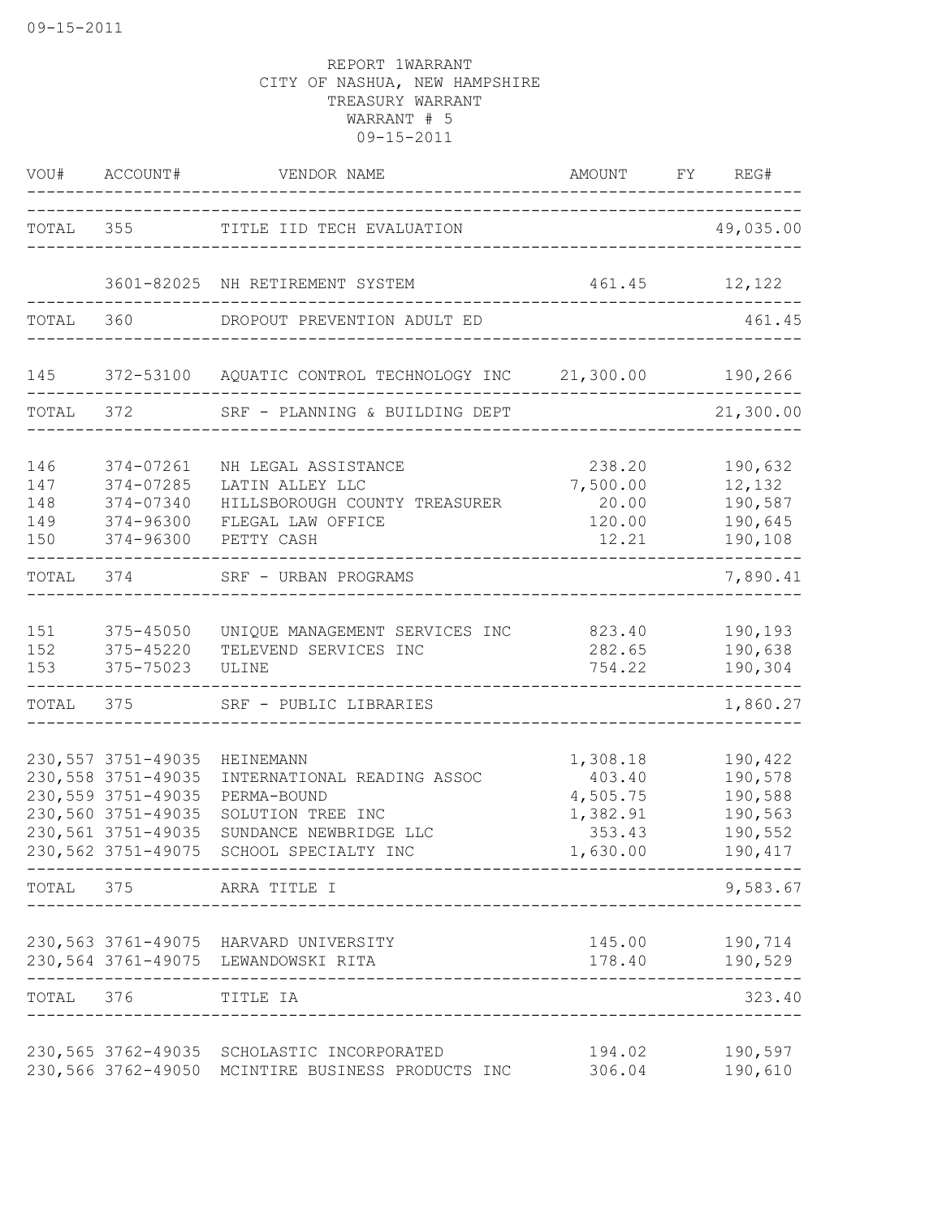09-15-2011

REPORT 1WARRANT
CITY OF NASHUA, NEW HAMPSHIRE
TREASURY WARRANT
WARRANT # 5
09-15-2011

| VOU# | ACCOUNT# | VENDOR NAME | AMOUNT | FY | REG# |
|---|---|---|---|---|---|
| TOTAL | 355 | TITLE IID TECH EVALUATION | | | 49,035.00 |
| | 3601-82025 | NH RETIREMENT SYSTEM | 461.45 | | 12,122 |
| TOTAL | 360 | DROPOUT PREVENTION ADULT ED | | | 461.45 |
| 145 | 372-53100 | AQUATIC CONTROL TECHNOLOGY INC | 21,300.00 | | 190,266 |
| TOTAL | 372 | SRF - PLANNING & BUILDING DEPT | | | 21,300.00 |
| 146 | 374-07261 | NH LEGAL ASSISTANCE | 238.20 | | 190,632 |
| 147 | 374-07285 | LATIN ALLEY LLC | 7,500.00 | | 12,132 |
| 148 | 374-07340 | HILLSBOROUGH COUNTY TREASURER | 20.00 | | 190,587 |
| 149 | 374-96300 | FLEGAL LAW OFFICE | 120.00 | | 190,645 |
| 150 | 374-96300 | PETTY CASH | 12.21 | | 190,108 |
| TOTAL | 374 | SRF - URBAN PROGRAMS | | | 7,890.41 |
| 151 | 375-45050 | UNIQUE MANAGEMENT SERVICES INC | 823.40 | | 190,193 |
| 152 | 375-45220 | TELEVEND SERVICES INC | 282.65 | | 190,638 |
| 153 | 375-75023 | ULINE | 754.22 | | 190,304 |
| TOTAL | 375 | SRF - PUBLIC LIBRARIES | | | 1,860.27 |
| 230,557 | 3751-49035 | HEINEMANN | 1,308.18 | | 190,422 |
| 230,558 | 3751-49035 | INTERNATIONAL READING ASSOC | 403.40 | | 190,578 |
| 230,559 | 3751-49035 | PERMA-BOUND | 4,505.75 | | 190,588 |
| 230,560 | 3751-49035 | SOLUTION TREE INC | 1,382.91 | | 190,563 |
| 230,561 | 3751-49035 | SUNDANCE NEWBRIDGE LLC | 353.43 | | 190,552 |
| 230,562 | 3751-49075 | SCHOOL SPECIALTY INC | 1,630.00 | | 190,417 |
| TOTAL | 375 | ARRA TITLE I | | | 9,583.67 |
| 230,563 | 3761-49075 | HARVARD UNIVERSITY | 145.00 | | 190,714 |
| 230,564 | 3761-49075 | LEWANDOWSKI RITA | 178.40 | | 190,529 |
| TOTAL | 376 | TITLE IA | | | 323.40 |
| 230,565 | 3762-49035 | SCHOLASTIC INCORPORATED | 194.02 | | 190,597 |
| 230,566 | 3762-49050 | MCINTIRE BUSINESS PRODUCTS INC | 306.04 | | 190,610 |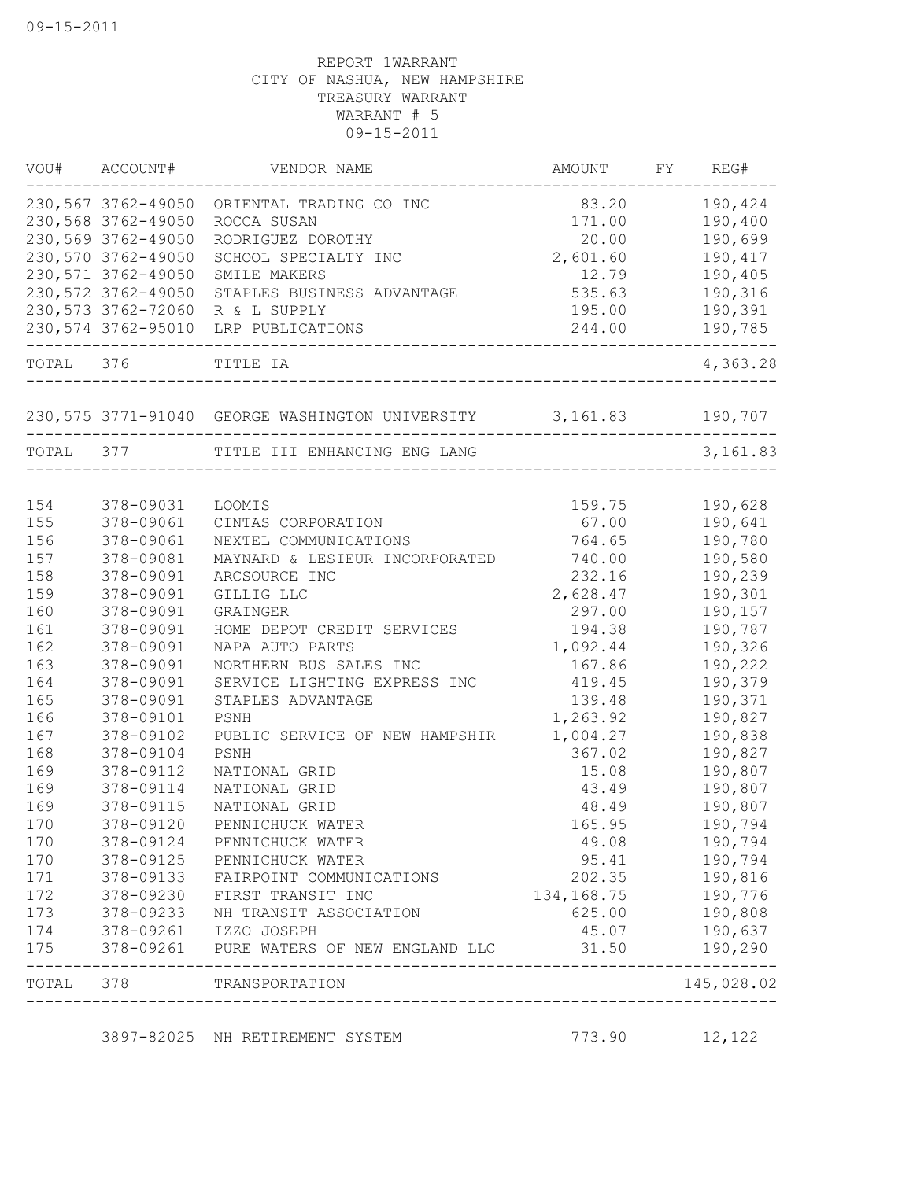REPORT 1WARRANT
CITY OF NASHUA, NEW HAMPSHIRE
TREASURY WARRANT
WARRANT # 5
09-15-2011

| VOU# | ACCOUNT# | VENDOR NAME | AMOUNT | FY | REG# |
|---|---|---|---|---|---|
| 230,567 | 3762-49050 | ORIENTAL TRADING CO INC | 83.20 | | 190,424 |
| 230,568 | 3762-49050 | ROCCA SUSAN | 171.00 | | 190,400 |
| 230,569 | 3762-49050 | RODRIGUEZ DOROTHY | 20.00 | | 190,699 |
| 230,570 | 3762-49050 | SCHOOL SPECIALTY INC | 2,601.60 | | 190,417 |
| 230,571 | 3762-49050 | SMILE MAKERS | 12.79 | | 190,405 |
| 230,572 | 3762-49050 | STAPLES BUSINESS ADVANTAGE | 535.63 | | 190,316 |
| 230,573 | 3762-72060 | R & L SUPPLY | 195.00 | | 190,391 |
| 230,574 | 3762-95010 | LRP PUBLICATIONS | 244.00 | | 190,785 |
| TOTAL | 376 | TITLE IA | | | 4,363.28 |
| 230,575 | 3771-91040 | GEORGE WASHINGTON UNIVERSITY | 3,161.83 | | 190,707 |
| TOTAL | 377 | TITLE III ENHANCING ENG LANG | | | 3,161.83 |
| 154 | 378-09031 | LOOMIS | 159.75 | | 190,628 |
| 155 | 378-09061 | CINTAS CORPORATION | 67.00 | | 190,641 |
| 156 | 378-09061 | NEXTEL COMMUNICATIONS | 764.65 | | 190,780 |
| 157 | 378-09081 | MAYNARD & LESIEUR INCORPORATED | 740.00 | | 190,580 |
| 158 | 378-09091 | ARCSOURCE INC | 232.16 | | 190,239 |
| 159 | 378-09091 | GILLIG LLC | 2,628.47 | | 190,301 |
| 160 | 378-09091 | GRAINGER | 297.00 | | 190,157 |
| 161 | 378-09091 | HOME DEPOT CREDIT SERVICES | 194.38 | | 190,787 |
| 162 | 378-09091 | NAPA AUTO PARTS | 1,092.44 | | 190,326 |
| 163 | 378-09091 | NORTHERN BUS SALES INC | 167.86 | | 190,222 |
| 164 | 378-09091 | SERVICE LIGHTING EXPRESS INC | 419.45 | | 190,379 |
| 165 | 378-09091 | STAPLES ADVANTAGE | 139.48 | | 190,371 |
| 166 | 378-09101 | PSNH | 1,263.92 | | 190,827 |
| 167 | 378-09102 | PUBLIC SERVICE OF NEW HAMPSHIR | 1,004.27 | | 190,838 |
| 168 | 378-09104 | PSNH | 367.02 | | 190,827 |
| 169 | 378-09112 | NATIONAL GRID | 15.08 | | 190,807 |
| 169 | 378-09114 | NATIONAL GRID | 43.49 | | 190,807 |
| 169 | 378-09115 | NATIONAL GRID | 48.49 | | 190,807 |
| 170 | 378-09120 | PENNICHUCK WATER | 165.95 | | 190,794 |
| 170 | 378-09124 | PENNICHUCK WATER | 49.08 | | 190,794 |
| 170 | 378-09125 | PENNICHUCK WATER | 95.41 | | 190,794 |
| 171 | 378-09133 | FAIRPOINT COMMUNICATIONS | 202.35 | | 190,816 |
| 172 | 378-09230 | FIRST TRANSIT INC | 134,168.75 | | 190,776 |
| 173 | 378-09233 | NH TRANSIT ASSOCIATION | 625.00 | | 190,808 |
| 174 | 378-09261 | IZZO JOSEPH | 45.07 | | 190,637 |
| 175 | 378-09261 | PURE WATERS OF NEW ENGLAND LLC | 31.50 | | 190,290 |
| TOTAL | 378 | TRANSPORTATION | | | 145,028.02 |
| | 3897-82025 | NH RETIREMENT SYSTEM | 773.90 | | 12,122 |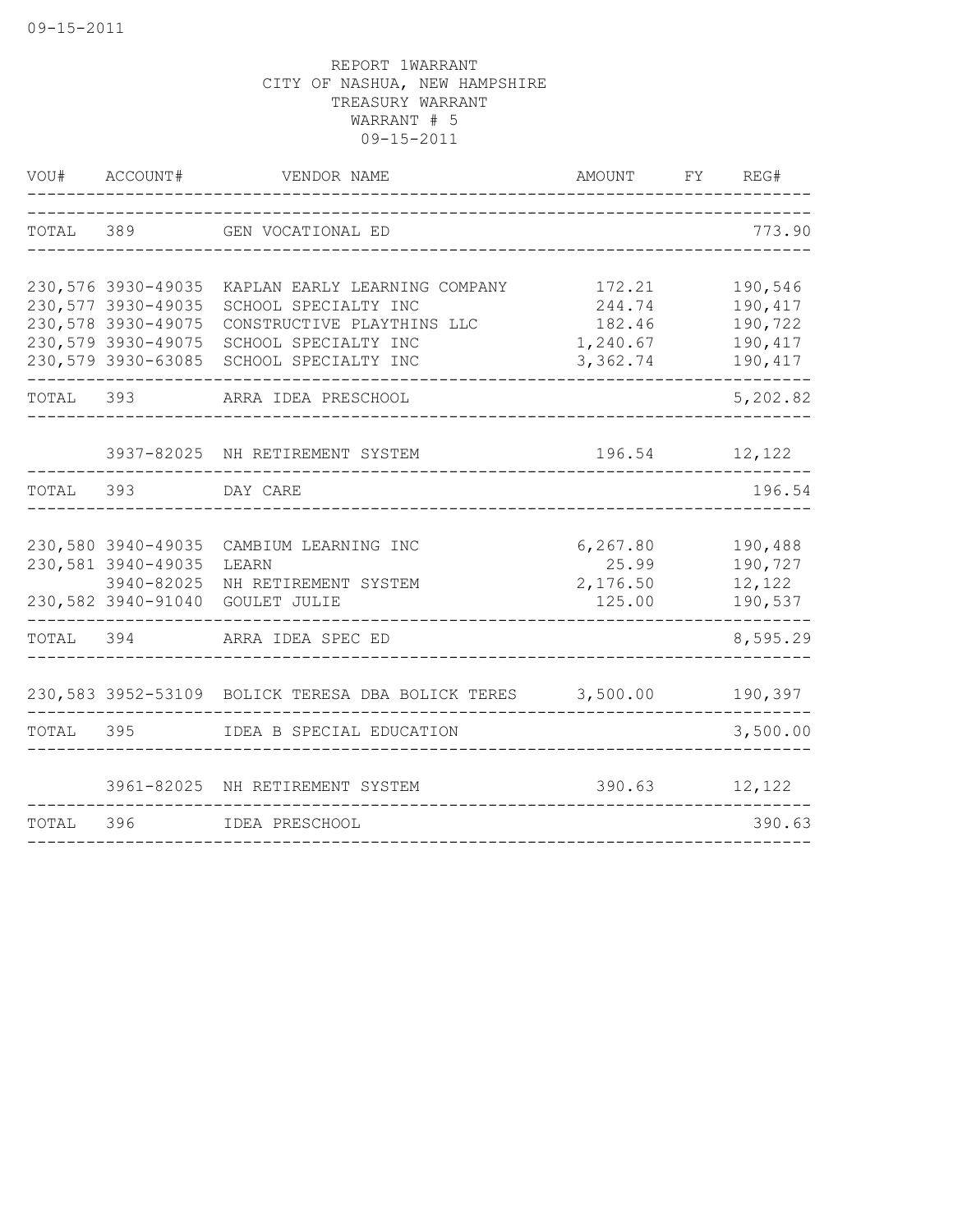09-15-2011

REPORT 1WARRANT
CITY OF NASHUA, NEW HAMPSHIRE
TREASURY WARRANT
WARRANT # 5
09-15-2011

| VOU# | ACCOUNT# | VENDOR NAME | AMOUNT | FY | REG# |
|---|---|---|---|---|---|
| TOTAL | 389 | GEN VOCATIONAL ED | | | 773.90 |
| 230,576 | 3930-49035 | KAPLAN EARLY LEARNING COMPANY | 172.21 | | 190,546 |
| 230,577 | 3930-49035 | SCHOOL SPECIALTY INC | 244.74 | | 190,417 |
| 230,578 | 3930-49075 | CONSTRUCTIVE PLAYTHINS LLC | 182.46 | | 190,722 |
| 230,579 | 3930-49075 | SCHOOL SPECIALTY INC | 1,240.67 | | 190,417 |
| 230,579 | 3930-63085 | SCHOOL SPECIALTY INC | 3,362.74 | | 190,417 |
| TOTAL | 393 | ARRA IDEA PRESCHOOL | | | 5,202.82 |
| | 3937-82025 | NH RETIREMENT SYSTEM | 196.54 | | 12,122 |
| TOTAL | 393 | DAY CARE | | | 196.54 |
| 230,580 | 3940-49035 | CAMBIUM LEARNING INC | 6,267.80 | | 190,488 |
| 230,581 | 3940-49035 | LEARN | 25.99 | | 190,727 |
| | 3940-82025 | NH RETIREMENT SYSTEM | 2,176.50 | | 12,122 |
| 230,582 | 3940-91040 | GOULET JULIE | 125.00 | | 190,537 |
| TOTAL | 394 | ARRA IDEA SPEC ED | | | 8,595.29 |
| 230,583 | 3952-53109 | BOLICK TERESA DBA BOLICK TERES | 3,500.00 | | 190,397 |
| TOTAL | 395 | IDEA B SPECIAL EDUCATION | | | 3,500.00 |
| | 3961-82025 | NH RETIREMENT SYSTEM | 390.63 | | 12,122 |
| TOTAL | 396 | IDEA PRESCHOOL | | | 390.63 |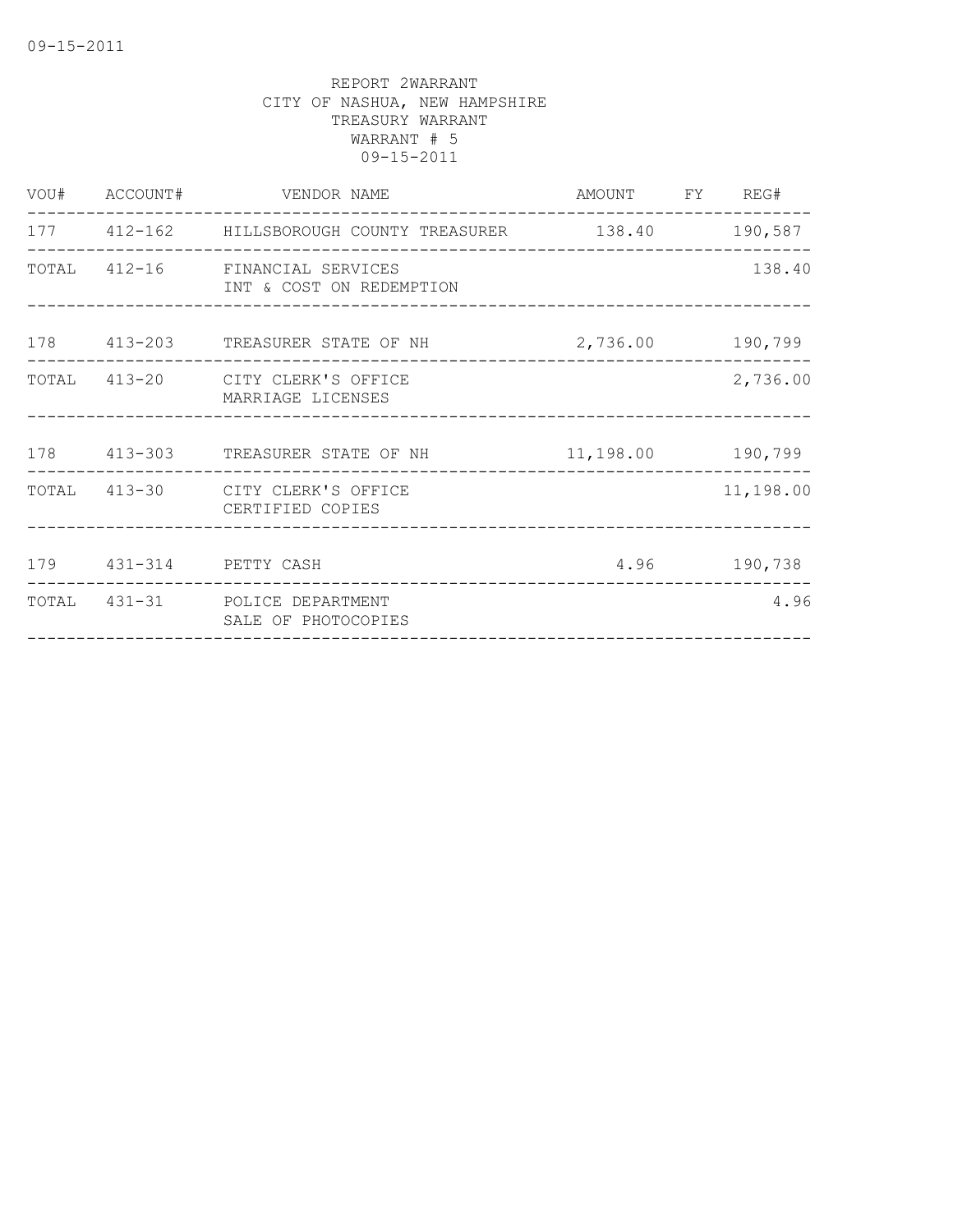REPORT 2WARRANT
CITY OF NASHUA, NEW HAMPSHIRE
TREASURY WARRANT
WARRANT # 5
09-15-2011

| VOU# | ACCOUNT# | VENDOR NAME | AMOUNT | FY | REG# |
|---|---|---|---|---|---|
| 177 | 412-162 | HILLSBOROUGH COUNTY TREASURER | 138.40 | | 190,587 |
| TOTAL | 412-16 | FINANCIAL SERVICES<br>INT & COST ON REDEMPTION | | | 138.40 |
| 178 | 413-203 | TREASURER STATE OF NH | 2,736.00 | | 190,799 |
| TOTAL | 413-20 | CITY CLERK'S OFFICE<br>MARRIAGE LICENSES | | | 2,736.00 |
| 178 | 413-303 | TREASURER STATE OF NH | 11,198.00 | | 190,799 |
| TOTAL | 413-30 | CITY CLERK'S OFFICE<br>CERTIFIED COPIES | | | 11,198.00 |
| 179 | 431-314 | PETTY CASH | 4.96 | | 190,738 |
| TOTAL | 431-31 | POLICE DEPARTMENT<br>SALE OF PHOTOCOPIES | | | 4.96 |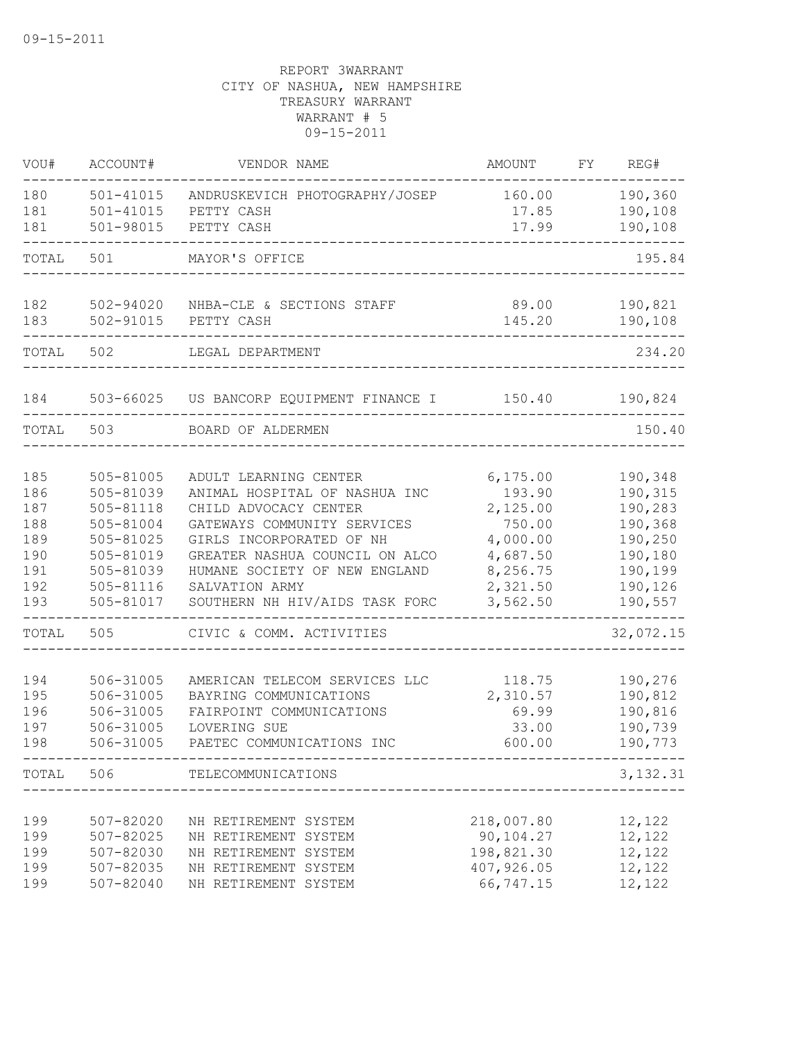09-15-2011

REPORT 3WARRANT
CITY OF NASHUA, NEW HAMPSHIRE
TREASURY WARRANT
WARRANT # 5
09-15-2011

| VOU# | ACCOUNT# | VENDOR NAME | AMOUNT | FY | REG# |
|---|---|---|---|---|---|
| 180 | 501-41015 | ANDRUSKEVICH PHOTOGRAPHY/JOSEP | 160.00 | | 190,360 |
| 181 | 501-41015 | PETTY CASH | 17.85 | | 190,108 |
| 181 | 501-98015 | PETTY CASH | 17.99 | | 190,108 |
| TOTAL | 501 | MAYOR'S OFFICE | | | 195.84 |
| 182 | 502-94020 | NHBA-CLE & SECTIONS STAFF | 89.00 | | 190,821 |
| 183 | 502-91015 | PETTY CASH | 145.20 | | 190,108 |
| TOTAL | 502 | LEGAL DEPARTMENT | | | 234.20 |
| 184 | 503-66025 | US BANCORP EQUIPMENT FINANCE I | 150.40 | | 190,824 |
| TOTAL | 503 | BOARD OF ALDERMEN | | | 150.40 |
| 185 | 505-81005 | ADULT LEARNING CENTER | 6,175.00 | | 190,348 |
| 186 | 505-81039 | ANIMAL HOSPITAL OF NASHUA INC | 193.90 | | 190,315 |
| 187 | 505-81118 | CHILD ADVOCACY CENTER | 2,125.00 | | 190,283 |
| 188 | 505-81004 | GATEWAYS COMMUNITY SERVICES | 750.00 | | 190,368 |
| 189 | 505-81025 | GIRLS INCORPORATED OF NH | 4,000.00 | | 190,250 |
| 190 | 505-81019 | GREATER NASHUA COUNCIL ON ALCO | 4,687.50 | | 190,180 |
| 191 | 505-81039 | HUMANE SOCIETY OF NEW ENGLAND | 8,256.75 | | 190,199 |
| 192 | 505-81116 | SALVATION ARMY | 2,321.50 | | 190,126 |
| 193 | 505-81017 | SOUTHERN NH HIV/AIDS TASK FORC | 3,562.50 | | 190,557 |
| TOTAL | 505 | CIVIC & COMM. ACTIVITIES | | | 32,072.15 |
| 194 | 506-31005 | AMERICAN TELECOM SERVICES LLC | 118.75 | | 190,276 |
| 195 | 506-31005 | BAYRING COMMUNICATIONS | 2,310.57 | | 190,812 |
| 196 | 506-31005 | FAIRPOINT COMMUNICATIONS | 69.99 | | 190,816 |
| 197 | 506-31005 | LOVERING SUE | 33.00 | | 190,739 |
| 198 | 506-31005 | PAETEC COMMUNICATIONS INC | 600.00 | | 190,773 |
| TOTAL | 506 | TELECOMMUNICATIONS | | | 3,132.31 |
| 199 | 507-82020 | NH RETIREMENT SYSTEM | 218,007.80 | | 12,122 |
| 199 | 507-82025 | NH RETIREMENT SYSTEM | 90,104.27 | | 12,122 |
| 199 | 507-82030 | NH RETIREMENT SYSTEM | 198,821.30 | | 12,122 |
| 199 | 507-82035 | NH RETIREMENT SYSTEM | 407,926.05 | | 12,122 |
| 199 | 507-82040 | NH RETIREMENT SYSTEM | 66,747.15 | | 12,122 |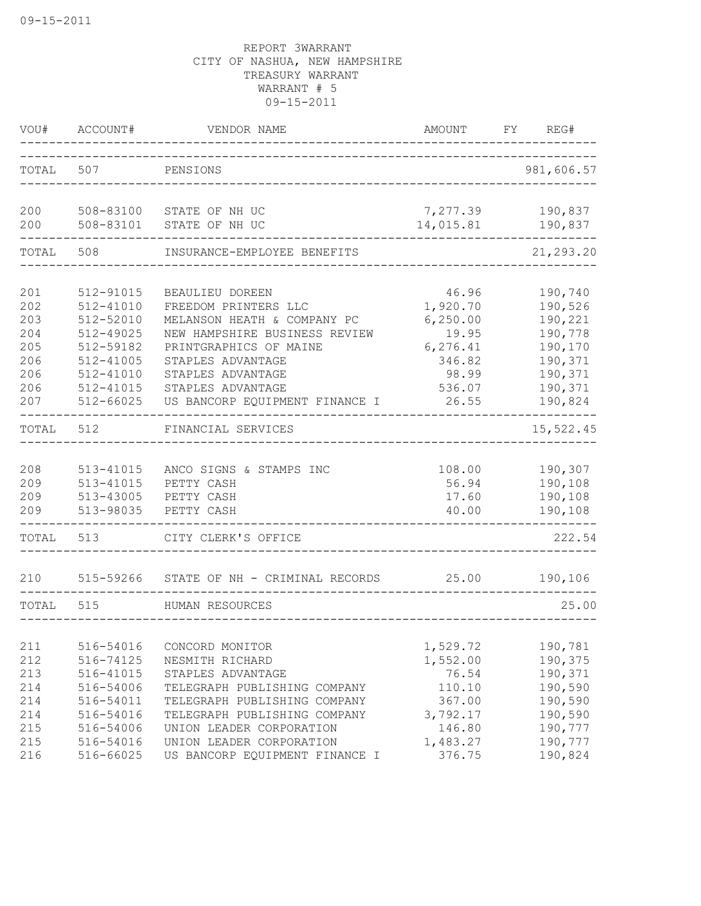09-15-2011

REPORT 3WARRANT
CITY OF NASHUA, NEW HAMPSHIRE
TREASURY WARRANT
WARRANT # 5
09-15-2011

| VOU# | ACCOUNT# | VENDOR NAME | AMOUNT | FY | REG# |
|---|---|---|---|---|---|
| TOTAL | 507 | PENSIONS | | | 981,606.57 |
| 200 | 508-83100 | STATE OF NH UC | 7,277.39 | | 190,837 |
| 200 | 508-83101 | STATE OF NH UC | 14,015.81 | | 190,837 |
| TOTAL | 508 | INSURANCE-EMPLOYEE BENEFITS | | | 21,293.20 |
| 201 | 512-91015 | BEAULIEU DOREEN | 46.96 | | 190,740 |
| 202 | 512-41010 | FREEDOM PRINTERS LLC | 1,920.70 | | 190,526 |
| 203 | 512-52010 | MELANSON HEATH & COMPANY PC | 6,250.00 | | 190,221 |
| 204 | 512-49025 | NEW HAMPSHIRE BUSINESS REVIEW | 19.95 | | 190,778 |
| 205 | 512-59182 | PRINTGRAPHICS OF MAINE | 6,276.41 | | 190,170 |
| 206 | 512-41005 | STAPLES ADVANTAGE | 346.82 | | 190,371 |
| 206 | 512-41010 | STAPLES ADVANTAGE | 98.99 | | 190,371 |
| 206 | 512-41015 | STAPLES ADVANTAGE | 536.07 | | 190,371 |
| 207 | 512-66025 | US BANCORP EQUIPMENT FINANCE I | 26.55 | | 190,824 |
| TOTAL | 512 | FINANCIAL SERVICES | | | 15,522.45 |
| 208 | 513-41015 | ANCO SIGNS & STAMPS INC | 108.00 | | 190,307 |
| 209 | 513-41015 | PETTY CASH | 56.94 | | 190,108 |
| 209 | 513-43005 | PETTY CASH | 17.60 | | 190,108 |
| 209 | 513-98035 | PETTY CASH | 40.00 | | 190,108 |
| TOTAL | 513 | CITY CLERK'S OFFICE | | | 222.54 |
| 210 | 515-59266 | STATE OF NH - CRIMINAL RECORDS | 25.00 | | 190,106 |
| TOTAL | 515 | HUMAN RESOURCES | | | 25.00 |
| 211 | 516-54016 | CONCORD MONITOR | 1,529.72 | | 190,781 |
| 212 | 516-74125 | NESMITH RICHARD | 1,552.00 | | 190,375 |
| 213 | 516-41015 | STAPLES ADVANTAGE | 76.54 | | 190,371 |
| 214 | 516-54006 | TELEGRAPH PUBLISHING COMPANY | 110.10 | | 190,590 |
| 214 | 516-54011 | TELEGRAPH PUBLISHING COMPANY | 367.00 | | 190,590 |
| 214 | 516-54016 | TELEGRAPH PUBLISHING COMPANY | 3,792.17 | | 190,590 |
| 215 | 516-54006 | UNION LEADER CORPORATION | 146.80 | | 190,777 |
| 215 | 516-54016 | UNION LEADER CORPORATION | 1,483.27 | | 190,777 |
| 216 | 516-66025 | US BANCORP EQUIPMENT FINANCE I | 376.75 | | 190,824 |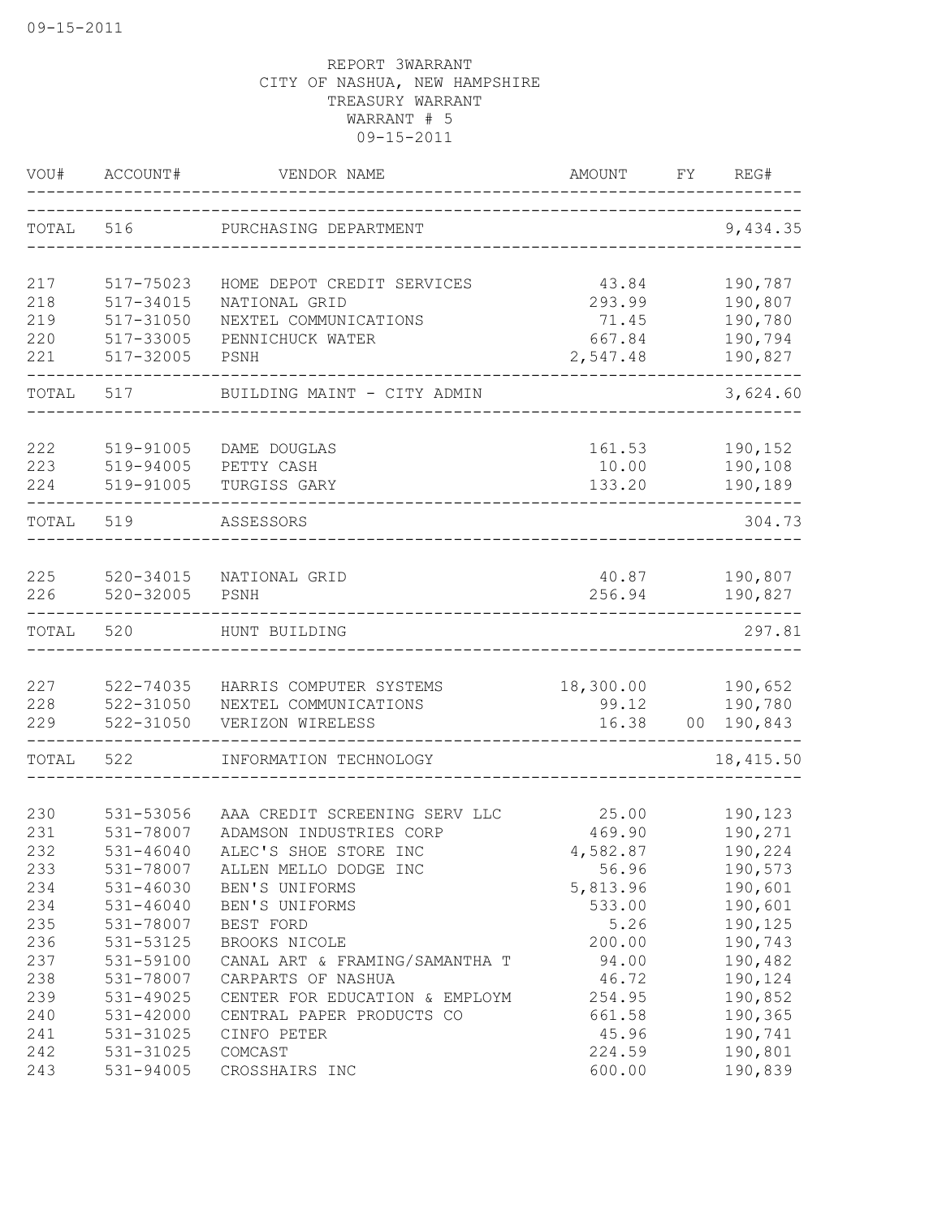09-15-2011

REPORT 3WARRANT
CITY OF NASHUA, NEW HAMPSHIRE
TREASURY WARRANT
WARRANT # 5
09-15-2011

| VOU# | ACCOUNT# | VENDOR NAME | AMOUNT | FY | REG# |
|---|---|---|---|---|---|
| TOTAL | 516 | PURCHASING DEPARTMENT | | | 9,434.35 |
| 217 | 517-75023 | HOME DEPOT CREDIT SERVICES | 43.84 | | 190,787 |
| 218 | 517-34015 | NATIONAL GRID | 293.99 | | 190,807 |
| 219 | 517-31050 | NEXTEL COMMUNICATIONS | 71.45 | | 190,780 |
| 220 | 517-33005 | PENNICHUCK WATER | 667.84 | | 190,794 |
| 221 | 517-32005 | PSNH | 2,547.48 | | 190,827 |
| TOTAL | 517 | BUILDING MAINT - CITY ADMIN | | | 3,624.60 |
| 222 | 519-91005 | DAME DOUGLAS | 161.53 | | 190,152 |
| 223 | 519-94005 | PETTY CASH | 10.00 | | 190,108 |
| 224 | 519-91005 | TURGISS GARY | 133.20 | | 190,189 |
| TOTAL | 519 | ASSESSORS | | | 304.73 |
| 225 | 520-34015 | NATIONAL GRID | 40.87 | | 190,807 |
| 226 | 520-32005 | PSNH | 256.94 | | 190,827 |
| TOTAL | 520 | HUNT BUILDING | | | 297.81 |
| 227 | 522-74035 | HARRIS COMPUTER SYSTEMS | 18,300.00 | | 190,652 |
| 228 | 522-31050 | NEXTEL COMMUNICATIONS | 99.12 | | 190,780 |
| 229 | 522-31050 | VERIZON WIRELESS | 16.38 | 00 | 190,843 |
| TOTAL | 522 | INFORMATION TECHNOLOGY | | | 18,415.50 |
| 230 | 531-53056 | AAA CREDIT SCREENING SERV LLC | 25.00 | | 190,123 |
| 231 | 531-78007 | ADAMSON INDUSTRIES CORP | 469.90 | | 190,271 |
| 232 | 531-46040 | ALEC'S SHOE STORE INC | 4,582.87 | | 190,224 |
| 233 | 531-78007 | ALLEN MELLO DODGE INC | 56.96 | | 190,573 |
| 234 | 531-46030 | BEN'S UNIFORMS | 5,813.96 | | 190,601 |
| 234 | 531-46040 | BEN'S UNIFORMS | 533.00 | | 190,601 |
| 235 | 531-78007 | BEST FORD | 5.26 | | 190,125 |
| 236 | 531-53125 | BROOKS NICOLE | 200.00 | | 190,743 |
| 237 | 531-59100 | CANAL ART & FRAMING/SAMANTHA T | 94.00 | | 190,482 |
| 238 | 531-78007 | CARPARTS OF NASHUA | 46.72 | | 190,124 |
| 239 | 531-49025 | CENTER FOR EDUCATION & EMPLOYM | 254.95 | | 190,852 |
| 240 | 531-42000 | CENTRAL PAPER PRODUCTS CO | 661.58 | | 190,365 |
| 241 | 531-31025 | CINFO PETER | 45.96 | | 190,741 |
| 242 | 531-31025 | COMCAST | 224.59 | | 190,801 |
| 243 | 531-94005 | CROSSHAIRS INC | 600.00 | | 190,839 |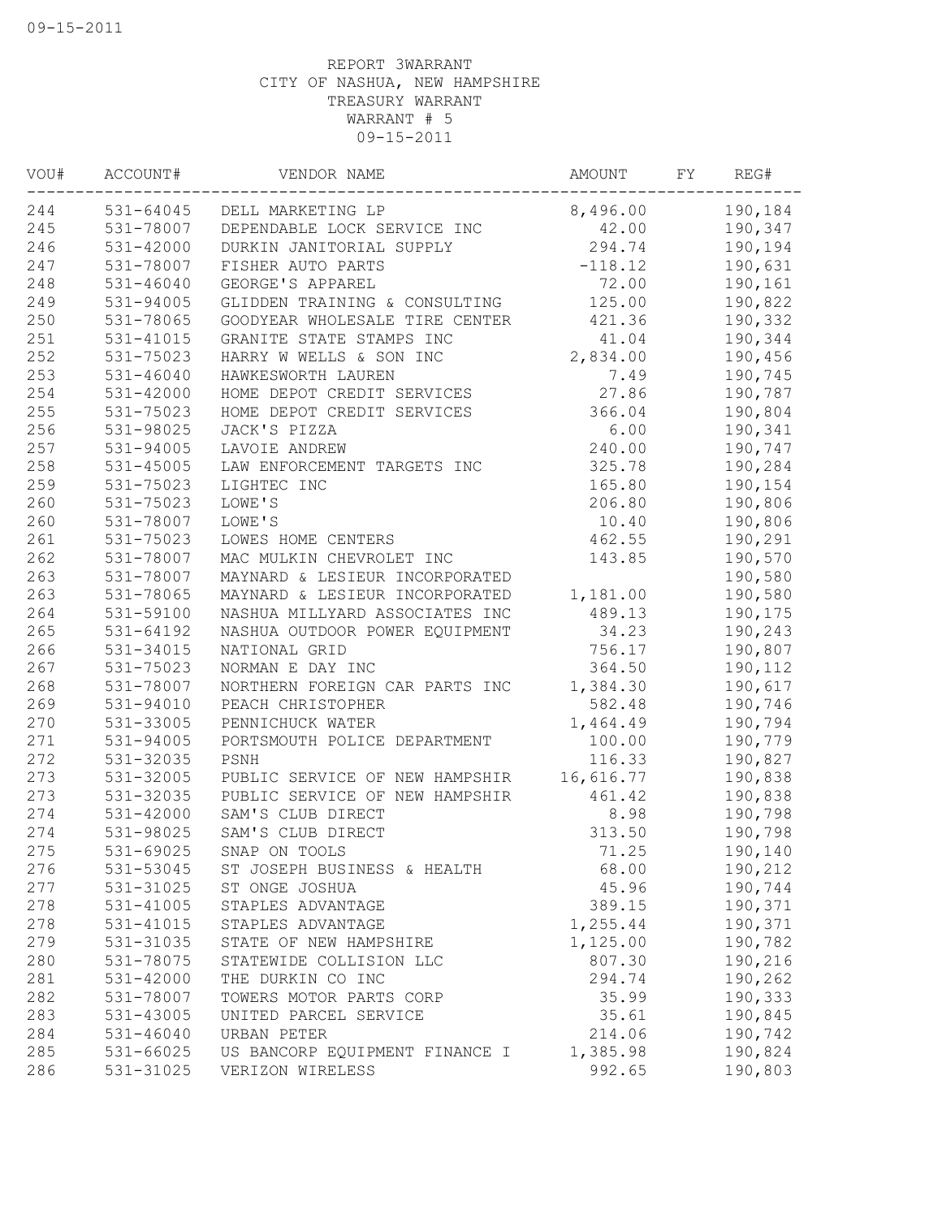09-15-2011

REPORT 3WARRANT
CITY OF NASHUA, NEW HAMPSHIRE
TREASURY WARRANT
WARRANT # 5
09-15-2011

| VOU# | ACCOUNT# | VENDOR NAME | AMOUNT | FY | REG# |
|---|---|---|---|---|---|
| 244 | 531-64045 | DELL MARKETING LP | 8,496.00 | | 190,184 |
| 245 | 531-78007 | DEPENDABLE LOCK SERVICE INC | 42.00 | | 190,347 |
| 246 | 531-42000 | DURKIN JANITORIAL SUPPLY | 294.74 | | 190,194 |
| 247 | 531-78007 | FISHER AUTO PARTS | -118.12 | | 190,631 |
| 248 | 531-46040 | GEORGE'S APPAREL | 72.00 | | 190,161 |
| 249 | 531-94005 | GLIDDEN TRAINING & CONSULTING | 125.00 | | 190,822 |
| 250 | 531-78065 | GOODYEAR WHOLESALE TIRE CENTER | 421.36 | | 190,332 |
| 251 | 531-41015 | GRANITE STATE STAMPS INC | 41.04 | | 190,344 |
| 252 | 531-75023 | HARRY W WELLS & SON INC | 2,834.00 | | 190,456 |
| 253 | 531-46040 | HAWKESWORTH LAUREN | 7.49 | | 190,745 |
| 254 | 531-42000 | HOME DEPOT CREDIT SERVICES | 27.86 | | 190,787 |
| 255 | 531-75023 | HOME DEPOT CREDIT SERVICES | 366.04 | | 190,804 |
| 256 | 531-98025 | JACK'S PIZZA | 6.00 | | 190,341 |
| 257 | 531-94005 | LAVOIE ANDREW | 240.00 | | 190,747 |
| 258 | 531-45005 | LAW ENFORCEMENT TARGETS INC | 325.78 | | 190,284 |
| 259 | 531-75023 | LIGHTEC INC | 165.80 | | 190,154 |
| 260 | 531-75023 | LOWE'S | 206.80 | | 190,806 |
| 260 | 531-78007 | LOWE'S | 10.40 | | 190,806 |
| 261 | 531-75023 | LOWES HOME CENTERS | 462.55 | | 190,291 |
| 262 | 531-78007 | MAC MULKIN CHEVROLET INC | 143.85 | | 190,570 |
| 263 | 531-78007 | MAYNARD & LESIEUR INCORPORATED | | | 190,580 |
| 263 | 531-78065 | MAYNARD & LESIEUR INCORPORATED | 1,181.00 | | 190,580 |
| 264 | 531-59100 | NASHUA MILLYARD ASSOCIATES INC | 489.13 | | 190,175 |
| 265 | 531-64192 | NASHUA OUTDOOR POWER EQUIPMENT | 34.23 | | 190,243 |
| 266 | 531-34015 | NATIONAL GRID | 756.17 | | 190,807 |
| 267 | 531-75023 | NORMAN E DAY INC | 364.50 | | 190,112 |
| 268 | 531-78007 | NORTHERN FOREIGN CAR PARTS INC | 1,384.30 | | 190,617 |
| 269 | 531-94010 | PEACH CHRISTOPHER | 582.48 | | 190,746 |
| 270 | 531-33005 | PENNICHUCK WATER | 1,464.49 | | 190,794 |
| 271 | 531-94005 | PORTSMOUTH POLICE DEPARTMENT | 100.00 | | 190,779 |
| 272 | 531-32035 | PSNH | 116.33 | | 190,827 |
| 273 | 531-32005 | PUBLIC SERVICE OF NEW HAMPSHIR | 16,616.77 | | 190,838 |
| 273 | 531-32035 | PUBLIC SERVICE OF NEW HAMPSHIR | 461.42 | | 190,838 |
| 274 | 531-42000 | SAM'S CLUB DIRECT | 8.98 | | 190,798 |
| 274 | 531-98025 | SAM'S CLUB DIRECT | 313.50 | | 190,798 |
| 275 | 531-69025 | SNAP ON TOOLS | 71.25 | | 190,140 |
| 276 | 531-53045 | ST JOSEPH BUSINESS & HEALTH | 68.00 | | 190,212 |
| 277 | 531-31025 | ST ONGE JOSHUA | 45.96 | | 190,744 |
| 278 | 531-41005 | STAPLES ADVANTAGE | 389.15 | | 190,371 |
| 278 | 531-41015 | STAPLES ADVANTAGE | 1,255.44 | | 190,371 |
| 279 | 531-31035 | STATE OF NEW HAMPSHIRE | 1,125.00 | | 190,782 |
| 280 | 531-78075 | STATEWIDE COLLISION LLC | 807.30 | | 190,216 |
| 281 | 531-42000 | THE DURKIN CO INC | 294.74 | | 190,262 |
| 282 | 531-78007 | TOWERS MOTOR PARTS CORP | 35.99 | | 190,333 |
| 283 | 531-43005 | UNITED PARCEL SERVICE | 35.61 | | 190,845 |
| 284 | 531-46040 | URBAN PETER | 214.06 | | 190,742 |
| 285 | 531-66025 | US BANCORP EQUIPMENT FINANCE I | 1,385.98 | | 190,824 |
| 286 | 531-31025 | VERIZON WIRELESS | 992.65 | | 190,803 |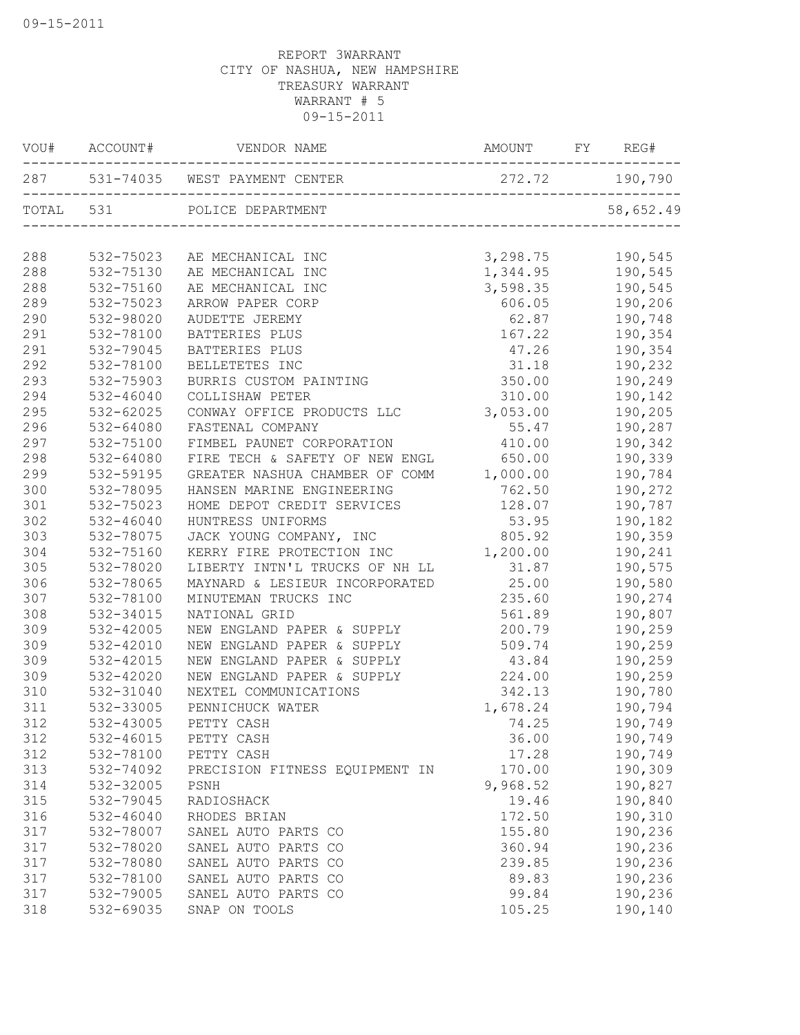09-15-2011

REPORT 3WARRANT
CITY OF NASHUA, NEW HAMPSHIRE
TREASURY WARRANT
WARRANT # 5
09-15-2011

| VOU# | ACCOUNT# | VENDOR NAME | AMOUNT | FY | REG# |
|---|---|---|---|---|---|
| 287 | 531-74035 | WEST PAYMENT CENTER | 272.72 | | 190,790 |
| TOTAL | 531 | POLICE DEPARTMENT | | | 58,652.49 |
| 288 | 532-75023 | AE MECHANICAL INC | 3,298.75 | | 190,545 |
| 288 | 532-75130 | AE MECHANICAL INC | 1,344.95 | | 190,545 |
| 288 | 532-75160 | AE MECHANICAL INC | 3,598.35 | | 190,545 |
| 289 | 532-75023 | ARROW PAPER CORP | 606.05 | | 190,206 |
| 290 | 532-98020 | AUDETTE JEREMY | 62.87 | | 190,748 |
| 291 | 532-78100 | BATTERIES PLUS | 167.22 | | 190,354 |
| 291 | 532-79045 | BATTERIES PLUS | 47.26 | | 190,354 |
| 292 | 532-78100 | BELLETETES INC | 31.18 | | 190,232 |
| 293 | 532-75903 | BURRIS CUSTOM PAINTING | 350.00 | | 190,249 |
| 294 | 532-46040 | COLLISHAW PETER | 310.00 | | 190,142 |
| 295 | 532-62025 | CONWAY OFFICE PRODUCTS LLC | 3,053.00 | | 190,205 |
| 296 | 532-64080 | FASTENAL COMPANY | 55.47 | | 190,287 |
| 297 | 532-75100 | FIMBEL PAUNET CORPORATION | 410.00 | | 190,342 |
| 298 | 532-64080 | FIRE TECH & SAFETY OF NEW ENGL | 650.00 | | 190,339 |
| 299 | 532-59195 | GREATER NASHUA CHAMBER OF COMM | 1,000.00 | | 190,784 |
| 300 | 532-78095 | HANSEN MARINE ENGINEERING | 762.50 | | 190,272 |
| 301 | 532-75023 | HOME DEPOT CREDIT SERVICES | 128.07 | | 190,787 |
| 302 | 532-46040 | HUNTRESS UNIFORMS | 53.95 | | 190,182 |
| 303 | 532-78075 | JACK YOUNG COMPANY, INC | 805.92 | | 190,359 |
| 304 | 532-75160 | KERRY FIRE PROTECTION INC | 1,200.00 | | 190,241 |
| 305 | 532-78020 | LIBERTY INTN'L TRUCKS OF NH LL | 31.87 | | 190,575 |
| 306 | 532-78065 | MAYNARD & LESIEUR INCORPORATED | 25.00 | | 190,580 |
| 307 | 532-78100 | MINUTEMAN TRUCKS INC | 235.60 | | 190,274 |
| 308 | 532-34015 | NATIONAL GRID | 561.89 | | 190,807 |
| 309 | 532-42005 | NEW ENGLAND PAPER & SUPPLY | 200.79 | | 190,259 |
| 309 | 532-42010 | NEW ENGLAND PAPER & SUPPLY | 509.74 | | 190,259 |
| 309 | 532-42015 | NEW ENGLAND PAPER & SUPPLY | 43.84 | | 190,259 |
| 309 | 532-42020 | NEW ENGLAND PAPER & SUPPLY | 224.00 | | 190,259 |
| 310 | 532-31040 | NEXTEL COMMUNICATIONS | 342.13 | | 190,780 |
| 311 | 532-33005 | PENNICHUCK WATER | 1,678.24 | | 190,794 |
| 312 | 532-43005 | PETTY CASH | 74.25 | | 190,749 |
| 312 | 532-46015 | PETTY CASH | 36.00 | | 190,749 |
| 312 | 532-78100 | PETTY CASH | 17.28 | | 190,749 |
| 313 | 532-74092 | PRECISION FITNESS EQUIPMENT IN | 170.00 | | 190,309 |
| 314 | 532-32005 | PSNH | 9,968.52 | | 190,827 |
| 315 | 532-79045 | RADIOSHACK | 19.46 | | 190,840 |
| 316 | 532-46040 | RHODES BRIAN | 172.50 | | 190,310 |
| 317 | 532-78007 | SANEL AUTO PARTS CO | 155.80 | | 190,236 |
| 317 | 532-78020 | SANEL AUTO PARTS CO | 360.94 | | 190,236 |
| 317 | 532-78080 | SANEL AUTO PARTS CO | 239.85 | | 190,236 |
| 317 | 532-78100 | SANEL AUTO PARTS CO | 89.83 | | 190,236 |
| 317 | 532-79005 | SANEL AUTO PARTS CO | 99.84 | | 190,236 |
| 318 | 532-69035 | SNAP ON TOOLS | 105.25 | | 190,140 |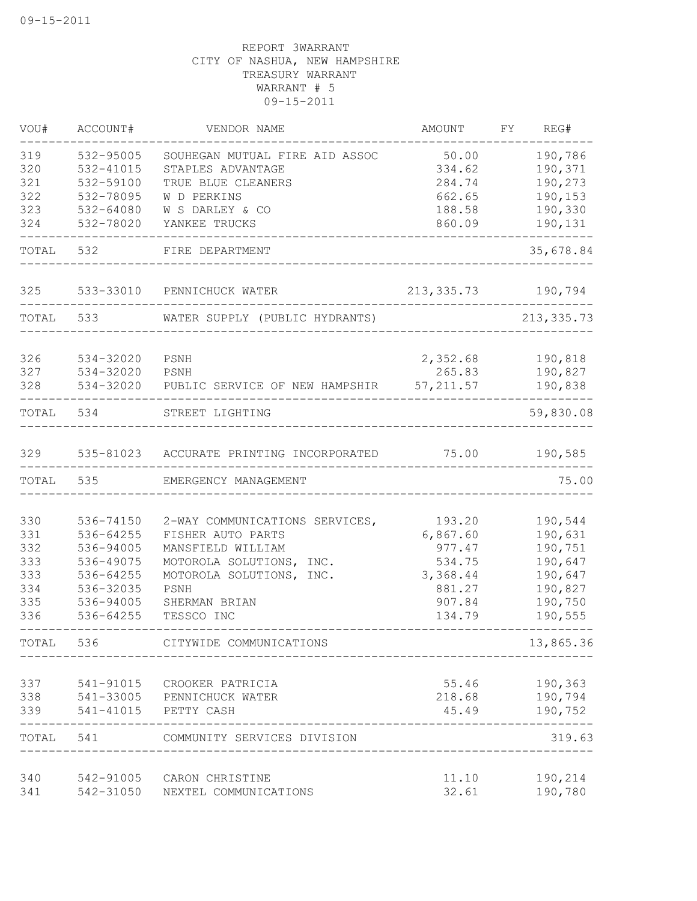09-15-2011

REPORT 3WARRANT
CITY OF NASHUA, NEW HAMPSHIRE
TREASURY WARRANT
WARRANT # 5
09-15-2011

| VOU# | ACCOUNT# | VENDOR NAME | AMOUNT | FY | REG# |
|---|---|---|---|---|---|
| 319 | 532-95005 | SOUHEGAN MUTUAL FIRE AID ASSOC | 50.00 | | 190,786 |
| 320 | 532-41015 | STAPLES ADVANTAGE | 334.62 | | 190,371 |
| 321 | 532-59100 | TRUE BLUE CLEANERS | 284.74 | | 190,273 |
| 322 | 532-78095 | W D PERKINS | 662.65 | | 190,153 |
| 323 | 532-64080 | W S DARLEY & CO | 188.58 | | 190,330 |
| 324 | 532-78020 | YANKEE TRUCKS | 860.09 | | 190,131 |
| TOTAL | 532 | FIRE DEPARTMENT | | | 35,678.84 |
| 325 | 533-33010 | PENNICHUCK WATER | 213,335.73 | | 190,794 |
| TOTAL | 533 | WATER SUPPLY (PUBLIC HYDRANTS) | | | 213,335.73 |
| 326 | 534-32020 | PSNH | 2,352.68 | | 190,818 |
| 327 | 534-32020 | PSNH | 265.83 | | 190,827 |
| 328 | 534-32020 | PUBLIC SERVICE OF NEW HAMPSHIR | 57,211.57 | | 190,838 |
| TOTAL | 534 | STREET LIGHTING | | | 59,830.08 |
| 329 | 535-81023 | ACCURATE PRINTING INCORPORATED | 75.00 | | 190,585 |
| TOTAL | 535 | EMERGENCY MANAGEMENT | | | 75.00 |
| 330 | 536-74150 | 2-WAY COMMUNICATIONS SERVICES, | 193.20 | | 190,544 |
| 331 | 536-64255 | FISHER AUTO PARTS | 6,867.60 | | 190,631 |
| 332 | 536-94005 | MANSFIELD WILLIAM | 977.47 | | 190,751 |
| 333 | 536-49075 | MOTOROLA SOLUTIONS, INC. | 534.75 | | 190,647 |
| 333 | 536-64255 | MOTOROLA SOLUTIONS, INC. | 3,368.44 | | 190,647 |
| 334 | 536-32035 | PSNH | 881.27 | | 190,827 |
| 335 | 536-94005 | SHERMAN BRIAN | 907.84 | | 190,750 |
| 336 | 536-64255 | TESSCO INC | 134.79 | | 190,555 |
| TOTAL | 536 | CITYWIDE COMMUNICATIONS | | | 13,865.36 |
| 337 | 541-91015 | CROOKER PATRICIA | 55.46 | | 190,363 |
| 338 | 541-33005 | PENNICHUCK WATER | 218.68 | | 190,794 |
| 339 | 541-41015 | PETTY CASH | 45.49 | | 190,752 |
| TOTAL | 541 | COMMUNITY SERVICES DIVISION | | | 319.63 |
| 340 | 542-91005 | CARON CHRISTINE | 11.10 | | 190,214 |
| 341 | 542-31050 | NEXTEL COMMUNICATIONS | 32.61 | | 190,780 |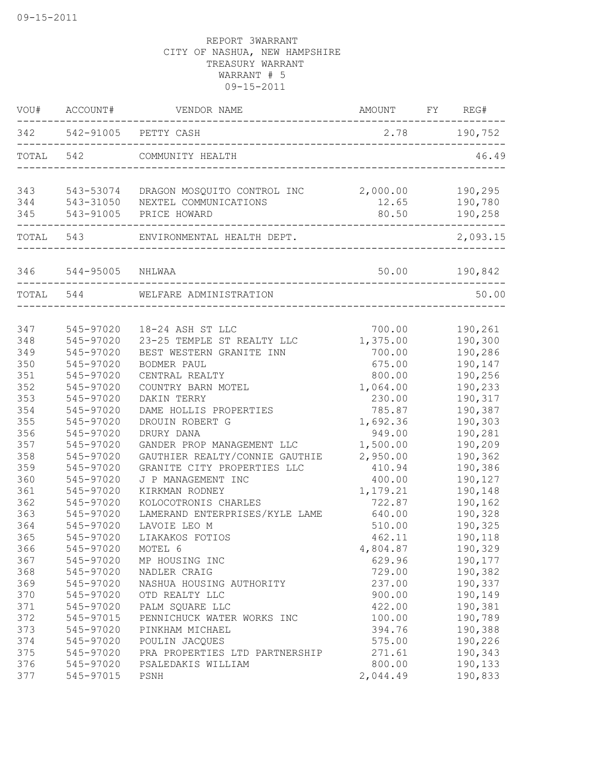09-15-2011

REPORT 3WARRANT
CITY OF NASHUA, NEW HAMPSHIRE
TREASURY WARRANT
WARRANT # 5
09-15-2011

| VOU# | ACCOUNT# | VENDOR NAME | AMOUNT | FY | REG# |
|---|---|---|---|---|---|
| 342 | 542-91005 | PETTY CASH | 2.78 | | 190,752 |
| TOTAL | 542 | COMMUNITY HEALTH | | | 46.49 |
| 343 | 543-53074 | DRAGON MOSQUITO CONTROL INC | 2,000.00 | | 190,295 |
| 344 | 543-31050 | NEXTEL COMMUNICATIONS | 12.65 | | 190,780 |
| 345 | 543-91005 | PRICE HOWARD | 80.50 | | 190,258 |
| TOTAL | 543 | ENVIRONMENTAL HEALTH DEPT. | | | 2,093.15 |
| 346 | 544-95005 | NHLWAA | 50.00 | | 190,842 |
| TOTAL | 544 | WELFARE ADMINISTRATION | | | 50.00 |
| 347 | 545-97020 | 18-24 ASH ST LLC | 700.00 | | 190,261 |
| 348 | 545-97020 | 23-25 TEMPLE ST REALTY LLC | 1,375.00 | | 190,300 |
| 349 | 545-97020 | BEST WESTERN GRANITE INN | 700.00 | | 190,286 |
| 350 | 545-97020 | BODMER PAUL | 675.00 | | 190,147 |
| 351 | 545-97020 | CENTRAL REALTY | 800.00 | | 190,256 |
| 352 | 545-97020 | COUNTRY BARN MOTEL | 1,064.00 | | 190,233 |
| 353 | 545-97020 | DAKIN TERRY | 230.00 | | 190,317 |
| 354 | 545-97020 | DAME HOLLIS PROPERTIES | 785.87 | | 190,387 |
| 355 | 545-97020 | DROUIN ROBERT G | 1,692.36 | | 190,303 |
| 356 | 545-97020 | DRURY DANA | 949.00 | | 190,281 |
| 357 | 545-97020 | GANDER PROP MANAGEMENT LLC | 1,500.00 | | 190,209 |
| 358 | 545-97020 | GAUTHIER REALTY/CONNIE GAUTHIE | 2,950.00 | | 190,362 |
| 359 | 545-97020 | GRANITE CITY PROPERTIES LLC | 410.94 | | 190,386 |
| 360 | 545-97020 | J P MANAGEMENT INC | 400.00 | | 190,127 |
| 361 | 545-97020 | KIRKMAN RODNEY | 1,179.21 | | 190,148 |
| 362 | 545-97020 | KOLOCOTRONIS CHARLES | 722.87 | | 190,162 |
| 363 | 545-97020 | LAMERAND ENTERPRISES/KYLE LAME | 640.00 | | 190,328 |
| 364 | 545-97020 | LAVOIE LEO M | 510.00 | | 190,325 |
| 365 | 545-97020 | LIAKAKOS FOTIOS | 462.11 | | 190,118 |
| 366 | 545-97020 | MOTEL 6 | 4,804.87 | | 190,329 |
| 367 | 545-97020 | MP HOUSING INC | 629.96 | | 190,177 |
| 368 | 545-97020 | NADLER CRAIG | 729.00 | | 190,382 |
| 369 | 545-97020 | NASHUA HOUSING AUTHORITY | 237.00 | | 190,337 |
| 370 | 545-97020 | OTD REALTY LLC | 900.00 | | 190,149 |
| 371 | 545-97020 | PALM SQUARE LLC | 422.00 | | 190,381 |
| 372 | 545-97015 | PENNICHUCK WATER WORKS INC | 100.00 | | 190,789 |
| 373 | 545-97020 | PINKHAM MICHAEL | 394.76 | | 190,388 |
| 374 | 545-97020 | POULIN JACQUES | 575.00 | | 190,226 |
| 375 | 545-97020 | PRA PROPERTIES LTD PARTNERSHIP | 271.61 | | 190,343 |
| 376 | 545-97020 | PSALEDAKIS WILLIAM | 800.00 | | 190,133 |
| 377 | 545-97015 | PSNH | 2,044.49 | | 190,833 |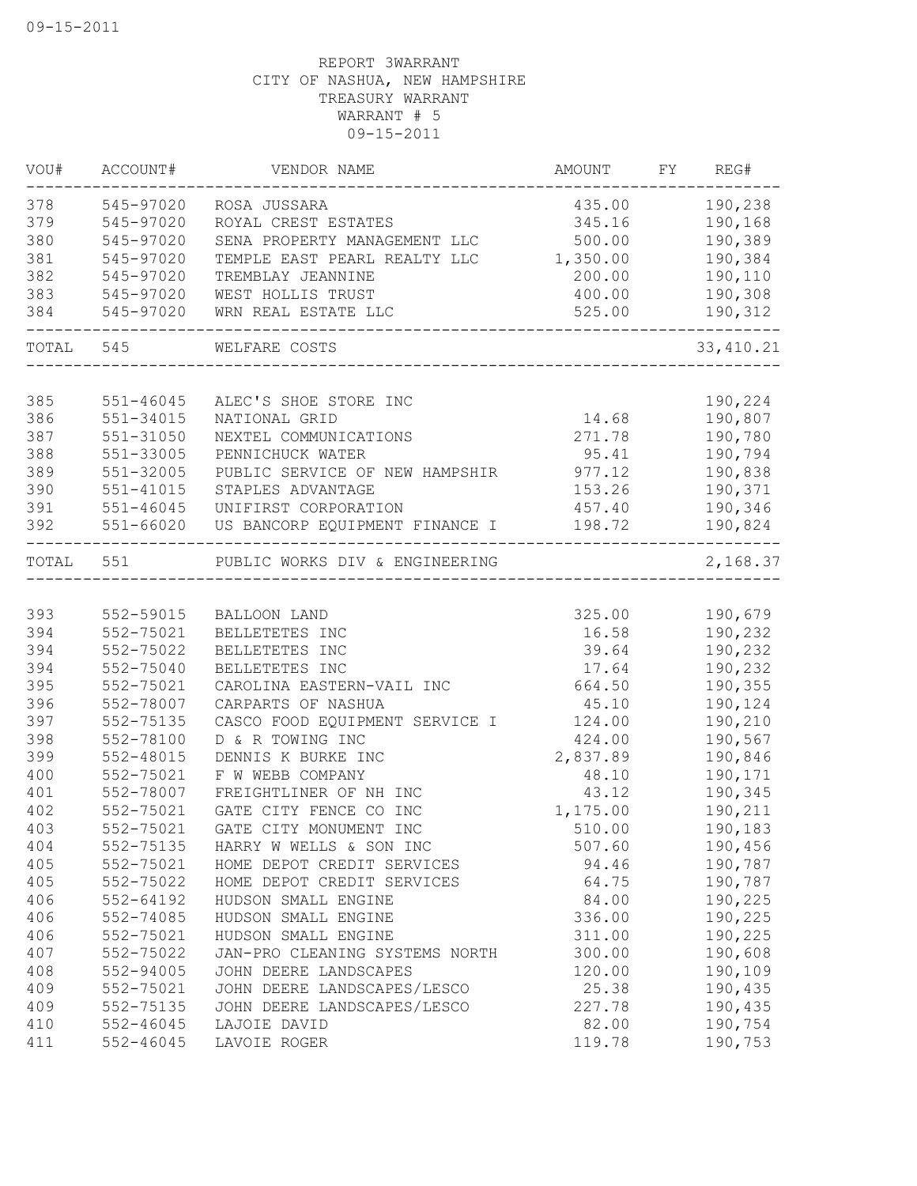09-15-2011

REPORT 3WARRANT
CITY OF NASHUA, NEW HAMPSHIRE
TREASURY WARRANT
WARRANT # 5
09-15-2011

| VOU# | ACCOUNT# | VENDOR NAME | AMOUNT | FY | REG# |
|---|---|---|---|---|---|
| 378 | 545-97020 | ROSA JUSSARA | 435.00 | | 190,238 |
| 379 | 545-97020 | ROYAL CREST ESTATES | 345.16 | | 190,168 |
| 380 | 545-97020 | SENA PROPERTY MANAGEMENT LLC | 500.00 | | 190,389 |
| 381 | 545-97020 | TEMPLE EAST PEARL REALTY LLC | 1,350.00 | | 190,384 |
| 382 | 545-97020 | TREMBLAY JEANNINE | 200.00 | | 190,110 |
| 383 | 545-97020 | WEST HOLLIS TRUST | 400.00 | | 190,308 |
| 384 | 545-97020 | WRN REAL ESTATE LLC | 525.00 | | 190,312 |
| TOTAL | 545 | WELFARE COSTS | | | 33,410.21 |
| 385 | 551-46045 | ALEC'S SHOE STORE INC | | | 190,224 |
| 386 | 551-34015 | NATIONAL GRID | 14.68 | | 190,807 |
| 387 | 551-31050 | NEXTEL COMMUNICATIONS | 271.78 | | 190,780 |
| 388 | 551-33005 | PENNICHUCK WATER | 95.41 | | 190,794 |
| 389 | 551-32005 | PUBLIC SERVICE OF NEW HAMPSHIR | 977.12 | | 190,838 |
| 390 | 551-41015 | STAPLES ADVANTAGE | 153.26 | | 190,371 |
| 391 | 551-46045 | UNIFIRST CORPORATION | 457.40 | | 190,346 |
| 392 | 551-66020 | US BANCORP EQUIPMENT FINANCE I | 198.72 | | 190,824 |
| TOTAL | 551 | PUBLIC WORKS DIV & ENGINEERING | | | 2,168.37 |
| 393 | 552-59015 | BALLOON LAND | 325.00 | | 190,679 |
| 394 | 552-75021 | BELLETETES INC | 16.58 | | 190,232 |
| 394 | 552-75022 | BELLETETES INC | 39.64 | | 190,232 |
| 394 | 552-75040 | BELLETETES INC | 17.64 | | 190,232 |
| 395 | 552-75021 | CAROLINA EASTERN-VAIL INC | 664.50 | | 190,355 |
| 396 | 552-78007 | CARPARTS OF NASHUA | 45.10 | | 190,124 |
| 397 | 552-75135 | CASCO FOOD EQUIPMENT SERVICE I | 124.00 | | 190,210 |
| 398 | 552-78100 | D & R TOWING INC | 424.00 | | 190,567 |
| 399 | 552-48015 | DENNIS K BURKE INC | 2,837.89 | | 190,846 |
| 400 | 552-75021 | F W WEBB COMPANY | 48.10 | | 190,171 |
| 401 | 552-78007 | FREIGHTLINER OF NH INC | 43.12 | | 190,345 |
| 402 | 552-75021 | GATE CITY FENCE CO INC | 1,175.00 | | 190,211 |
| 403 | 552-75021 | GATE CITY MONUMENT INC | 510.00 | | 190,183 |
| 404 | 552-75135 | HARRY W WELLS & SON INC | 507.60 | | 190,456 |
| 405 | 552-75021 | HOME DEPOT CREDIT SERVICES | 94.46 | | 190,787 |
| 405 | 552-75022 | HOME DEPOT CREDIT SERVICES | 64.75 | | 190,787 |
| 406 | 552-64192 | HUDSON SMALL ENGINE | 84.00 | | 190,225 |
| 406 | 552-74085 | HUDSON SMALL ENGINE | 336.00 | | 190,225 |
| 406 | 552-75021 | HUDSON SMALL ENGINE | 311.00 | | 190,225 |
| 407 | 552-75022 | JAN-PRO CLEANING SYSTEMS NORTH | 300.00 | | 190,608 |
| 408 | 552-94005 | JOHN DEERE LANDSCAPES | 120.00 | | 190,109 |
| 409 | 552-75021 | JOHN DEERE LANDSCAPES/LESCO | 25.38 | | 190,435 |
| 409 | 552-75135 | JOHN DEERE LANDSCAPES/LESCO | 227.78 | | 190,435 |
| 410 | 552-46045 | LAJOIE DAVID | 82.00 | | 190,754 |
| 411 | 552-46045 | LAVOIE ROGER | 119.78 | | 190,753 |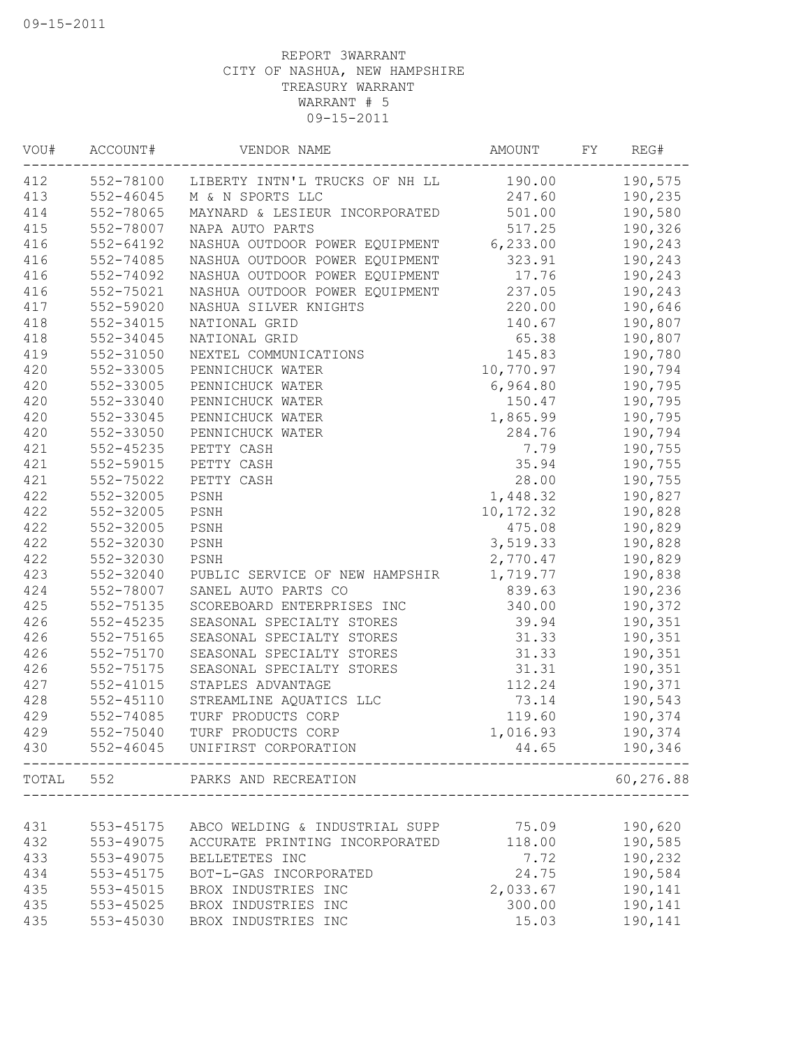09-15-2011

REPORT 3WARRANT
CITY OF NASHUA, NEW HAMPSHIRE
TREASURY WARRANT
WARRANT # 5
09-15-2011

| VOU# | ACCOUNT# | VENDOR NAME | AMOUNT | FY | REG# |
|---|---|---|---|---|---|
| 412 | 552-78100 | LIBERTY INTN'L TRUCKS OF NH LL | 190.00 | | 190,575 |
| 413 | 552-46045 | M & N SPORTS LLC | 247.60 | | 190,235 |
| 414 | 552-78065 | MAYNARD & LESIEUR INCORPORATED | 501.00 | | 190,580 |
| 415 | 552-78007 | NAPA AUTO PARTS | 517.25 | | 190,326 |
| 416 | 552-64192 | NASHUA OUTDOOR POWER EQUIPMENT | 6,233.00 | | 190,243 |
| 416 | 552-74085 | NASHUA OUTDOOR POWER EQUIPMENT | 323.91 | | 190,243 |
| 416 | 552-74092 | NASHUA OUTDOOR POWER EQUIPMENT | 17.76 | | 190,243 |
| 416 | 552-75021 | NASHUA OUTDOOR POWER EQUIPMENT | 237.05 | | 190,243 |
| 417 | 552-59020 | NASHUA SILVER KNIGHTS | 220.00 | | 190,646 |
| 418 | 552-34015 | NATIONAL GRID | 140.67 | | 190,807 |
| 418 | 552-34045 | NATIONAL GRID | 65.38 | | 190,807 |
| 419 | 552-31050 | NEXTEL COMMUNICATIONS | 145.83 | | 190,780 |
| 420 | 552-33005 | PENNICHUCK WATER | 10,770.97 | | 190,794 |
| 420 | 552-33005 | PENNICHUCK WATER | 6,964.80 | | 190,795 |
| 420 | 552-33040 | PENNICHUCK WATER | 150.47 | | 190,795 |
| 420 | 552-33045 | PENNICHUCK WATER | 1,865.99 | | 190,795 |
| 420 | 552-33050 | PENNICHUCK WATER | 284.76 | | 190,794 |
| 421 | 552-45235 | PETTY CASH | 7.79 | | 190,755 |
| 421 | 552-59015 | PETTY CASH | 35.94 | | 190,755 |
| 421 | 552-75022 | PETTY CASH | 28.00 | | 190,755 |
| 422 | 552-32005 | PSNH | 1,448.32 | | 190,827 |
| 422 | 552-32005 | PSNH | 10,172.32 | | 190,828 |
| 422 | 552-32005 | PSNH | 475.08 | | 190,829 |
| 422 | 552-32030 | PSNH | 3,519.33 | | 190,828 |
| 422 | 552-32030 | PSNH | 2,770.47 | | 190,829 |
| 423 | 552-32040 | PUBLIC SERVICE OF NEW HAMPSHIR | 1,719.77 | | 190,838 |
| 424 | 552-78007 | SANEL AUTO PARTS CO | 839.63 | | 190,236 |
| 425 | 552-75135 | SCOREBOARD ENTERPRISES INC | 340.00 | | 190,372 |
| 426 | 552-45235 | SEASONAL SPECIALTY STORES | 39.94 | | 190,351 |
| 426 | 552-75165 | SEASONAL SPECIALTY STORES | 31.33 | | 190,351 |
| 426 | 552-75170 | SEASONAL SPECIALTY STORES | 31.33 | | 190,351 |
| 426 | 552-75175 | SEASONAL SPECIALTY STORES | 31.31 | | 190,351 |
| 427 | 552-41015 | STAPLES ADVANTAGE | 112.24 | | 190,371 |
| 428 | 552-45110 | STREAMLINE AQUATICS LLC | 73.14 | | 190,543 |
| 429 | 552-74085 | TURF PRODUCTS CORP | 119.60 | | 190,374 |
| 429 | 552-75040 | TURF PRODUCTS CORP | 1,016.93 | | 190,374 |
| 430 | 552-46045 | UNIFIRST CORPORATION | 44.65 | | 190,346 |
| TOTAL | 552 | PARKS AND RECREATION | | | 60,276.88 |
| 431 | 553-45175 | ABCO WELDING & INDUSTRIAL SUPP | 75.09 | | 190,620 |
| 432 | 553-49075 | ACCURATE PRINTING INCORPORATED | 118.00 | | 190,585 |
| 433 | 553-49075 | BELLETETES INC | 7.72 | | 190,232 |
| 434 | 553-45175 | BOT-L-GAS INCORPORATED | 24.75 | | 190,584 |
| 435 | 553-45015 | BROX INDUSTRIES INC | 2,033.67 | | 190,141 |
| 435 | 553-45025 | BROX INDUSTRIES INC | 300.00 | | 190,141 |
| 435 | 553-45030 | BROX INDUSTRIES INC | 15.03 | | 190,141 |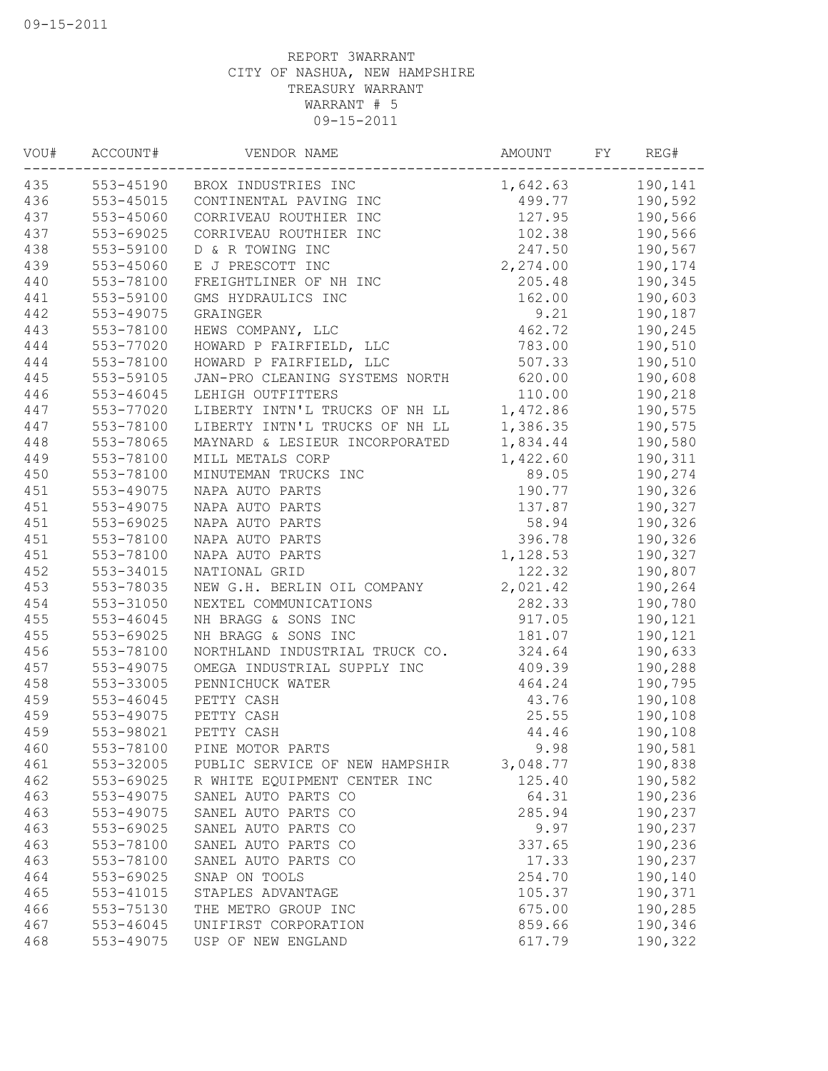09-15-2011

REPORT 3WARRANT
CITY OF NASHUA, NEW HAMPSHIRE
TREASURY WARRANT
WARRANT # 5
09-15-2011

| VOU# | ACCOUNT# | VENDOR NAME | AMOUNT | FY | REG# |
|---|---|---|---|---|---|
| 435 | 553-45190 | BROX INDUSTRIES INC | 1,642.63 | | 190,141 |
| 436 | 553-45015 | CONTINENTAL PAVING INC | 499.77 | | 190,592 |
| 437 | 553-45060 | CORRIVEAU ROUTHIER INC | 127.95 | | 190,566 |
| 437 | 553-69025 | CORRIVEAU ROUTHIER INC | 102.38 | | 190,566 |
| 438 | 553-59100 | D & R TOWING INC | 247.50 | | 190,567 |
| 439 | 553-45060 | E J PRESCOTT INC | 2,274.00 | | 190,174 |
| 440 | 553-78100 | FREIGHTLINER OF NH INC | 205.48 | | 190,345 |
| 441 | 553-59100 | GMS HYDRAULICS INC | 162.00 | | 190,603 |
| 442 | 553-49075 | GRAINGER | 9.21 | | 190,187 |
| 443 | 553-78100 | HEWS COMPANY, LLC | 462.72 | | 190,245 |
| 444 | 553-77020 | HOWARD P FAIRFIELD, LLC | 783.00 | | 190,510 |
| 444 | 553-78100 | HOWARD P FAIRFIELD, LLC | 507.33 | | 190,510 |
| 445 | 553-59105 | JAN-PRO CLEANING SYSTEMS NORTH | 620.00 | | 190,608 |
| 446 | 553-46045 | LEHIGH OUTFITTERS | 110.00 | | 190,218 |
| 447 | 553-77020 | LIBERTY INTN'L TRUCKS OF NH LL | 1,472.86 | | 190,575 |
| 447 | 553-78100 | LIBERTY INTN'L TRUCKS OF NH LL | 1,386.35 | | 190,575 |
| 448 | 553-78065 | MAYNARD & LESIEUR INCORPORATED | 1,834.44 | | 190,580 |
| 449 | 553-78100 | MILL METALS CORP | 1,422.60 | | 190,311 |
| 450 | 553-78100 | MINUTEMAN TRUCKS INC | 89.05 | | 190,274 |
| 451 | 553-49075 | NAPA AUTO PARTS | 190.77 | | 190,326 |
| 451 | 553-49075 | NAPA AUTO PARTS | 137.87 | | 190,327 |
| 451 | 553-69025 | NAPA AUTO PARTS | 58.94 | | 190,326 |
| 451 | 553-78100 | NAPA AUTO PARTS | 396.78 | | 190,326 |
| 451 | 553-78100 | NAPA AUTO PARTS | 1,128.53 | | 190,327 |
| 452 | 553-34015 | NATIONAL GRID | 122.32 | | 190,807 |
| 453 | 553-78035 | NEW G.H. BERLIN OIL COMPANY | 2,021.42 | | 190,264 |
| 454 | 553-31050 | NEXTEL COMMUNICATIONS | 282.33 | | 190,780 |
| 455 | 553-46045 | NH BRAGG & SONS INC | 917.05 | | 190,121 |
| 455 | 553-69025 | NH BRAGG & SONS INC | 181.07 | | 190,121 |
| 456 | 553-78100 | NORTHLAND INDUSTRIAL TRUCK CO. | 324.64 | | 190,633 |
| 457 | 553-49075 | OMEGA INDUSTRIAL SUPPLY INC | 409.39 | | 190,288 |
| 458 | 553-33005 | PENNICHUCK WATER | 464.24 | | 190,795 |
| 459 | 553-46045 | PETTY CASH | 43.76 | | 190,108 |
| 459 | 553-49075 | PETTY CASH | 25.55 | | 190,108 |
| 459 | 553-98021 | PETTY CASH | 44.46 | | 190,108 |
| 460 | 553-78100 | PINE MOTOR PARTS | 9.98 | | 190,581 |
| 461 | 553-32005 | PUBLIC SERVICE OF NEW HAMPSHIR | 3,048.77 | | 190,838 |
| 462 | 553-69025 | R WHITE EQUIPMENT CENTER INC | 125.40 | | 190,582 |
| 463 | 553-49075 | SANEL AUTO PARTS CO | 64.31 | | 190,236 |
| 463 | 553-49075 | SANEL AUTO PARTS CO | 285.94 | | 190,237 |
| 463 | 553-69025 | SANEL AUTO PARTS CO | 9.97 | | 190,237 |
| 463 | 553-78100 | SANEL AUTO PARTS CO | 337.65 | | 190,236 |
| 463 | 553-78100 | SANEL AUTO PARTS CO | 17.33 | | 190,237 |
| 464 | 553-69025 | SNAP ON TOOLS | 254.70 | | 190,140 |
| 465 | 553-41015 | STAPLES ADVANTAGE | 105.37 | | 190,371 |
| 466 | 553-75130 | THE METRO GROUP INC | 675.00 | | 190,285 |
| 467 | 553-46045 | UNIFIRST CORPORATION | 859.66 | | 190,346 |
| 468 | 553-49075 | USP OF NEW ENGLAND | 617.79 | | 190,322 |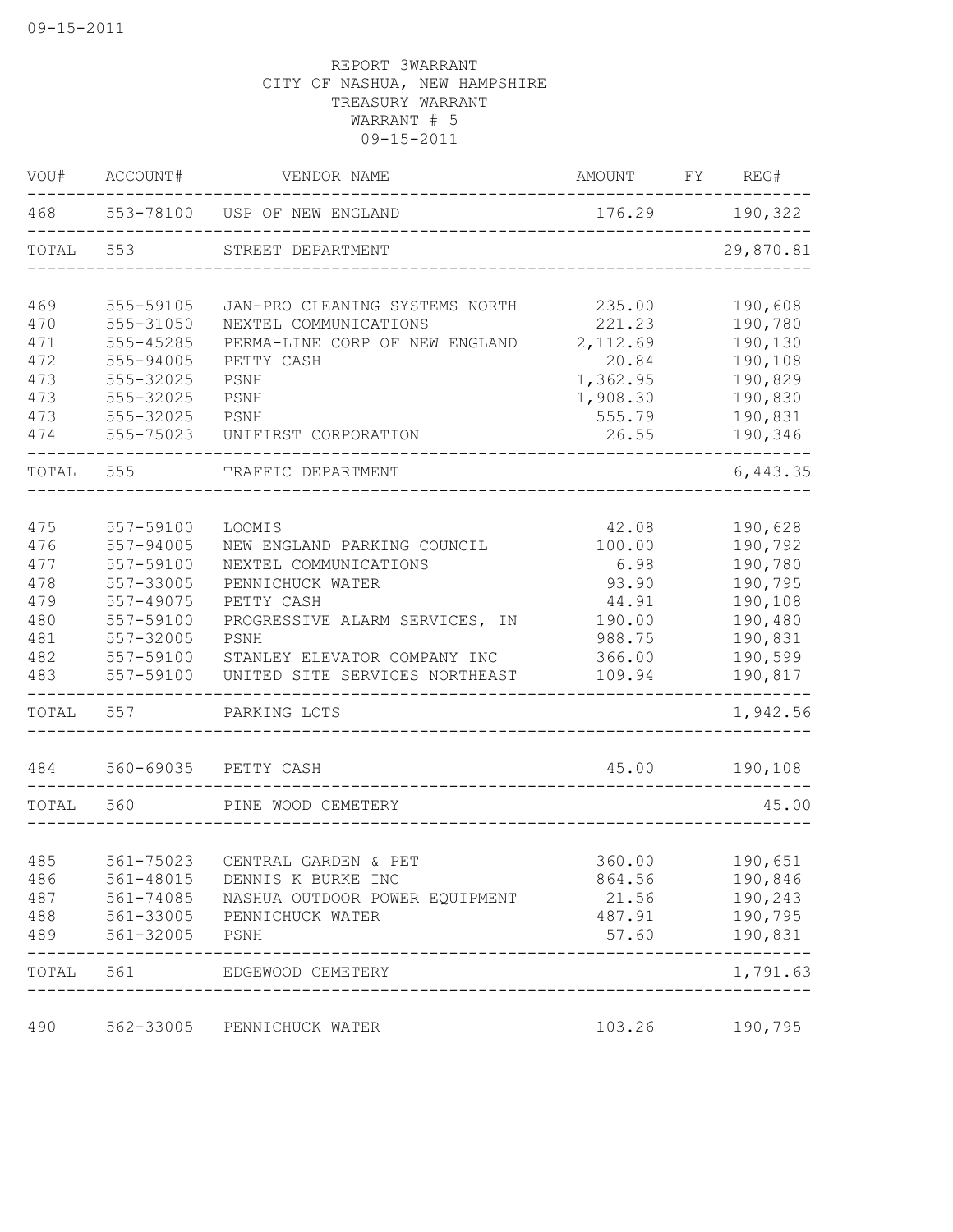09-15-2011

REPORT 3WARRANT
CITY OF NASHUA, NEW HAMPSHIRE
TREASURY WARRANT
WARRANT # 5
09-15-2011

| VOU# | ACCOUNT# | VENDOR NAME | AMOUNT | FY | REG# |
|---|---|---|---|---|---|
| 468 | 553-78100 | USP OF NEW ENGLAND | 176.29 | | 190,322 |
| TOTAL | 553 | STREET DEPARTMENT | | | 29,870.81 |
| 469 | 555-59105 | JAN-PRO CLEANING SYSTEMS NORTH | 235.00 | | 190,608 |
| 470 | 555-31050 | NEXTEL COMMUNICATIONS | 221.23 | | 190,780 |
| 471 | 555-45285 | PERMA-LINE CORP OF NEW ENGLAND | 2,112.69 | | 190,130 |
| 472 | 555-94005 | PETTY CASH | 20.84 | | 190,108 |
| 473 | 555-32025 | PSNH | 1,362.95 | | 190,829 |
| 473 | 555-32025 | PSNH | 1,908.30 | | 190,830 |
| 473 | 555-32025 | PSNH | 555.79 | | 190,831 |
| 474 | 555-75023 | UNIFIRST CORPORATION | 26.55 | | 190,346 |
| TOTAL | 555 | TRAFFIC DEPARTMENT | | | 6,443.35 |
| 475 | 557-59100 | LOOMIS | 42.08 | | 190,628 |
| 476 | 557-94005 | NEW ENGLAND PARKING COUNCIL | 100.00 | | 190,792 |
| 477 | 557-59100 | NEXTEL COMMUNICATIONS | 6.98 | | 190,780 |
| 478 | 557-33005 | PENNICHUCK WATER | 93.90 | | 190,795 |
| 479 | 557-49075 | PETTY CASH | 44.91 | | 190,108 |
| 480 | 557-59100 | PROGRESSIVE ALARM SERVICES, IN | 190.00 | | 190,480 |
| 481 | 557-32005 | PSNH | 988.75 | | 190,831 |
| 482 | 557-59100 | STANLEY ELEVATOR COMPANY INC | 366.00 | | 190,599 |
| 483 | 557-59100 | UNITED SITE SERVICES NORTHEAST | 109.94 | | 190,817 |
| TOTAL | 557 | PARKING LOTS | | | 1,942.56 |
| 484 | 560-69035 | PETTY CASH | 45.00 | | 190,108 |
| TOTAL | 560 | PINE WOOD CEMETERY | | | 45.00 |
| 485 | 561-75023 | CENTRAL GARDEN & PET | 360.00 | | 190,651 |
| 486 | 561-48015 | DENNIS K BURKE INC | 864.56 | | 190,846 |
| 487 | 561-74085 | NASHUA OUTDOOR POWER EQUIPMENT | 21.56 | | 190,243 |
| 488 | 561-33005 | PENNICHUCK WATER | 487.91 | | 190,795 |
| 489 | 561-32005 | PSNH | 57.60 | | 190,831 |
| TOTAL | 561 | EDGEWOOD CEMETERY | | | 1,791.63 |
| 490 | 562-33005 | PENNICHUCK WATER | 103.26 | | 190,795 |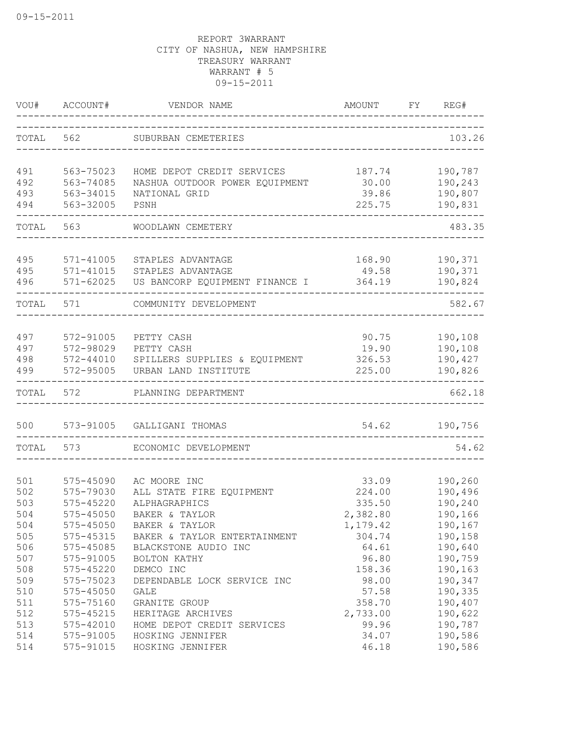09-15-2011

REPORT 3WARRANT
CITY OF NASHUA, NEW HAMPSHIRE
TREASURY WARRANT
WARRANT # 5
09-15-2011

| VOU# | ACCOUNT# | VENDOR NAME | AMOUNT | FY | REG# |
|---|---|---|---|---|---|
| TOTAL | 562 | SUBURBAN CEMETERIES | | | 103.26 |
| 491 | 563-75023 | HOME DEPOT CREDIT SERVICES | 187.74 | | 190,787 |
| 492 | 563-74085 | NASHUA OUTDOOR POWER EQUIPMENT | 30.00 | | 190,243 |
| 493 | 563-34015 | NATIONAL GRID | 39.86 | | 190,807 |
| 494 | 563-32005 | PSNH | 225.75 | | 190,831 |
| TOTAL | 563 | WOODLAWN CEMETERY | | | 483.35 |
| 495 | 571-41005 | STAPLES ADVANTAGE | 168.90 | | 190,371 |
| 495 | 571-41015 | STAPLES ADVANTAGE | 49.58 | | 190,371 |
| 496 | 571-62025 | US BANCORP EQUIPMENT FINANCE I | 364.19 | | 190,824 |
| TOTAL | 571 | COMMUNITY DEVELOPMENT | | | 582.67 |
| 497 | 572-91005 | PETTY CASH | 90.75 | | 190,108 |
| 497 | 572-98029 | PETTY CASH | 19.90 | | 190,108 |
| 498 | 572-44010 | SPILLERS SUPPLIES & EQUIPMENT | 326.53 | | 190,427 |
| 499 | 572-95005 | URBAN LAND INSTITUTE | 225.00 | | 190,826 |
| TOTAL | 572 | PLANNING DEPARTMENT | | | 662.18 |
| 500 | 573-91005 | GALLIGANI THOMAS | 54.62 | | 190,756 |
| TOTAL | 573 | ECONOMIC DEVELOPMENT | | | 54.62 |
| 501 | 575-45090 | AC MOORE INC | 33.09 | | 190,260 |
| 502 | 575-79030 | ALL STATE FIRE EQUIPMENT | 224.00 | | 190,496 |
| 503 | 575-45220 | ALPHAGRAPHICS | 335.50 | | 190,240 |
| 504 | 575-45050 | BAKER & TAYLOR | 2,382.80 | | 190,166 |
| 504 | 575-45050 | BAKER & TAYLOR | 1,179.42 | | 190,167 |
| 505 | 575-45315 | BAKER & TAYLOR ENTERTAINMENT | 304.74 | | 190,158 |
| 506 | 575-45085 | BLACKSTONE AUDIO INC | 64.61 | | 190,640 |
| 507 | 575-91005 | BOLTON KATHY | 96.80 | | 190,759 |
| 508 | 575-45220 | DEMCO INC | 158.36 | | 190,163 |
| 509 | 575-75023 | DEPENDABLE LOCK SERVICE INC | 98.00 | | 190,347 |
| 510 | 575-45050 | GALE | 57.58 | | 190,335 |
| 511 | 575-75160 | GRANITE GROUP | 358.70 | | 190,407 |
| 512 | 575-45215 | HERITAGE ARCHIVES | 2,733.00 | | 190,622 |
| 513 | 575-42010 | HOME DEPOT CREDIT SERVICES | 99.96 | | 190,787 |
| 514 | 575-91005 | HOSKING JENNIFER | 34.07 | | 190,586 |
| 514 | 575-91015 | HOSKING JENNIFER | 46.18 | | 190,586 |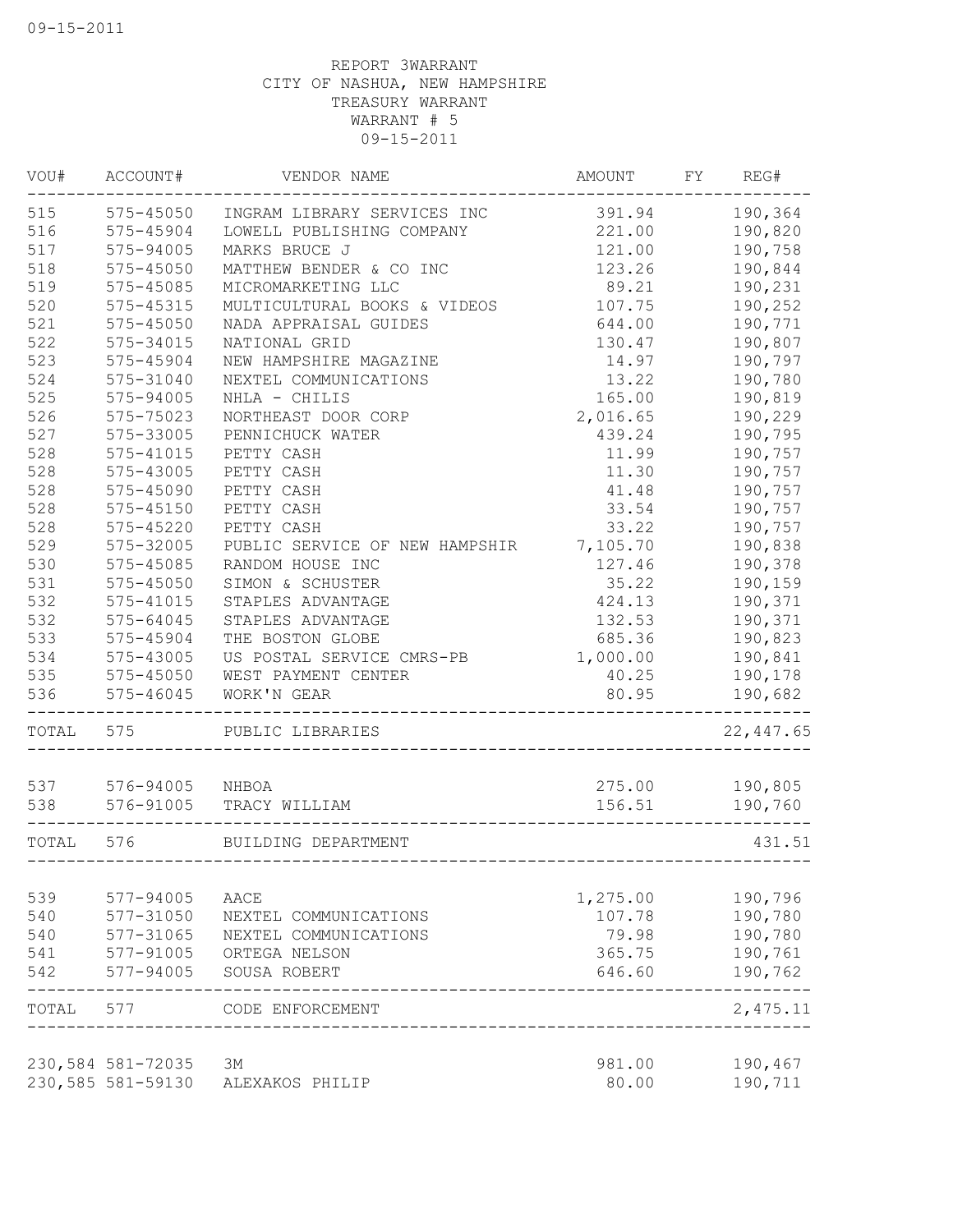09-15-2011

REPORT 3WARRANT
CITY OF NASHUA, NEW HAMPSHIRE
TREASURY WARRANT
WARRANT # 5
09-15-2011

| VOU# | ACCOUNT# | VENDOR NAME | AMOUNT | FY | REG# |
|---|---|---|---|---|---|
| 515 | 575-45050 | INGRAM LIBRARY SERVICES INC | 391.94 | | 190,364 |
| 516 | 575-45904 | LOWELL PUBLISHING COMPANY | 221.00 | | 190,820 |
| 517 | 575-94005 | MARKS BRUCE J | 121.00 | | 190,758 |
| 518 | 575-45050 | MATTHEW BENDER & CO INC | 123.26 | | 190,844 |
| 519 | 575-45085 | MICROMARKETING LLC | 89.21 | | 190,231 |
| 520 | 575-45315 | MULTICULTURAL BOOKS & VIDEOS | 107.75 | | 190,252 |
| 521 | 575-45050 | NADA APPRAISAL GUIDES | 644.00 | | 190,771 |
| 522 | 575-34015 | NATIONAL GRID | 130.47 | | 190,807 |
| 523 | 575-45904 | NEW HAMPSHIRE MAGAZINE | 14.97 | | 190,797 |
| 524 | 575-31040 | NEXTEL COMMUNICATIONS | 13.22 | | 190,780 |
| 525 | 575-94005 | NHLA - CHILIS | 165.00 | | 190,819 |
| 526 | 575-75023 | NORTHEAST DOOR CORP | 2,016.65 | | 190,229 |
| 527 | 575-33005 | PENNICHUCK WATER | 439.24 | | 190,795 |
| 528 | 575-41015 | PETTY CASH | 11.99 | | 190,757 |
| 528 | 575-43005 | PETTY CASH | 11.30 | | 190,757 |
| 528 | 575-45090 | PETTY CASH | 41.48 | | 190,757 |
| 528 | 575-45150 | PETTY CASH | 33.54 | | 190,757 |
| 528 | 575-45220 | PETTY CASH | 33.22 | | 190,757 |
| 529 | 575-32005 | PUBLIC SERVICE OF NEW HAMPSHIR | 7,105.70 | | 190,838 |
| 530 | 575-45085 | RANDOM HOUSE INC | 127.46 | | 190,378 |
| 531 | 575-45050 | SIMON & SCHUSTER | 35.22 | | 190,159 |
| 532 | 575-41015 | STAPLES ADVANTAGE | 424.13 | | 190,371 |
| 532 | 575-64045 | STAPLES ADVANTAGE | 132.53 | | 190,371 |
| 533 | 575-45904 | THE BOSTON GLOBE | 685.36 | | 190,823 |
| 534 | 575-43005 | US POSTAL SERVICE CMRS-PB | 1,000.00 | | 190,841 |
| 535 | 575-45050 | WEST PAYMENT CENTER | 40.25 | | 190,178 |
| 536 | 575-46045 | WORK'N GEAR | 80.95 | | 190,682 |
| TOTAL | 575 | PUBLIC LIBRARIES | | | 22,447.65 |
| 537 | 576-94005 | NHBOA | 275.00 | | 190,805 |
| 538 | 576-91005 | TRACY WILLIAM | 156.51 | | 190,760 |
| TOTAL | 576 | BUILDING DEPARTMENT | | | 431.51 |
| 539 | 577-94005 | AACE | 1,275.00 | | 190,796 |
| 540 | 577-31050 | NEXTEL COMMUNICATIONS | 107.78 | | 190,780 |
| 540 | 577-31065 | NEXTEL COMMUNICATIONS | 79.98 | | 190,780 |
| 541 | 577-91005 | ORTEGA NELSON | 365.75 | | 190,761 |
| 542 | 577-94005 | SOUSA ROBERT | 646.60 | | 190,762 |
| TOTAL | 577 | CODE ENFORCEMENT | | | 2,475.11 |
| 230,584 | 581-72035 | 3M | 981.00 | | 190,467 |
| 230,585 | 581-59130 | ALEXAKOS PHILIP | 80.00 | | 190,711 |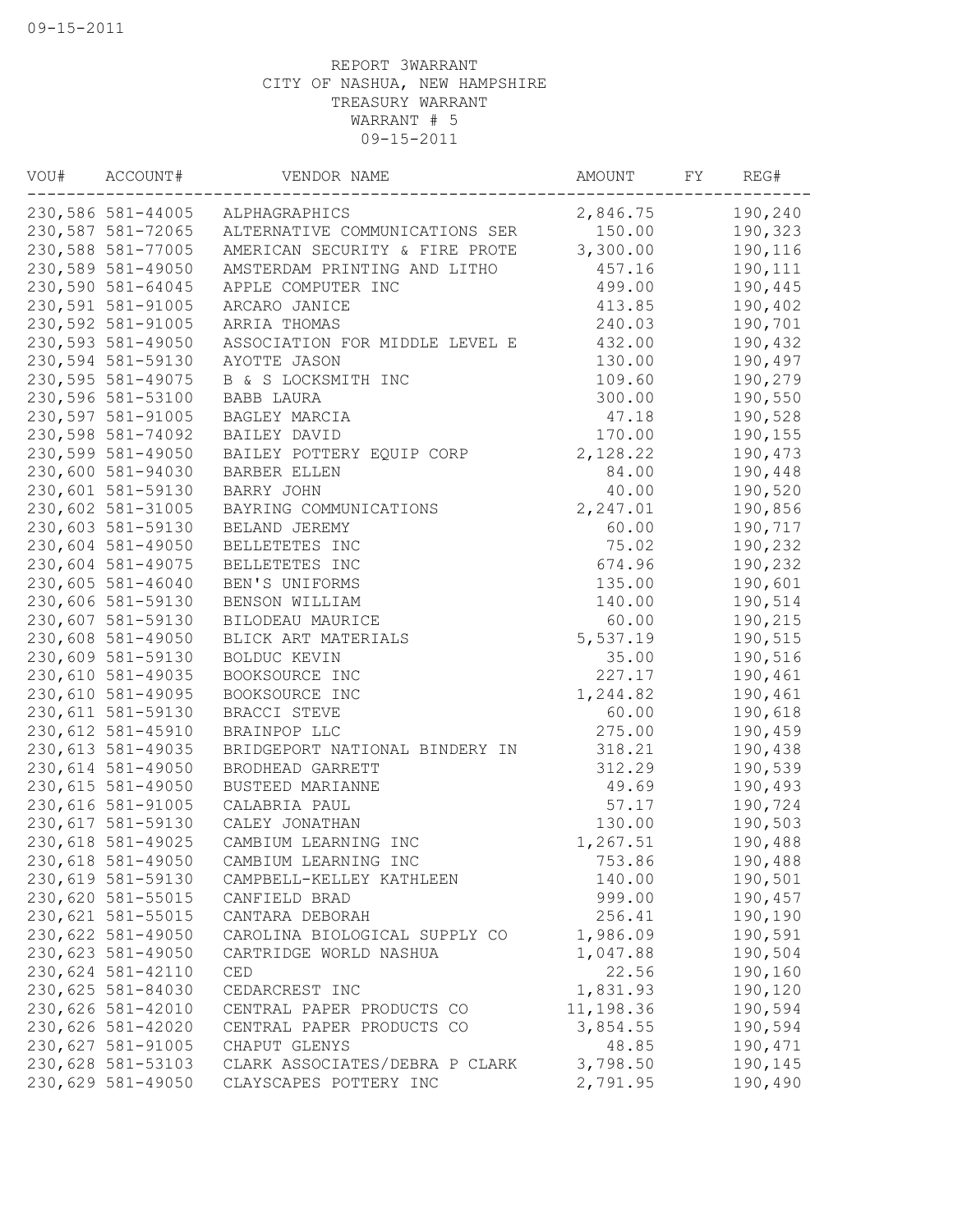09-15-2011

REPORT 3WARRANT
CITY OF NASHUA, NEW HAMPSHIRE
TREASURY WARRANT
WARRANT # 5
09-15-2011

| VOU# | ACCOUNT# | VENDOR NAME | AMOUNT | FY | REG# |
|---|---|---|---|---|---|
| 230,586 | 581-44005 | ALPHAGRAPHICS | 2,846.75 | | 190,240 |
| 230,587 | 581-72065 | ALTERNATIVE COMMUNICATIONS SER | 150.00 | | 190,323 |
| 230,588 | 581-77005 | AMERICAN SECURITY & FIRE PROTE | 3,300.00 | | 190,116 |
| 230,589 | 581-49050 | AMSTERDAM PRINTING AND LITHO | 457.16 | | 190,111 |
| 230,590 | 581-64045 | APPLE COMPUTER INC | 499.00 | | 190,445 |
| 230,591 | 581-91005 | ARCARO JANICE | 413.85 | | 190,402 |
| 230,592 | 581-91005 | ARRIA THOMAS | 240.03 | | 190,701 |
| 230,593 | 581-49050 | ASSOCIATION FOR MIDDLE LEVEL E | 432.00 | | 190,432 |
| 230,594 | 581-59130 | AYOTTE JASON | 130.00 | | 190,497 |
| 230,595 | 581-49075 | B & S LOCKSMITH INC | 109.60 | | 190,279 |
| 230,596 | 581-53100 | BABB LAURA | 300.00 | | 190,550 |
| 230,597 | 581-91005 | BAGLEY MARCIA | 47.18 | | 190,528 |
| 230,598 | 581-74092 | BAILEY DAVID | 170.00 | | 190,155 |
| 230,599 | 581-49050 | BAILEY POTTERY EQUIP CORP | 2,128.22 | | 190,473 |
| 230,600 | 581-94030 | BARBER ELLEN | 84.00 | | 190,448 |
| 230,601 | 581-59130 | BARRY JOHN | 40.00 | | 190,520 |
| 230,602 | 581-31005 | BAYRING COMMUNICATIONS | 2,247.01 | | 190,856 |
| 230,603 | 581-59130 | BELAND JEREMY | 60.00 | | 190,717 |
| 230,604 | 581-49050 | BELLETETES INC | 75.02 | | 190,232 |
| 230,604 | 581-49075 | BELLETETES INC | 674.96 | | 190,232 |
| 230,605 | 581-46040 | BEN'S UNIFORMS | 135.00 | | 190,601 |
| 230,606 | 581-59130 | BENSON WILLIAM | 140.00 | | 190,514 |
| 230,607 | 581-59130 | BILODEAU MAURICE | 60.00 | | 190,215 |
| 230,608 | 581-49050 | BLICK ART MATERIALS | 5,537.19 | | 190,515 |
| 230,609 | 581-59130 | BOLDUC KEVIN | 35.00 | | 190,516 |
| 230,610 | 581-49035 | BOOKSOURCE INC | 227.17 | | 190,461 |
| 230,610 | 581-49095 | BOOKSOURCE INC | 1,244.82 | | 190,461 |
| 230,611 | 581-59130 | BRACCI STEVE | 60.00 | | 190,618 |
| 230,612 | 581-45910 | BRAINPOP LLC | 275.00 | | 190,459 |
| 230,613 | 581-49035 | BRIDGEPORT NATIONAL BINDERY IN | 318.21 | | 190,438 |
| 230,614 | 581-49050 | BRODHEAD GARRETT | 312.29 | | 190,539 |
| 230,615 | 581-49050 | BUSTEED MARIANNE | 49.69 | | 190,493 |
| 230,616 | 581-91005 | CALABRIA PAUL | 57.17 | | 190,724 |
| 230,617 | 581-59130 | CALEY JONATHAN | 130.00 | | 190,503 |
| 230,618 | 581-49025 | CAMBIUM LEARNING INC | 1,267.51 | | 190,488 |
| 230,618 | 581-49050 | CAMBIUM LEARNING INC | 753.86 | | 190,488 |
| 230,619 | 581-59130 | CAMPBELL-KELLEY KATHLEEN | 140.00 | | 190,501 |
| 230,620 | 581-55015 | CANFIELD BRAD | 999.00 | | 190,457 |
| 230,621 | 581-55015 | CANTARA DEBORAH | 256.41 | | 190,190 |
| 230,622 | 581-49050 | CAROLINA BIOLOGICAL SUPPLY CO | 1,986.09 | | 190,591 |
| 230,623 | 581-49050 | CARTRIDGE WORLD NASHUA | 1,047.88 | | 190,504 |
| 230,624 | 581-42110 | CED | 22.56 | | 190,160 |
| 230,625 | 581-84030 | CEDARCREST INC | 1,831.93 | | 190,120 |
| 230,626 | 581-42010 | CENTRAL PAPER PRODUCTS CO | 11,198.36 | | 190,594 |
| 230,626 | 581-42020 | CENTRAL PAPER PRODUCTS CO | 3,854.55 | | 190,594 |
| 230,627 | 581-91005 | CHAPUT GLENYS | 48.85 | | 190,471 |
| 230,628 | 581-53103 | CLARK ASSOCIATES/DEBRA P CLARK | 3,798.50 | | 190,145 |
| 230,629 | 581-49050 | CLAYSCAPES POTTERY INC | 2,791.95 | | 190,490 |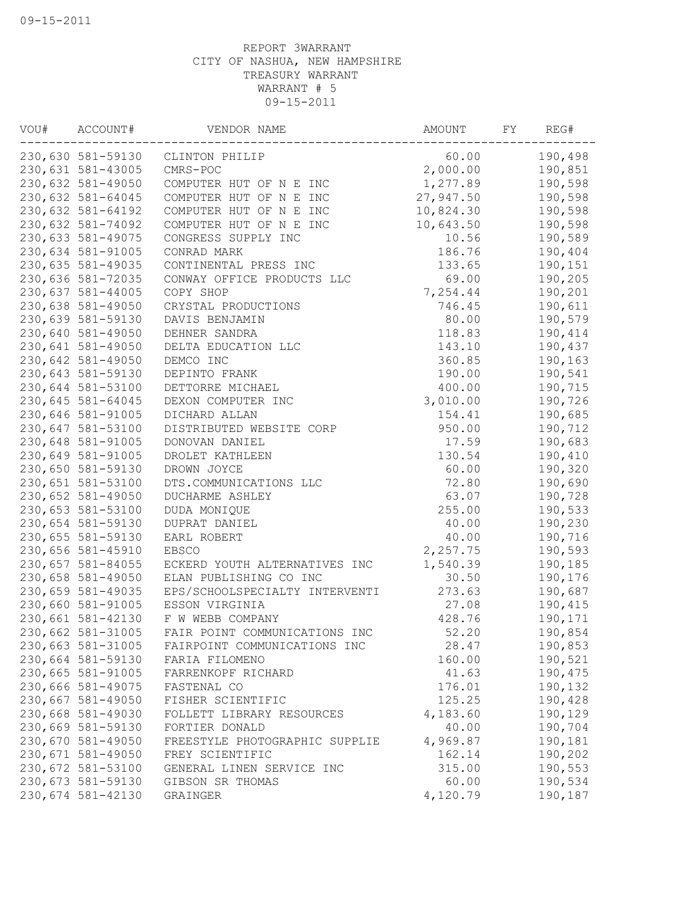REPORT 3WARRANT
CITY OF NASHUA, NEW HAMPSHIRE
TREASURY WARRANT
WARRANT # 5
09-15-2011

| VOU# | ACCOUNT# | VENDOR NAME | AMOUNT | FY | REG# |
|---|---|---|---|---|---|
| 230,630 | 581-59130 | CLINTON PHILIP | 60.00 | | 190,498 |
| 230,631 | 581-43005 | CMRS-POC | 2,000.00 | | 190,851 |
| 230,632 | 581-49050 | COMPUTER HUT OF N E INC | 1,277.89 | | 190,598 |
| 230,632 | 581-64045 | COMPUTER HUT OF N E INC | 27,947.50 | | 190,598 |
| 230,632 | 581-64192 | COMPUTER HUT OF N E INC | 10,824.30 | | 190,598 |
| 230,632 | 581-74092 | COMPUTER HUT OF N E INC | 10,643.50 | | 190,598 |
| 230,633 | 581-49075 | CONGRESS SUPPLY INC | 10.56 | | 190,589 |
| 230,634 | 581-91005 | CONRAD MARK | 186.76 | | 190,404 |
| 230,635 | 581-49035 | CONTINENTAL PRESS INC | 133.65 | | 190,151 |
| 230,636 | 581-72035 | CONWAY OFFICE PRODUCTS LLC | 69.00 | | 190,205 |
| 230,637 | 581-44005 | COPY SHOP | 7,254.44 | | 190,201 |
| 230,638 | 581-49050 | CRYSTAL PRODUCTIONS | 746.45 | | 190,611 |
| 230,639 | 581-59130 | DAVIS BENJAMIN | 80.00 | | 190,579 |
| 230,640 | 581-49050 | DEHNER SANDRA | 118.83 | | 190,414 |
| 230,641 | 581-49050 | DELTA EDUCATION LLC | 143.10 | | 190,437 |
| 230,642 | 581-49050 | DEMCO INC | 360.85 | | 190,163 |
| 230,643 | 581-59130 | DEPINTO FRANK | 190.00 | | 190,541 |
| 230,644 | 581-53100 | DETTORRE MICHAEL | 400.00 | | 190,715 |
| 230,645 | 581-64045 | DEXON COMPUTER INC | 3,010.00 | | 190,726 |
| 230,646 | 581-91005 | DICHARD ALLAN | 154.41 | | 190,685 |
| 230,647 | 581-53100 | DISTRIBUTED WEBSITE CORP | 950.00 | | 190,712 |
| 230,648 | 581-91005 | DONOVAN DANIEL | 17.59 | | 190,683 |
| 230,649 | 581-91005 | DROLET KATHLEEN | 130.54 | | 190,410 |
| 230,650 | 581-59130 | DROWN JOYCE | 60.00 | | 190,320 |
| 230,651 | 581-53100 | DTS.COMMUNICATIONS LLC | 72.80 | | 190,690 |
| 230,652 | 581-49050 | DUCHARME ASHLEY | 63.07 | | 190,728 |
| 230,653 | 581-53100 | DUDA MONIQUE | 255.00 | | 190,533 |
| 230,654 | 581-59130 | DUPRAT DANIEL | 40.00 | | 190,230 |
| 230,655 | 581-59130 | EARL ROBERT | 40.00 | | 190,716 |
| 230,656 | 581-45910 | EBSCO | 2,257.75 | | 190,593 |
| 230,657 | 581-84055 | ECKERD YOUTH ALTERNATIVES INC | 1,540.39 | | 190,185 |
| 230,658 | 581-49050 | ELAN PUBLISHING CO INC | 30.50 | | 190,176 |
| 230,659 | 581-49035 | EPS/SCHOOLSPECIALTY INTERVENTI | 273.63 | | 190,687 |
| 230,660 | 581-91005 | ESSON VIRGINIA | 27.08 | | 190,415 |
| 230,661 | 581-42130 | F W WEBB COMPANY | 428.76 | | 190,171 |
| 230,662 | 581-31005 | FAIR POINT COMMUNICATIONS INC | 52.20 | | 190,854 |
| 230,663 | 581-31005 | FAIRPOINT COMMUNICATIONS INC | 28.47 | | 190,853 |
| 230,664 | 581-59130 | FARIA FILOMENO | 160.00 | | 190,521 |
| 230,665 | 581-91005 | FARRENKOPF RICHARD | 41.63 | | 190,475 |
| 230,666 | 581-49075 | FASTENAL CO | 176.01 | | 190,132 |
| 230,667 | 581-49050 | FISHER SCIENTIFIC | 125.25 | | 190,428 |
| 230,668 | 581-49030 | FOLLETT LIBRARY RESOURCES | 4,183.60 | | 190,129 |
| 230,669 | 581-59130 | FORTIER DONALD | 40.00 | | 190,704 |
| 230,670 | 581-49050 | FREESTYLE PHOTOGRAPHIC SUPPLIE | 4,969.87 | | 190,181 |
| 230,671 | 581-49050 | FREY SCIENTIFIC | 162.14 | | 190,202 |
| 230,672 | 581-53100 | GENERAL LINEN SERVICE INC | 315.00 | | 190,553 |
| 230,673 | 581-59130 | GIBSON SR THOMAS | 60.00 | | 190,534 |
| 230,674 | 581-42130 | GRAINGER | 4,120.79 | | 190,187 |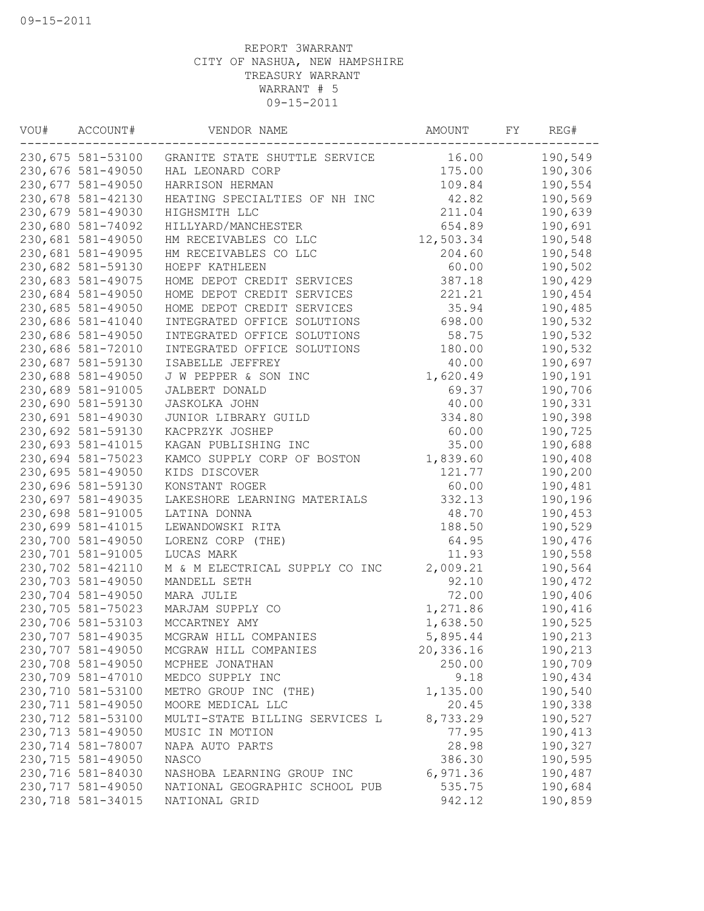09-15-2011

REPORT 3WARRANT
CITY OF NASHUA, NEW HAMPSHIRE
TREASURY WARRANT
WARRANT # 5
09-15-2011

| VOU# | ACCOUNT# | VENDOR NAME | AMOUNT | FY | REG# |
|---|---|---|---|---|---|
| 230,675 | 581-53100 | GRANITE STATE SHUTTLE SERVICE | 16.00 | | 190,549 |
| 230,676 | 581-49050 | HAL LEONARD CORP | 175.00 | | 190,306 |
| 230,677 | 581-49050 | HARRISON HERMAN | 109.84 | | 190,554 |
| 230,678 | 581-42130 | HEATING SPECIALTIES OF NH INC | 42.82 | | 190,569 |
| 230,679 | 581-49030 | HIGHSMITH LLC | 211.04 | | 190,639 |
| 230,680 | 581-74092 | HILLYARD/MANCHESTER | 654.89 | | 190,691 |
| 230,681 | 581-49050 | HM RECEIVABLES CO LLC | 12,503.34 | | 190,548 |
| 230,681 | 581-49095 | HM RECEIVABLES CO LLC | 204.60 | | 190,548 |
| 230,682 | 581-59130 | HOEPF KATHLEEN | 60.00 | | 190,502 |
| 230,683 | 581-49075 | HOME DEPOT CREDIT SERVICES | 387.18 | | 190,429 |
| 230,684 | 581-49050 | HOME DEPOT CREDIT SERVICES | 221.21 | | 190,454 |
| 230,685 | 581-49050 | HOME DEPOT CREDIT SERVICES | 35.94 | | 190,485 |
| 230,686 | 581-41040 | INTEGRATED OFFICE SOLUTIONS | 698.00 | | 190,532 |
| 230,686 | 581-49050 | INTEGRATED OFFICE SOLUTIONS | 58.75 | | 190,532 |
| 230,686 | 581-72010 | INTEGRATED OFFICE SOLUTIONS | 180.00 | | 190,532 |
| 230,687 | 581-59130 | ISABELLE JEFFREY | 40.00 | | 190,697 |
| 230,688 | 581-49050 | J W PEPPER & SON INC | 1,620.49 | | 190,191 |
| 230,689 | 581-91005 | JALBERT DONALD | 69.37 | | 190,706 |
| 230,690 | 581-59130 | JASKOLKA JOHN | 40.00 | | 190,331 |
| 230,691 | 581-49030 | JUNIOR LIBRARY GUILD | 334.80 | | 190,398 |
| 230,692 | 581-59130 | KACPRZYK JOSHEP | 60.00 | | 190,725 |
| 230,693 | 581-41015 | KAGAN PUBLISHING INC | 35.00 | | 190,688 |
| 230,694 | 581-75023 | KAMCO SUPPLY CORP OF BOSTON | 1,839.60 | | 190,408 |
| 230,695 | 581-49050 | KIDS DISCOVER | 121.77 | | 190,200 |
| 230,696 | 581-59130 | KONSTANT ROGER | 60.00 | | 190,481 |
| 230,697 | 581-49035 | LAKESHORE LEARNING MATERIALS | 332.13 | | 190,196 |
| 230,698 | 581-91005 | LATINA DONNA | 48.70 | | 190,453 |
| 230,699 | 581-41015 | LEWANDOWSKI RITA | 188.50 | | 190,529 |
| 230,700 | 581-49050 | LORENZ CORP (THE) | 64.95 | | 190,476 |
| 230,701 | 581-91005 | LUCAS MARK | 11.93 | | 190,558 |
| 230,702 | 581-42110 | M & M ELECTRICAL SUPPLY CO INC | 2,009.21 | | 190,564 |
| 230,703 | 581-49050 | MANDELL SETH | 92.10 | | 190,472 |
| 230,704 | 581-49050 | MARA JULIE | 72.00 | | 190,406 |
| 230,705 | 581-75023 | MARJAM SUPPLY CO | 1,271.86 | | 190,416 |
| 230,706 | 581-53103 | MCCARTNEY AMY | 1,638.50 | | 190,525 |
| 230,707 | 581-49035 | MCGRAW HILL COMPANIES | 5,895.44 | | 190,213 |
| 230,707 | 581-49050 | MCGRAW HILL COMPANIES | 20,336.16 | | 190,213 |
| 230,708 | 581-49050 | MCPHEE JONATHAN | 250.00 | | 190,709 |
| 230,709 | 581-47010 | MEDCO SUPPLY INC | 9.18 | | 190,434 |
| 230,710 | 581-53100 | METRO GROUP INC (THE) | 1,135.00 | | 190,540 |
| 230,711 | 581-49050 | MOORE MEDICAL LLC | 20.45 | | 190,338 |
| 230,712 | 581-53100 | MULTI-STATE BILLING SERVICES L | 8,733.29 | | 190,527 |
| 230,713 | 581-49050 | MUSIC IN MOTION | 77.95 | | 190,413 |
| 230,714 | 581-78007 | NAPA AUTO PARTS | 28.98 | | 190,327 |
| 230,715 | 581-49050 | NASCO | 386.30 | | 190,595 |
| 230,716 | 581-84030 | NASHOBA LEARNING GROUP INC | 6,971.36 | | 190,487 |
| 230,717 | 581-49050 | NATIONAL GEOGRAPHIC SCHOOL PUB | 535.75 | | 190,684 |
| 230,718 | 581-34015 | NATIONAL GRID | 942.12 | | 190,859 |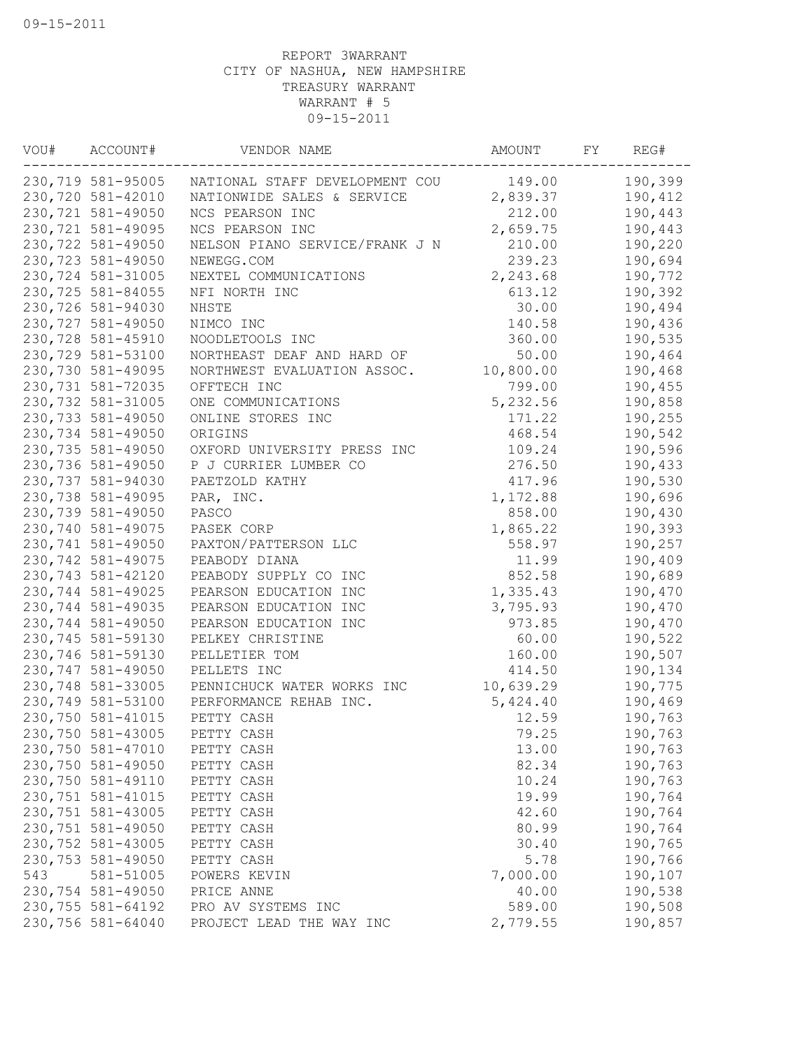09-15-2011

REPORT 3WARRANT
CITY OF NASHUA, NEW HAMPSHIRE
TREASURY WARRANT
WARRANT # 5
09-15-2011

| VOU# | ACCOUNT# | VENDOR NAME | AMOUNT | FY | REG# |
|---|---|---|---|---|---|
| 230,719 | 581-95005 | NATIONAL STAFF DEVELOPMENT COU | 149.00 | | 190,399 |
| 230,720 | 581-42010 | NATIONWIDE SALES & SERVICE | 2,839.37 | | 190,412 |
| 230,721 | 581-49050 | NCS PEARSON INC | 212.00 | | 190,443 |
| 230,721 | 581-49095 | NCS PEARSON INC | 2,659.75 | | 190,443 |
| 230,722 | 581-49050 | NELSON PIANO SERVICE/FRANK J N | 210.00 | | 190,220 |
| 230,723 | 581-49050 | NEWEGG.COM | 239.23 | | 190,694 |
| 230,724 | 581-31005 | NEXTEL COMMUNICATIONS | 2,243.68 | | 190,772 |
| 230,725 | 581-84055 | NFI NORTH INC | 613.12 | | 190,392 |
| 230,726 | 581-94030 | NHSTE | 30.00 | | 190,494 |
| 230,727 | 581-49050 | NIMCO INC | 140.58 | | 190,436 |
| 230,728 | 581-45910 | NOODLETOOLS INC | 360.00 | | 190,535 |
| 230,729 | 581-53100 | NORTHEAST DEAF AND HARD OF | 50.00 | | 190,464 |
| 230,730 | 581-49095 | NORTHWEST EVALUATION ASSOC. | 10,800.00 | | 190,468 |
| 230,731 | 581-72035 | OFFTECH INC | 799.00 | | 190,455 |
| 230,732 | 581-31005 | ONE COMMUNICATIONS | 5,232.56 | | 190,858 |
| 230,733 | 581-49050 | ONLINE STORES INC | 171.22 | | 190,255 |
| 230,734 | 581-49050 | ORIGINS | 468.54 | | 190,542 |
| 230,735 | 581-49050 | OXFORD UNIVERSITY PRESS INC | 109.24 | | 190,596 |
| 230,736 | 581-49050 | P J CURRIER LUMBER CO | 276.50 | | 190,433 |
| 230,737 | 581-94030 | PAETZOLD KATHY | 417.96 | | 190,530 |
| 230,738 | 581-49095 | PAR, INC. | 1,172.88 | | 190,696 |
| 230,739 | 581-49050 | PASCO | 858.00 | | 190,430 |
| 230,740 | 581-49075 | PASEK CORP | 1,865.22 | | 190,393 |
| 230,741 | 581-49050 | PAXTON/PATTERSON LLC | 558.97 | | 190,257 |
| 230,742 | 581-49075 | PEABODY DIANA | 11.99 | | 190,409 |
| 230,743 | 581-42120 | PEABODY SUPPLY CO INC | 852.58 | | 190,689 |
| 230,744 | 581-49025 | PEARSON EDUCATION INC | 1,335.43 | | 190,470 |
| 230,744 | 581-49035 | PEARSON EDUCATION INC | 3,795.93 | | 190,470 |
| 230,744 | 581-49050 | PEARSON EDUCATION INC | 973.85 | | 190,470 |
| 230,745 | 581-59130 | PELKEY CHRISTINE | 60.00 | | 190,522 |
| 230,746 | 581-59130 | PELLETIER TOM | 160.00 | | 190,507 |
| 230,747 | 581-49050 | PELLETS INC | 414.50 | | 190,134 |
| 230,748 | 581-33005 | PENNICHUCK WATER WORKS INC | 10,639.29 | | 190,775 |
| 230,749 | 581-53100 | PERFORMANCE REHAB INC. | 5,424.40 | | 190,469 |
| 230,750 | 581-41015 | PETTY CASH | 12.59 | | 190,763 |
| 230,750 | 581-43005 | PETTY CASH | 79.25 | | 190,763 |
| 230,750 | 581-47010 | PETTY CASH | 13.00 | | 190,763 |
| 230,750 | 581-49050 | PETTY CASH | 82.34 | | 190,763 |
| 230,750 | 581-49110 | PETTY CASH | 10.24 | | 190,763 |
| 230,751 | 581-41015 | PETTY CASH | 19.99 | | 190,764 |
| 230,751 | 581-43005 | PETTY CASH | 42.60 | | 190,764 |
| 230,751 | 581-49050 | PETTY CASH | 80.99 | | 190,764 |
| 230,752 | 581-43005 | PETTY CASH | 30.40 | | 190,765 |
| 230,753 | 581-49050 | PETTY CASH | 5.78 | | 190,766 |
| 543 | 581-51005 | POWERS KEVIN | 7,000.00 | | 190,107 |
| 230,754 | 581-49050 | PRICE ANNE | 40.00 | | 190,538 |
| 230,755 | 581-64192 | PRO AV SYSTEMS INC | 589.00 | | 190,508 |
| 230,756 | 581-64040 | PROJECT LEAD THE WAY INC | 2,779.55 | | 190,857 |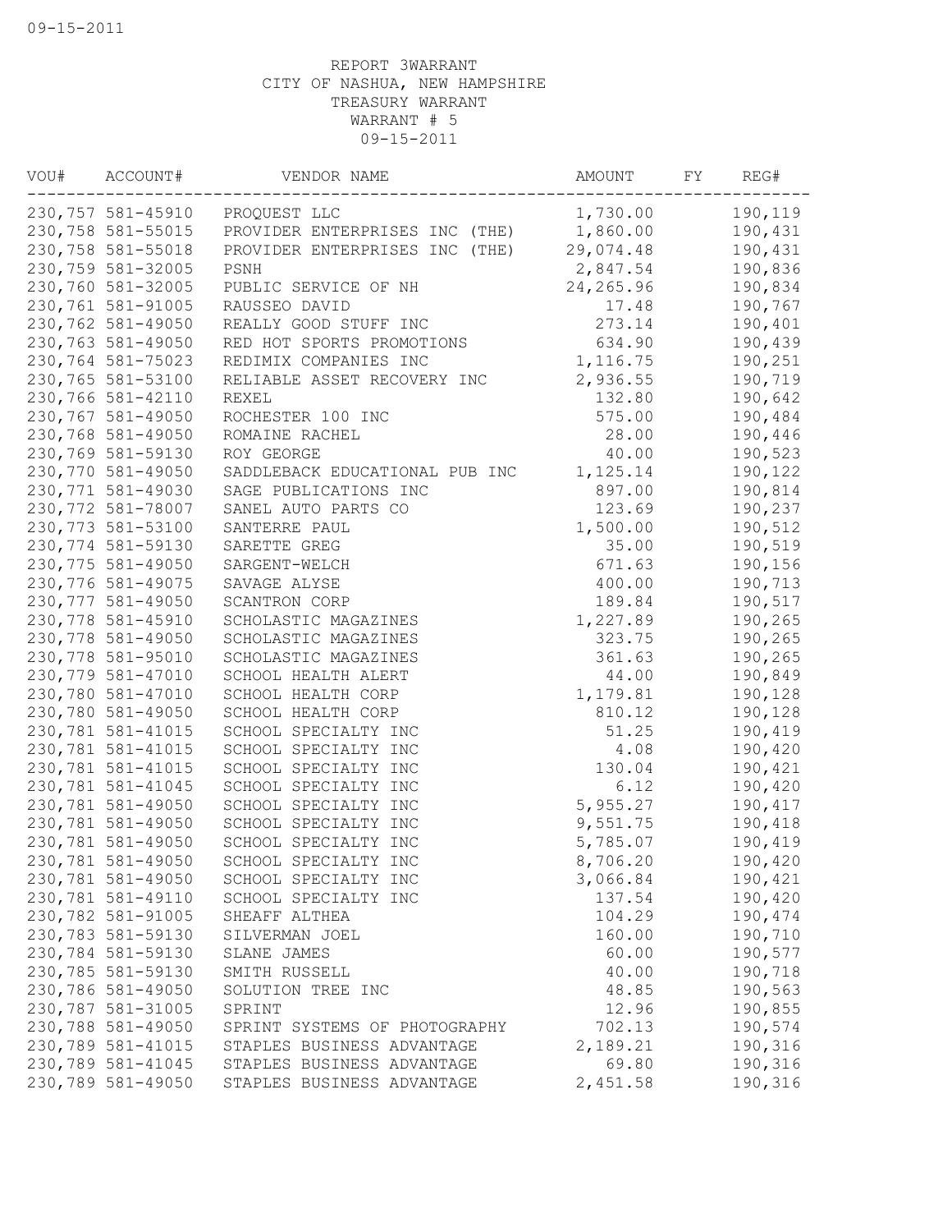09-15-2011

REPORT 3WARRANT
CITY OF NASHUA, NEW HAMPSHIRE
TREASURY WARRANT
WARRANT # 5
09-15-2011

| VOU# | ACCOUNT# | VENDOR NAME | AMOUNT | FY | REG# |
|---|---|---|---|---|---|
| 230,757 | 581-45910 | PROQUEST LLC | 1,730.00 | | 190,119 |
| 230,758 | 581-55015 | PROVIDER ENTERPRISES INC (THE) | 1,860.00 | | 190,431 |
| 230,758 | 581-55018 | PROVIDER ENTERPRISES INC (THE) | 29,074.48 | | 190,431 |
| 230,759 | 581-32005 | PSNH | 2,847.54 | | 190,836 |
| 230,760 | 581-32005 | PUBLIC SERVICE OF NH | 24,265.96 | | 190,834 |
| 230,761 | 581-91005 | RAUSSEO DAVID | 17.48 | | 190,767 |
| 230,762 | 581-49050 | REALLY GOOD STUFF INC | 273.14 | | 190,401 |
| 230,763 | 581-49050 | RED HOT SPORTS PROMOTIONS | 634.90 | | 190,439 |
| 230,764 | 581-75023 | REDIMIX COMPANIES INC | 1,116.75 | | 190,251 |
| 230,765 | 581-53100 | RELIABLE ASSET RECOVERY INC | 2,936.55 | | 190,719 |
| 230,766 | 581-42110 | REXEL | 132.80 | | 190,642 |
| 230,767 | 581-49050 | ROCHESTER 100 INC | 575.00 | | 190,484 |
| 230,768 | 581-49050 | ROMAINE RACHEL | 28.00 | | 190,446 |
| 230,769 | 581-59130 | ROY GEORGE | 40.00 | | 190,523 |
| 230,770 | 581-49050 | SADDLEBACK EDUCATIONAL PUB INC | 1,125.14 | | 190,122 |
| 230,771 | 581-49030 | SAGE PUBLICATIONS INC | 897.00 | | 190,814 |
| 230,772 | 581-78007 | SANEL AUTO PARTS CO | 123.69 | | 190,237 |
| 230,773 | 581-53100 | SANTERRE PAUL | 1,500.00 | | 190,512 |
| 230,774 | 581-59130 | SARETTE GREG | 35.00 | | 190,519 |
| 230,775 | 581-49050 | SARGENT-WELCH | 671.63 | | 190,156 |
| 230,776 | 581-49075 | SAVAGE ALYSE | 400.00 | | 190,713 |
| 230,777 | 581-49050 | SCANTRON CORP | 189.84 | | 190,517 |
| 230,778 | 581-45910 | SCHOLASTIC MAGAZINES | 1,227.89 | | 190,265 |
| 230,778 | 581-49050 | SCHOLASTIC MAGAZINES | 323.75 | | 190,265 |
| 230,778 | 581-95010 | SCHOLASTIC MAGAZINES | 361.63 | | 190,265 |
| 230,779 | 581-47010 | SCHOOL HEALTH ALERT | 44.00 | | 190,849 |
| 230,780 | 581-47010 | SCHOOL HEALTH CORP | 1,179.81 | | 190,128 |
| 230,780 | 581-49050 | SCHOOL HEALTH CORP | 810.12 | | 190,128 |
| 230,781 | 581-41015 | SCHOOL SPECIALTY INC | 51.25 | | 190,419 |
| 230,781 | 581-41015 | SCHOOL SPECIALTY INC | 4.08 | | 190,420 |
| 230,781 | 581-41015 | SCHOOL SPECIALTY INC | 130.04 | | 190,421 |
| 230,781 | 581-41045 | SCHOOL SPECIALTY INC | 6.12 | | 190,420 |
| 230,781 | 581-49050 | SCHOOL SPECIALTY INC | 5,955.27 | | 190,417 |
| 230,781 | 581-49050 | SCHOOL SPECIALTY INC | 9,551.75 | | 190,418 |
| 230,781 | 581-49050 | SCHOOL SPECIALTY INC | 5,785.07 | | 190,419 |
| 230,781 | 581-49050 | SCHOOL SPECIALTY INC | 8,706.20 | | 190,420 |
| 230,781 | 581-49050 | SCHOOL SPECIALTY INC | 3,066.84 | | 190,421 |
| 230,781 | 581-49110 | SCHOOL SPECIALTY INC | 137.54 | | 190,420 |
| 230,782 | 581-91005 | SHEAFF ALTHEA | 104.29 | | 190,474 |
| 230,783 | 581-59130 | SILVERMAN JOEL | 160.00 | | 190,710 |
| 230,784 | 581-59130 | SLANE JAMES | 60.00 | | 190,577 |
| 230,785 | 581-59130 | SMITH RUSSELL | 40.00 | | 190,718 |
| 230,786 | 581-49050 | SOLUTION TREE INC | 48.85 | | 190,563 |
| 230,787 | 581-31005 | SPRINT | 12.96 | | 190,855 |
| 230,788 | 581-49050 | SPRINT SYSTEMS OF PHOTOGRAPHY | 702.13 | | 190,574 |
| 230,789 | 581-41015 | STAPLES BUSINESS ADVANTAGE | 2,189.21 | | 190,316 |
| 230,789 | 581-41045 | STAPLES BUSINESS ADVANTAGE | 69.80 | | 190,316 |
| 230,789 | 581-49050 | STAPLES BUSINESS ADVANTAGE | 2,451.58 | | 190,316 |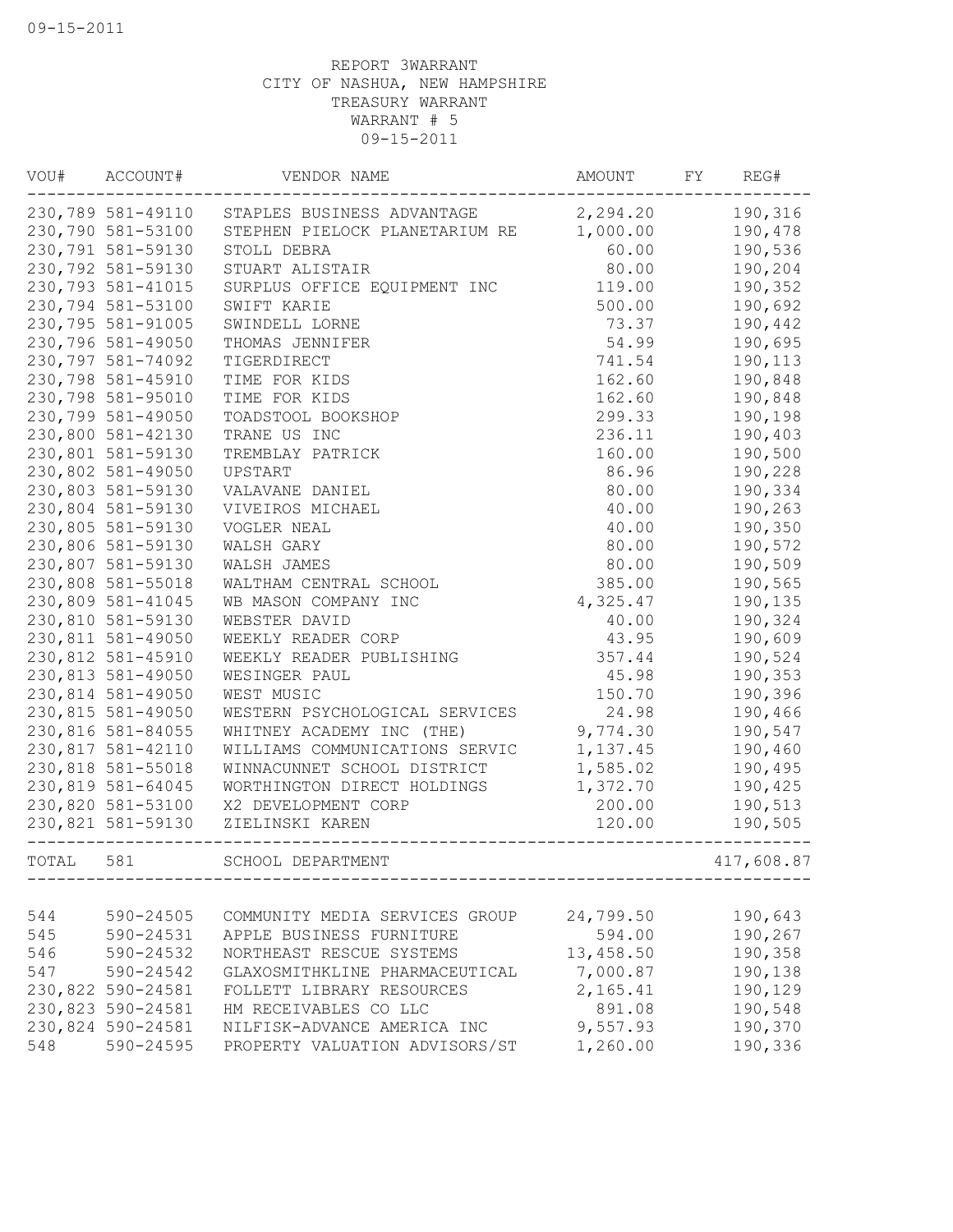09-15-2011

REPORT 3WARRANT
CITY OF NASHUA, NEW HAMPSHIRE
TREASURY WARRANT
WARRANT # 5
09-15-2011

| VOU# | ACCOUNT# | VENDOR NAME | AMOUNT | FY | REG# |
|---|---|---|---|---|---|
| 230,789 | 581-49110 | STAPLES BUSINESS ADVANTAGE | 2,294.20 | | 190,316 |
| 230,790 | 581-53100 | STEPHEN PIELOCK PLANETARIUM RE | 1,000.00 | | 190,478 |
| 230,791 | 581-59130 | STOLL DEBRA | 60.00 | | 190,536 |
| 230,792 | 581-59130 | STUART ALISTAIR | 80.00 | | 190,204 |
| 230,793 | 581-41015 | SURPLUS OFFICE EQUIPMENT INC | 119.00 | | 190,352 |
| 230,794 | 581-53100 | SWIFT KARIE | 500.00 | | 190,692 |
| 230,795 | 581-91005 | SWINDELL LORNE | 73.37 | | 190,442 |
| 230,796 | 581-49050 | THOMAS JENNIFER | 54.99 | | 190,695 |
| 230,797 | 581-74092 | TIGERDIRECT | 741.54 | | 190,113 |
| 230,798 | 581-45910 | TIME FOR KIDS | 162.60 | | 190,848 |
| 230,798 | 581-95010 | TIME FOR KIDS | 162.60 | | 190,848 |
| 230,799 | 581-49050 | TOADSTOOL BOOKSHOP | 299.33 | | 190,198 |
| 230,800 | 581-42130 | TRANE US INC | 236.11 | | 190,403 |
| 230,801 | 581-59130 | TREMBLAY PATRICK | 160.00 | | 190,500 |
| 230,802 | 581-49050 | UPSTART | 86.96 | | 190,228 |
| 230,803 | 581-59130 | VALAVANE DANIEL | 80.00 | | 190,334 |
| 230,804 | 581-59130 | VIVEIROS MICHAEL | 40.00 | | 190,263 |
| 230,805 | 581-59130 | VOGLER NEAL | 40.00 | | 190,350 |
| 230,806 | 581-59130 | WALSH GARY | 80.00 | | 190,572 |
| 230,807 | 581-59130 | WALSH JAMES | 80.00 | | 190,509 |
| 230,808 | 581-55018 | WALTHAM CENTRAL SCHOOL | 385.00 | | 190,565 |
| 230,809 | 581-41045 | WB MASON COMPANY INC | 4,325.47 | | 190,135 |
| 230,810 | 581-59130 | WEBSTER DAVID | 40.00 | | 190,324 |
| 230,811 | 581-49050 | WEEKLY READER CORP | 43.95 | | 190,609 |
| 230,812 | 581-45910 | WEEKLY READER PUBLISHING | 357.44 | | 190,524 |
| 230,813 | 581-49050 | WESINGER PAUL | 45.98 | | 190,353 |
| 230,814 | 581-49050 | WEST MUSIC | 150.70 | | 190,396 |
| 230,815 | 581-49050 | WESTERN PSYCHOLOGICAL SERVICES | 24.98 | | 190,466 |
| 230,816 | 581-84055 | WHITNEY ACADEMY INC (THE) | 9,774.30 | | 190,547 |
| 230,817 | 581-42110 | WILLIAMS COMMUNICATIONS SERVIC | 1,137.45 | | 190,460 |
| 230,818 | 581-55018 | WINNACUNNET SCHOOL DISTRICT | 1,585.02 | | 190,495 |
| 230,819 | 581-64045 | WORTHINGTON DIRECT HOLDINGS | 1,372.70 | | 190,425 |
| 230,820 | 581-53100 | X2 DEVELOPMENT CORP | 200.00 | | 190,513 |
| 230,821 | 581-59130 | ZIELINSKI KAREN | 120.00 | | 190,505 |
| TOTAL | 581 | SCHOOL DEPARTMENT | | | 417,608.87 |
| 544 | 590-24505 | COMMUNITY MEDIA SERVICES GROUP | 24,799.50 | | 190,643 |
| 545 | 590-24531 | APPLE BUSINESS FURNITURE | 594.00 | | 190,267 |
| 546 | 590-24532 | NORTHEAST RESCUE SYSTEMS | 13,458.50 | | 190,358 |
| 547 | 590-24542 | GLAXOSMITHKLINE PHARMACEUTICAL | 7,000.87 | | 190,138 |
| 230,822 | 590-24581 | FOLLETT LIBRARY RESOURCES | 2,165.41 | | 190,129 |
| 230,823 | 590-24581 | HM RECEIVABLES CO LLC | 891.08 | | 190,548 |
| 230,824 | 590-24581 | NILFISK-ADVANCE AMERICA INC | 9,557.93 | | 190,370 |
| 548 | 590-24595 | PROPERTY VALUATION ADVISORS/ST | 1,260.00 | | 190,336 |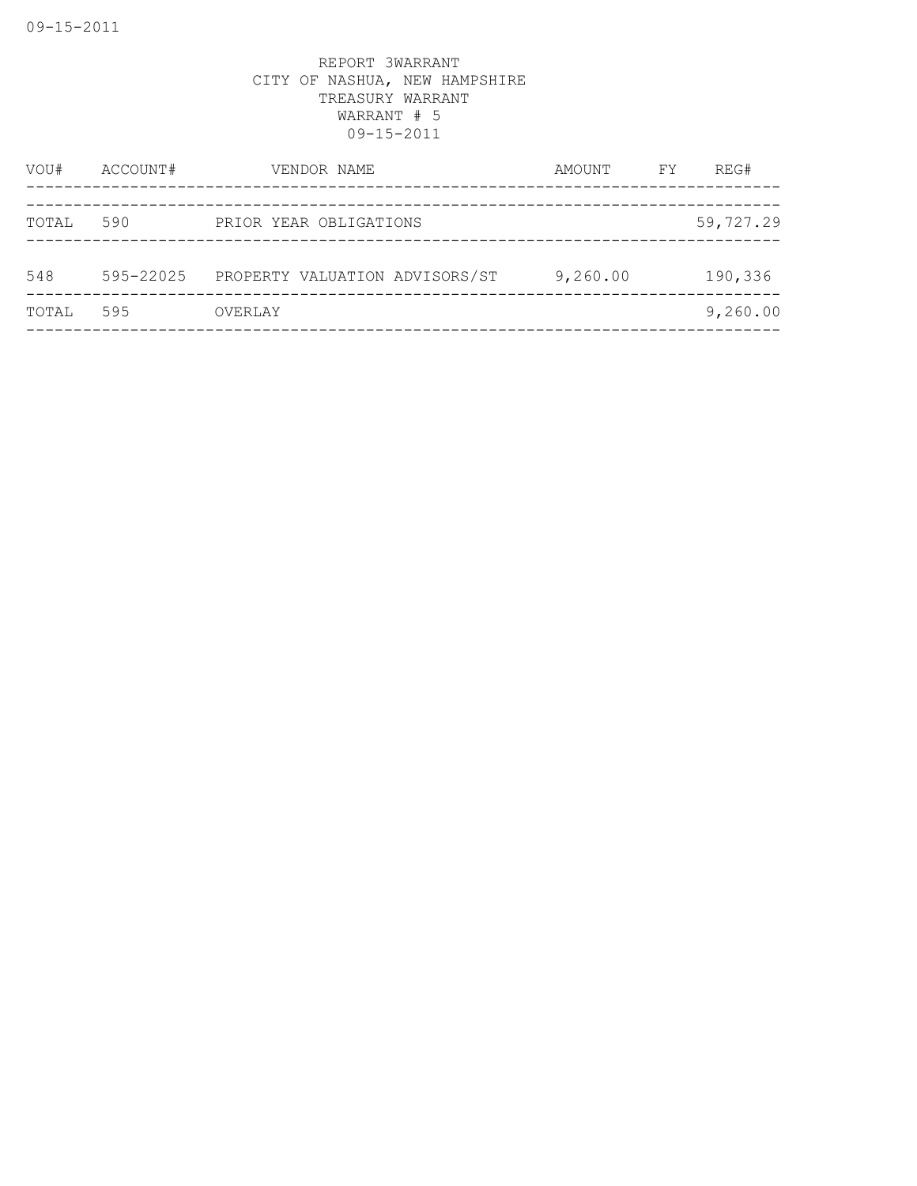REPORT 3WARRANT
CITY OF NASHUA, NEW HAMPSHIRE
TREASURY WARRANT
WARRANT # 5
09-15-2011

| VOU# | ACCOUNT# | VENDOR NAME | AMOUNT | FY | REG# |
|---|---|---|---|---|---|
| TOTAL | 590 | PRIOR YEAR OBLIGATIONS | | | 59,727.29 |
| 548 | 595-22025 | PROPERTY VALUATION ADVISORS/ST | 9,260.00 | | 190,336 |
| TOTAL | 595 | OVERLAY | | | 9,260.00 |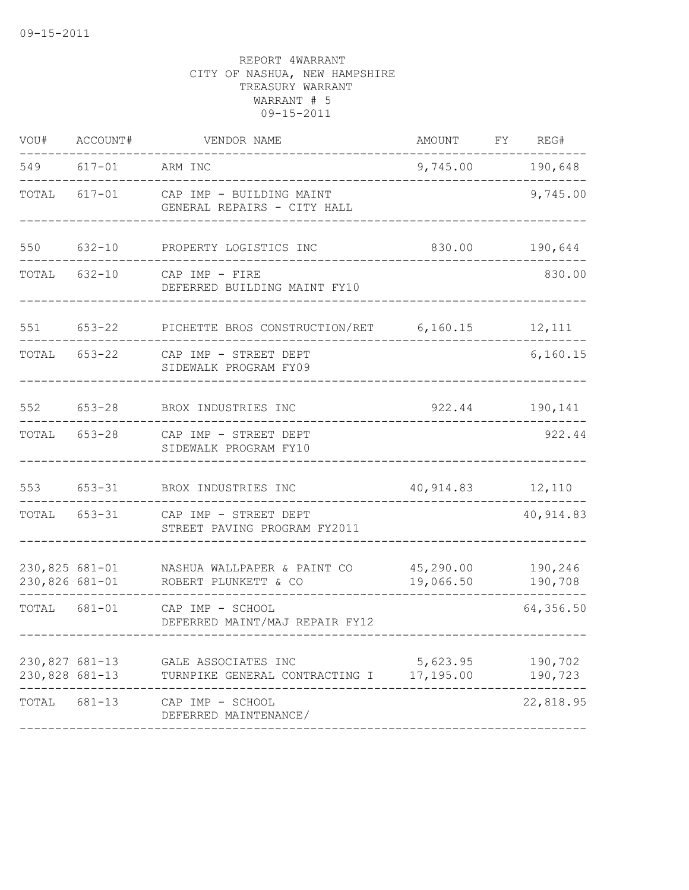REPORT 4WARRANT
CITY OF NASHUA, NEW HAMPSHIRE
TREASURY WARRANT
WARRANT # 5
09-15-2011

| VOU# | ACCOUNT# | VENDOR NAME | AMOUNT | FY | REG# |
|---|---|---|---|---|---|
| 549 | 617-01 | ARM INC | 9,745.00 | | 190,648 |
| TOTAL | 617-01 | CAP IMP - BUILDING MAINT<br>GENERAL REPAIRS - CITY HALL | | | 9,745.00 |
| 550 | 632-10 | PROPERTY LOGISTICS INC | 830.00 | | 190,644 |
| TOTAL | 632-10 | CAP IMP - FIRE<br>DEFERRED BUILDING MAINT FY10 | | | 830.00 |
| 551 | 653-22 | PICHETTE BROS CONSTRUCTION/RET | 6,160.15 | | 12,111 |
| TOTAL | 653-22 | CAP IMP - STREET DEPT<br>SIDEWALK PROGRAM FY09 | | | 6,160.15 |
| 552 | 653-28 | BROX INDUSTRIES INC | 922.44 | | 190,141 |
| TOTAL | 653-28 | CAP IMP - STREET DEPT<br>SIDEWALK PROGRAM FY10 | | | 922.44 |
| 553 | 653-31 | BROX INDUSTRIES INC | 40,914.83 | | 12,110 |
| TOTAL | 653-31 | CAP IMP - STREET DEPT<br>STREET PAVING PROGRAM FY2011 | | | 40,914.83 |
| 230,825 | 681-01 | NASHUA WALLPAPER & PAINT CO | 45,290.00 | | 190,246 |
| 230,826 | 681-01 | ROBERT PLUNKETT & CO | 19,066.50 | | 190,708 |
| TOTAL | 681-01 | CAP IMP - SCHOOL<br>DEFERRED MAINT/MAJ REPAIR FY12 | | | 64,356.50 |
| 230,827 | 681-13 | GALE ASSOCIATES INC | 5,623.95 | | 190,702 |
| 230,828 | 681-13 | TURNPIKE GENERAL CONTRACTING I | 17,195.00 | | 190,723 |
| TOTAL | 681-13 | CAP IMP - SCHOOL<br>DEFERRED MAINTENANCE/ | | | 22,818.95 |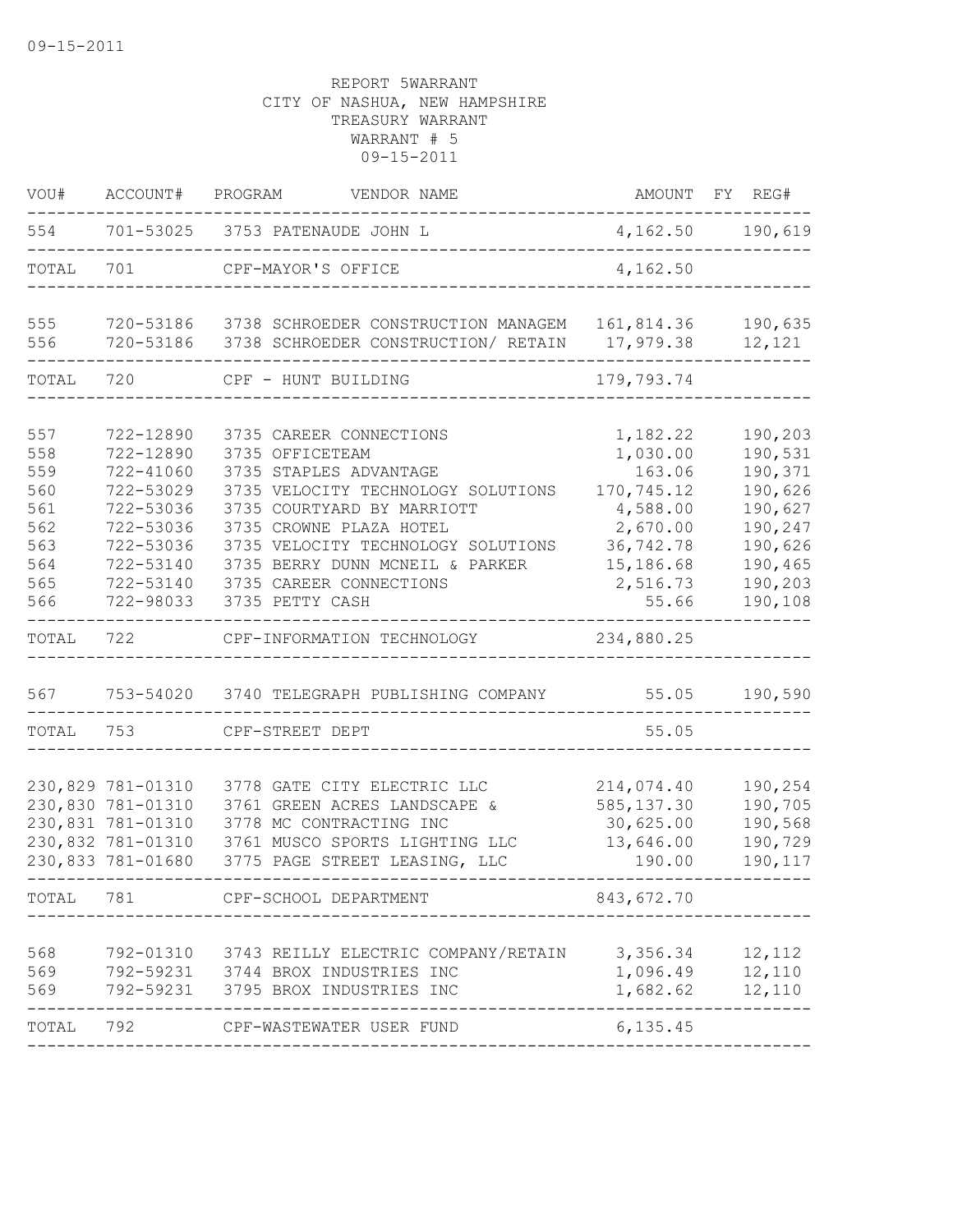REPORT 5WARRANT
CITY OF NASHUA, NEW HAMPSHIRE
TREASURY WARRANT
WARRANT # 5
09-15-2011

| VOU# | ACCOUNT# | PROGRAM | VENDOR NAME | AMOUNT | FY | REG# |
|---|---|---|---|---|---|---|
| 554 | 701-53025 | 3753 | PATENAUDE JOHN L | 4,162.50 | | 190,619 |
| TOTAL | 701 | | CPF-MAYOR'S OFFICE | 4,162.50 | | |
| 555 | 720-53186 | 3738 | SCHROEDER CONSTRUCTION MANAGEM | 161,814.36 | | 190,635 |
| 556 | 720-53186 | 3738 | SCHROEDER CONSTRUCTION/ RETAIN | 17,979.38 | | 12,121 |
| TOTAL | 720 | | CPF - HUNT BUILDING | 179,793.74 | | |
| 557 | 722-12890 | 3735 | CAREER CONNECTIONS | 1,182.22 | | 190,203 |
| 558 | 722-12890 | 3735 | OFFICETEAM | 1,030.00 | | 190,531 |
| 559 | 722-41060 | 3735 | STAPLES ADVANTAGE | 163.06 | | 190,371 |
| 560 | 722-53029 | 3735 | VELOCITY TECHNOLOGY SOLUTIONS | 170,745.12 | | 190,626 |
| 561 | 722-53036 | 3735 | COURTYARD BY MARRIOTT | 4,588.00 | | 190,627 |
| 562 | 722-53036 | 3735 | CROWNE PLAZA HOTEL | 2,670.00 | | 190,247 |
| 563 | 722-53036 | 3735 | VELOCITY TECHNOLOGY SOLUTIONS | 36,742.78 | | 190,626 |
| 564 | 722-53140 | 3735 | BERRY DUNN MCNEIL & PARKER | 15,186.68 | | 190,465 |
| 565 | 722-53140 | 3735 | CAREER CONNECTIONS | 2,516.73 | | 190,203 |
| 566 | 722-98033 | 3735 | PETTY CASH | 55.66 | | 190,108 |
| TOTAL | 722 | | CPF-INFORMATION TECHNOLOGY | 234,880.25 | | |
| 567 | 753-54020 | 3740 | TELEGRAPH PUBLISHING COMPANY | 55.05 | | 190,590 |
| TOTAL | 753 | | CPF-STREET DEPT | 55.05 | | |
| 230,829 | 781-01310 | 3778 | GATE CITY ELECTRIC LLC | 214,074.40 | | 190,254 |
| 230,830 | 781-01310 | 3761 | GREEN ACRES LANDSCAPE & | 585,137.30 | | 190,705 |
| 230,831 | 781-01310 | 3778 | MC CONTRACTING INC | 30,625.00 | | 190,568 |
| 230,832 | 781-01310 | 3761 | MUSCO SPORTS LIGHTING LLC | 13,646.00 | | 190,729 |
| 230,833 | 781-01680 | 3775 | PAGE STREET LEASING, LLC | 190.00 | | 190,117 |
| TOTAL | 781 | | CPF-SCHOOL DEPARTMENT | 843,672.70 | | |
| 568 | 792-01310 | 3743 | REILLY ELECTRIC COMPANY/RETAIN | 3,356.34 | | 12,112 |
| 569 | 792-59231 | 3744 | BROX INDUSTRIES INC | 1,096.49 | | 12,110 |
| 569 | 792-59231 | 3795 | BROX INDUSTRIES INC | 1,682.62 | | 12,110 |
| TOTAL | 792 | | CPF-WASTEWATER USER FUND | 6,135.45 | | |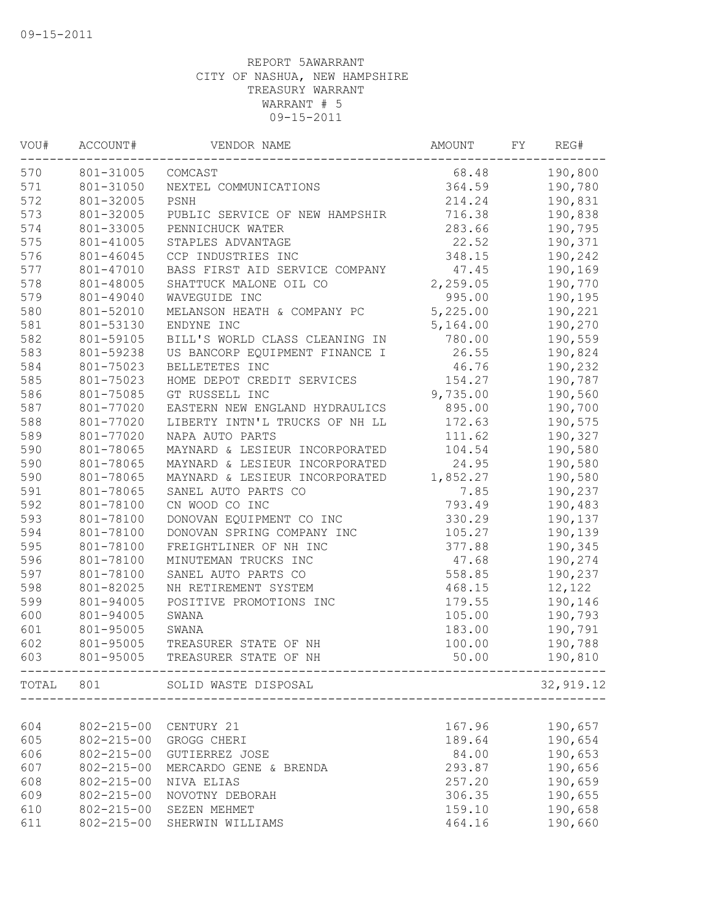09-15-2011

REPORT 5AWARRANT
CITY OF NASHUA, NEW HAMPSHIRE
TREASURY WARRANT
WARRANT # 5
09-15-2011

| VOU# | ACCOUNT# | VENDOR NAME | AMOUNT | FY | REG# |
|---|---|---|---|---|---|
| 570 | 801-31005 | COMCAST | 68.48 | | 190,800 |
| 571 | 801-31050 | NEXTEL COMMUNICATIONS | 364.59 | | 190,780 |
| 572 | 801-32005 | PSNH | 214.24 | | 190,831 |
| 573 | 801-32005 | PUBLIC SERVICE OF NEW HAMPSHIR | 716.38 | | 190,838 |
| 574 | 801-33005 | PENNICHUCK WATER | 283.66 | | 190,795 |
| 575 | 801-41005 | STAPLES ADVANTAGE | 22.52 | | 190,371 |
| 576 | 801-46045 | CCP INDUSTRIES INC | 348.15 | | 190,242 |
| 577 | 801-47010 | BASS FIRST AID SERVICE COMPANY | 47.45 | | 190,169 |
| 578 | 801-48005 | SHATTUCK MALONE OIL CO | 2,259.05 | | 190,770 |
| 579 | 801-49040 | WAVEGUIDE INC | 995.00 | | 190,195 |
| 580 | 801-52010 | MELANSON HEATH & COMPANY PC | 5,225.00 | | 190,221 |
| 581 | 801-53130 | ENDYNE INC | 5,164.00 | | 190,270 |
| 582 | 801-59105 | BILL'S WORLD CLASS CLEANING IN | 780.00 | | 190,559 |
| 583 | 801-59238 | US BANCORP EQUIPMENT FINANCE I | 26.55 | | 190,824 |
| 584 | 801-75023 | BELLETETES INC | 46.76 | | 190,232 |
| 585 | 801-75023 | HOME DEPOT CREDIT SERVICES | 154.27 | | 190,787 |
| 586 | 801-75085 | GT RUSSELL INC | 9,735.00 | | 190,560 |
| 587 | 801-77020 | EASTERN NEW ENGLAND HYDRAULICS | 895.00 | | 190,700 |
| 588 | 801-77020 | LIBERTY INTN'L TRUCKS OF NH LL | 172.63 | | 190,575 |
| 589 | 801-77020 | NAPA AUTO PARTS | 111.62 | | 190,327 |
| 590 | 801-78065 | MAYNARD & LESIEUR INCORPORATED | 104.54 | | 190,580 |
| 590 | 801-78065 | MAYNARD & LESIEUR INCORPORATED | 24.95 | | 190,580 |
| 590 | 801-78065 | MAYNARD & LESIEUR INCORPORATED | 1,852.27 | | 190,580 |
| 591 | 801-78065 | SANEL AUTO PARTS CO | 7.85 | | 190,237 |
| 592 | 801-78100 | CN WOOD CO INC | 793.49 | | 190,483 |
| 593 | 801-78100 | DONOVAN EQUIPMENT CO INC | 330.29 | | 190,137 |
| 594 | 801-78100 | DONOVAN SPRING COMPANY INC | 105.27 | | 190,139 |
| 595 | 801-78100 | FREIGHTLINER OF NH INC | 377.88 | | 190,345 |
| 596 | 801-78100 | MINUTEMAN TRUCKS INC | 47.68 | | 190,274 |
| 597 | 801-78100 | SANEL AUTO PARTS CO | 558.85 | | 190,237 |
| 598 | 801-82025 | NH RETIREMENT SYSTEM | 468.15 | | 12,122 |
| 599 | 801-94005 | POSITIVE PROMOTIONS INC | 179.55 | | 190,146 |
| 600 | 801-94005 | SWANA | 105.00 | | 190,793 |
| 601 | 801-95005 | SWANA | 183.00 | | 190,791 |
| 602 | 801-95005 | TREASURER STATE OF NH | 100.00 | | 190,788 |
| 603 | 801-95005 | TREASURER STATE OF NH | 50.00 | | 190,810 |
| TOTAL | 801 | SOLID WASTE DISPOSAL | | | 32,919.12 |
| 604 | 802-215-00 | CENTURY 21 | 167.96 | | 190,657 |
| 605 | 802-215-00 | GROGG CHERI | 189.64 | | 190,654 |
| 606 | 802-215-00 | GUTIERREZ JOSE | 84.00 | | 190,653 |
| 607 | 802-215-00 | MERCARDO GENE & BRENDA | 293.87 | | 190,656 |
| 608 | 802-215-00 | NIVA ELIAS | 257.20 | | 190,659 |
| 609 | 802-215-00 | NOVOTNY DEBORAH | 306.35 | | 190,655 |
| 610 | 802-215-00 | SEZEN MEHMET | 159.10 | | 190,658 |
| 611 | 802-215-00 | SHERWIN WILLIAMS | 464.16 | | 190,660 |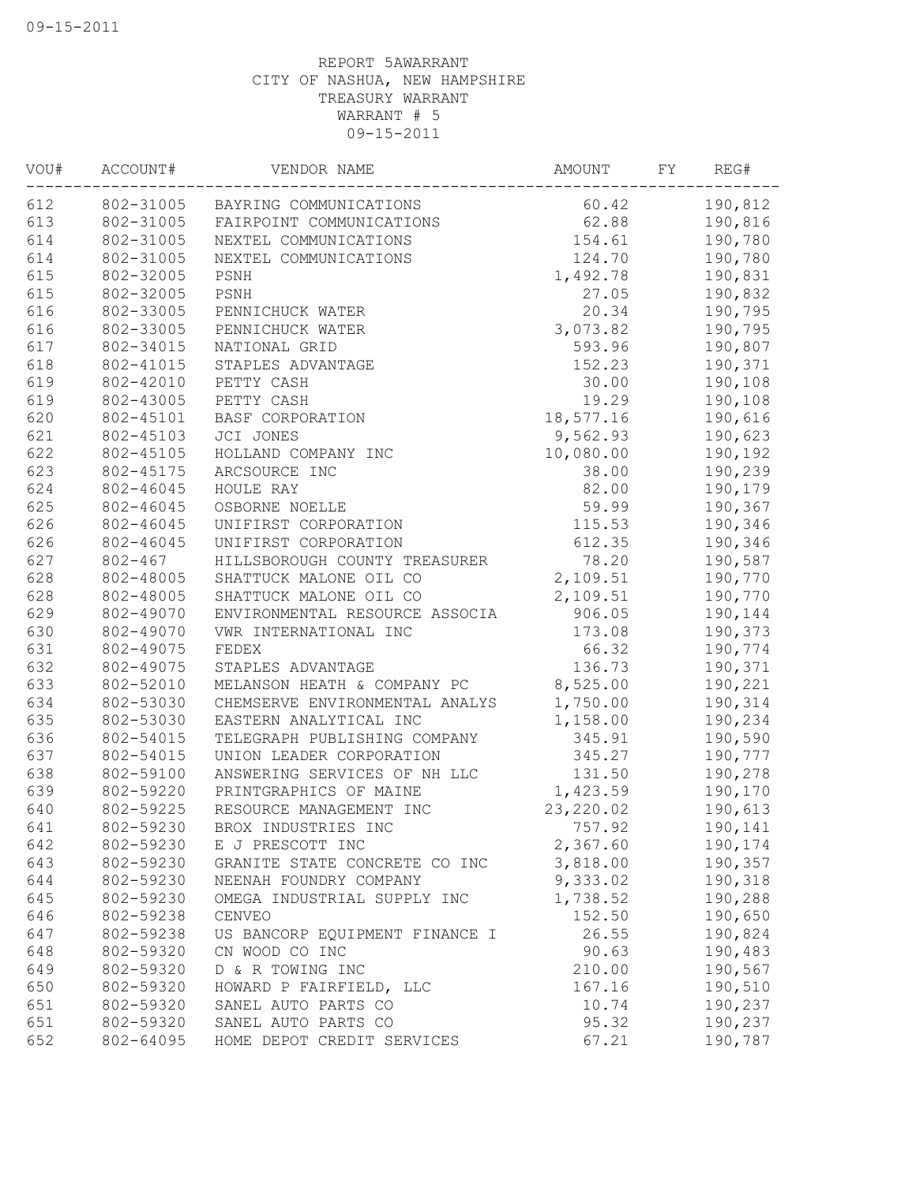REPORT 5AWARRANT
CITY OF NASHUA, NEW HAMPSHIRE
TREASURY WARRANT
WARRANT # 5
09-15-2011

| VOU# | ACCOUNT# | VENDOR NAME | AMOUNT | FY | REG# |
|---|---|---|---|---|---|
| 612 | 802-31005 | BAYRING COMMUNICATIONS | 60.42 | | 190,812 |
| 613 | 802-31005 | FAIRPOINT COMMUNICATIONS | 62.88 | | 190,816 |
| 614 | 802-31005 | NEXTEL COMMUNICATIONS | 154.61 | | 190,780 |
| 614 | 802-31005 | NEXTEL COMMUNICATIONS | 124.70 | | 190,780 |
| 615 | 802-32005 | PSNH | 1,492.78 | | 190,831 |
| 615 | 802-32005 | PSNH | 27.05 | | 190,832 |
| 616 | 802-33005 | PENNICHUCK WATER | 20.34 | | 190,795 |
| 616 | 802-33005 | PENNICHUCK WATER | 3,073.82 | | 190,795 |
| 617 | 802-34015 | NATIONAL GRID | 593.96 | | 190,807 |
| 618 | 802-41015 | STAPLES ADVANTAGE | 152.23 | | 190,371 |
| 619 | 802-42010 | PETTY CASH | 30.00 | | 190,108 |
| 619 | 802-43005 | PETTY CASH | 19.29 | | 190,108 |
| 620 | 802-45101 | BASF CORPORATION | 18,577.16 | | 190,616 |
| 621 | 802-45103 | JCI JONES | 9,562.93 | | 190,623 |
| 622 | 802-45105 | HOLLAND COMPANY INC | 10,080.00 | | 190,192 |
| 623 | 802-45175 | ARCSOURCE INC | 38.00 | | 190,239 |
| 624 | 802-46045 | HOULE RAY | 82.00 | | 190,179 |
| 625 | 802-46045 | OSBORNE NOELLE | 59.99 | | 190,367 |
| 626 | 802-46045 | UNIFIRST CORPORATION | 115.53 | | 190,346 |
| 626 | 802-46045 | UNIFIRST CORPORATION | 612.35 | | 190,346 |
| 627 | 802-467 | HILLSBOROUGH COUNTY TREASURER | 78.20 | | 190,587 |
| 628 | 802-48005 | SHATTUCK MALONE OIL CO | 2,109.51 | | 190,770 |
| 628 | 802-48005 | SHATTUCK MALONE OIL CO | 2,109.51 | | 190,770 |
| 629 | 802-49070 | ENVIRONMENTAL RESOURCE ASSOCIA | 906.05 | | 190,144 |
| 630 | 802-49070 | VWR INTERNATIONAL INC | 173.08 | | 190,373 |
| 631 | 802-49075 | FEDEX | 66.32 | | 190,774 |
| 632 | 802-49075 | STAPLES ADVANTAGE | 136.73 | | 190,371 |
| 633 | 802-52010 | MELANSON HEATH & COMPANY PC | 8,525.00 | | 190,221 |
| 634 | 802-53030 | CHEMSERVE ENVIRONMENTAL ANALYS | 1,750.00 | | 190,314 |
| 635 | 802-53030 | EASTERN ANALYTICAL INC | 1,158.00 | | 190,234 |
| 636 | 802-54015 | TELEGRAPH PUBLISHING COMPANY | 345.91 | | 190,590 |
| 637 | 802-54015 | UNION LEADER CORPORATION | 345.27 | | 190,777 |
| 638 | 802-59100 | ANSWERING SERVICES OF NH LLC | 131.50 | | 190,278 |
| 639 | 802-59220 | PRINTGRAPHICS OF MAINE | 1,423.59 | | 190,170 |
| 640 | 802-59225 | RESOURCE MANAGEMENT INC | 23,220.02 | | 190,613 |
| 641 | 802-59230 | BROX INDUSTRIES INC | 757.92 | | 190,141 |
| 642 | 802-59230 | E J PRESCOTT INC | 2,367.60 | | 190,174 |
| 643 | 802-59230 | GRANITE STATE CONCRETE CO INC | 3,818.00 | | 190,357 |
| 644 | 802-59230 | NEENAH FOUNDRY COMPANY | 9,333.02 | | 190,318 |
| 645 | 802-59230 | OMEGA INDUSTRIAL SUPPLY INC | 1,738.52 | | 190,288 |
| 646 | 802-59238 | CENVEO | 152.50 | | 190,650 |
| 647 | 802-59238 | US BANCORP EQUIPMENT FINANCE I | 26.55 | | 190,824 |
| 648 | 802-59320 | CN WOOD CO INC | 90.63 | | 190,483 |
| 649 | 802-59320 | D & R TOWING INC | 210.00 | | 190,567 |
| 650 | 802-59320 | HOWARD P FAIRFIELD, LLC | 167.16 | | 190,510 |
| 651 | 802-59320 | SANEL AUTO PARTS CO | 10.74 | | 190,237 |
| 651 | 802-59320 | SANEL AUTO PARTS CO | 95.32 | | 190,237 |
| 652 | 802-64095 | HOME DEPOT CREDIT SERVICES | 67.21 | | 190,787 |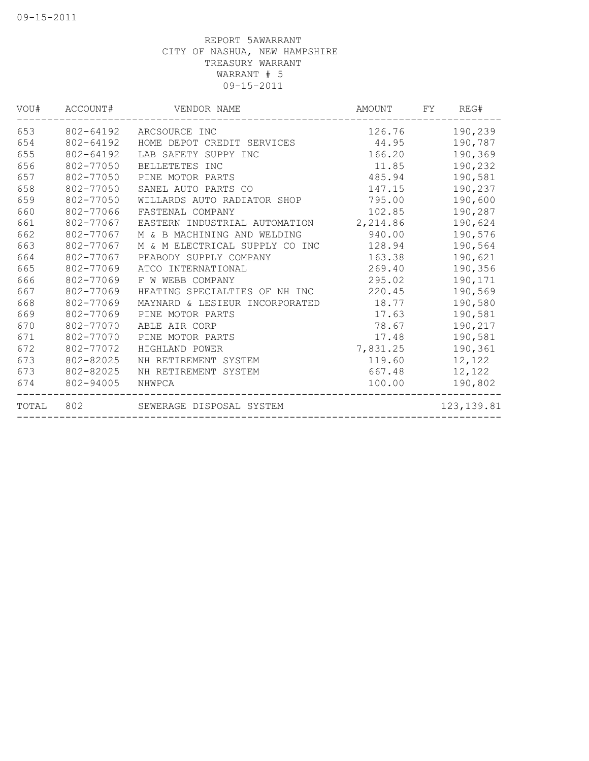REPORT 5AWARRANT
CITY OF NASHUA, NEW HAMPSHIRE
TREASURY WARRANT
WARRANT # 5
09-15-2011

| VOU# | ACCOUNT# | VENDOR NAME | AMOUNT | FY | REG# |
|---|---|---|---|---|---|
| 653 | 802-64192 | ARCSOURCE INC | 126.76 | | 190,239 |
| 654 | 802-64192 | HOME DEPOT CREDIT SERVICES | 44.95 | | 190,787 |
| 655 | 802-64192 | LAB SAFETY SUPPY INC | 166.20 | | 190,369 |
| 656 | 802-77050 | BELLETETES INC | 11.85 | | 190,232 |
| 657 | 802-77050 | PINE MOTOR PARTS | 485.94 | | 190,581 |
| 658 | 802-77050 | SANEL AUTO PARTS CO | 147.15 | | 190,237 |
| 659 | 802-77050 | WILLARDS AUTO RADIATOR SHOP | 795.00 | | 190,600 |
| 660 | 802-77066 | FASTENAL COMPANY | 102.85 | | 190,287 |
| 661 | 802-77067 | EASTERN INDUSTRIAL AUTOMATION | 2,214.86 | | 190,624 |
| 662 | 802-77067 | M & B MACHINING AND WELDING | 940.00 | | 190,576 |
| 663 | 802-77067 | M & M ELECTRICAL SUPPLY CO INC | 128.94 | | 190,564 |
| 664 | 802-77067 | PEABODY SUPPLY COMPANY | 163.38 | | 190,621 |
| 665 | 802-77069 | ATCO INTERNATIONAL | 269.40 | | 190,356 |
| 666 | 802-77069 | F W WEBB COMPANY | 295.02 | | 190,171 |
| 667 | 802-77069 | HEATING SPECIALTIES OF NH INC | 220.45 | | 190,569 |
| 668 | 802-77069 | MAYNARD & LESIEUR INCORPORATED | 18.77 | | 190,580 |
| 669 | 802-77069 | PINE MOTOR PARTS | 17.63 | | 190,581 |
| 670 | 802-77070 | ABLE AIR CORP | 78.67 | | 190,217 |
| 671 | 802-77070 | PINE MOTOR PARTS | 17.48 | | 190,581 |
| 672 | 802-77072 | HIGHLAND POWER | 7,831.25 | | 190,361 |
| 673 | 802-82025 | NH RETIREMENT SYSTEM | 119.60 | | 12,122 |
| 673 | 802-82025 | NH RETIREMENT SYSTEM | 667.48 | | 12,122 |
| 674 | 802-94005 | NHWPCA | 100.00 | | 190,802 |
| TOTAL | 802 | SEWERAGE DISPOSAL SYSTEM | | | 123,139.81 |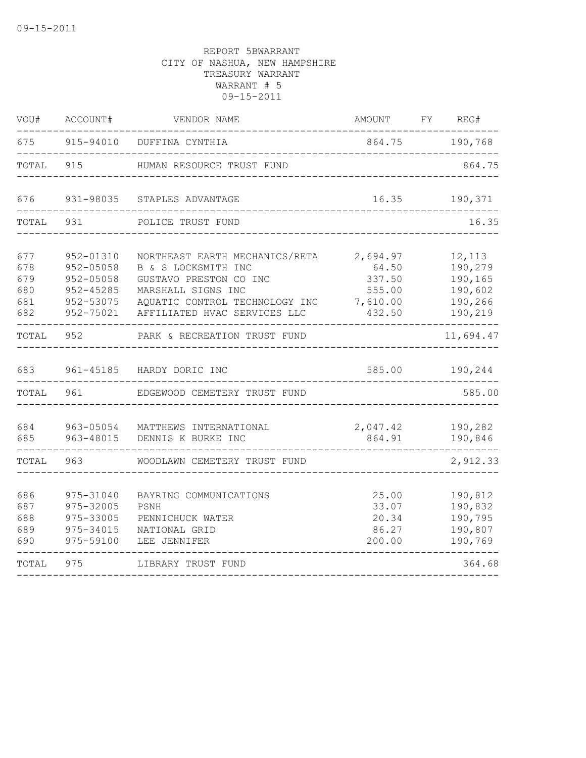09-15-2011

REPORT 5BWARRANT
CITY OF NASHUA, NEW HAMPSHIRE
TREASURY WARRANT
WARRANT # 5
09-15-2011

| VOU# | ACCOUNT# | VENDOR NAME | AMOUNT | FY | REG# |
|---|---|---|---|---|---|
| 675 | 915-94010 | DUFFINA CYNTHIA | 864.75 | | 190,768 |
| TOTAL | 915 | HUMAN RESOURCE TRUST FUND | | | 864.75 |
| 676 | 931-98035 | STAPLES ADVANTAGE | 16.35 | | 190,371 |
| TOTAL | 931 | POLICE TRUST FUND | | | 16.35 |
| 677 | 952-01310 | NORTHEAST EARTH MECHANICS/RETA | 2,694.97 | | 12,113 |
| 678 | 952-05058 | B & S LOCKSMITH INC | 64.50 | | 190,279 |
| 679 | 952-05058 | GUSTAVO PRESTON CO INC | 337.50 | | 190,165 |
| 680 | 952-45285 | MARSHALL SIGNS INC | 555.00 | | 190,602 |
| 681 | 952-53075 | AQUATIC CONTROL TECHNOLOGY INC | 7,610.00 | | 190,266 |
| 682 | 952-75021 | AFFILIATED HVAC SERVICES LLC | 432.50 | | 190,219 |
| TOTAL | 952 | PARK & RECREATION TRUST FUND | | | 11,694.47 |
| 683 | 961-45185 | HARDY DORIC INC | 585.00 | | 190,244 |
| TOTAL | 961 | EDGEWOOD CEMETERY TRUST FUND | | | 585.00 |
| 684 | 963-05054 | MATTHEWS INTERNATIONAL | 2,047.42 | | 190,282 |
| 685 | 963-48015 | DENNIS K BURKE INC | 864.91 | | 190,846 |
| TOTAL | 963 | WOODLAWN CEMETERY TRUST FUND | | | 2,912.33 |
| 686 | 975-31040 | BAYRING COMMUNICATIONS | 25.00 | | 190,812 |
| 687 | 975-32005 | PSNH | 33.07 | | 190,832 |
| 688 | 975-33005 | PENNICHUCK WATER | 20.34 | | 190,795 |
| 689 | 975-34015 | NATIONAL GRID | 86.27 | | 190,807 |
| 690 | 975-59100 | LEE JENNIFER | 200.00 | | 190,769 |
| TOTAL | 975 | LIBRARY TRUST FUND | | | 364.68 |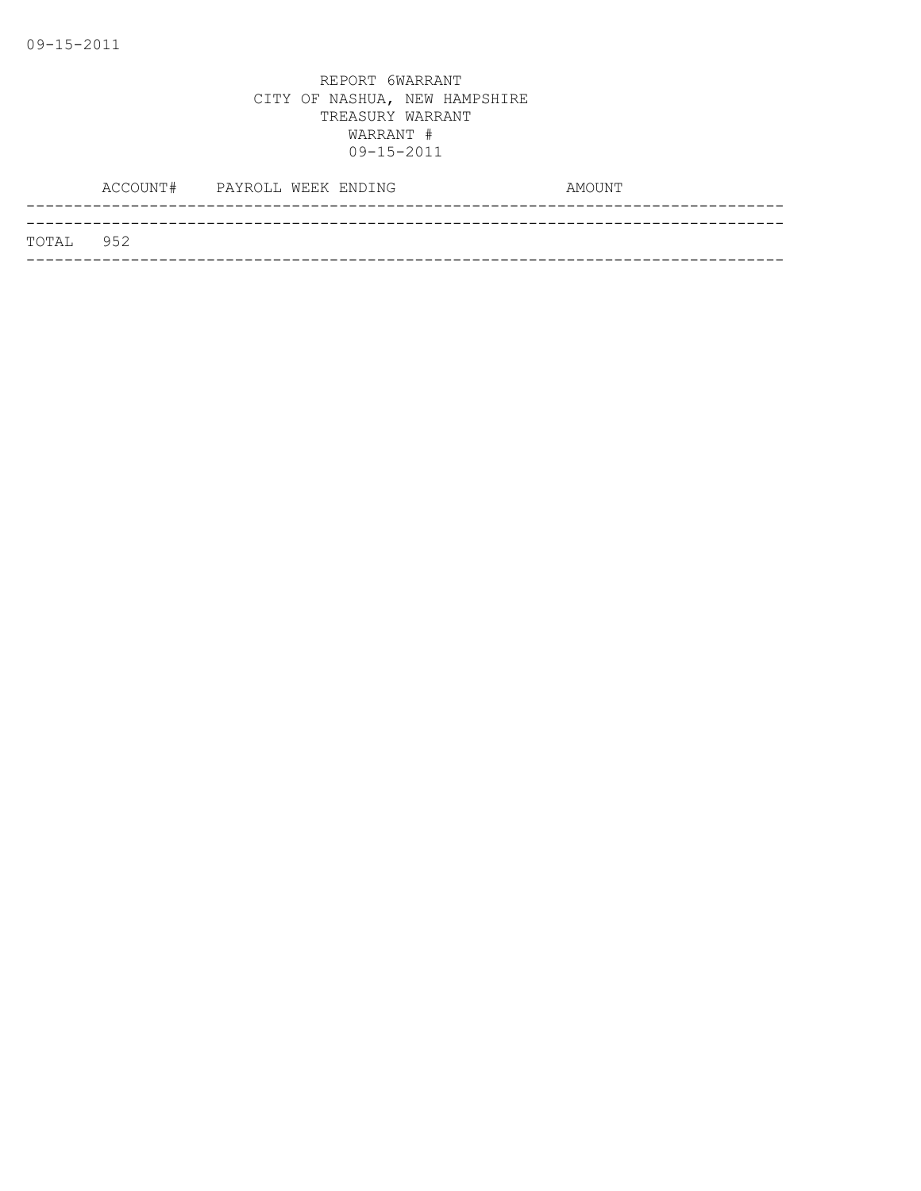REPORT 6WARRANT
CITY OF NASHUA, NEW HAMPSHIRE
TREASURY WARRANT
WARRANT #
09-15-2011

| ACCOUNT# | PAYROLL WEEK ENDING | AMOUNT |
|---|---|---|
| TOTAL 952 | | |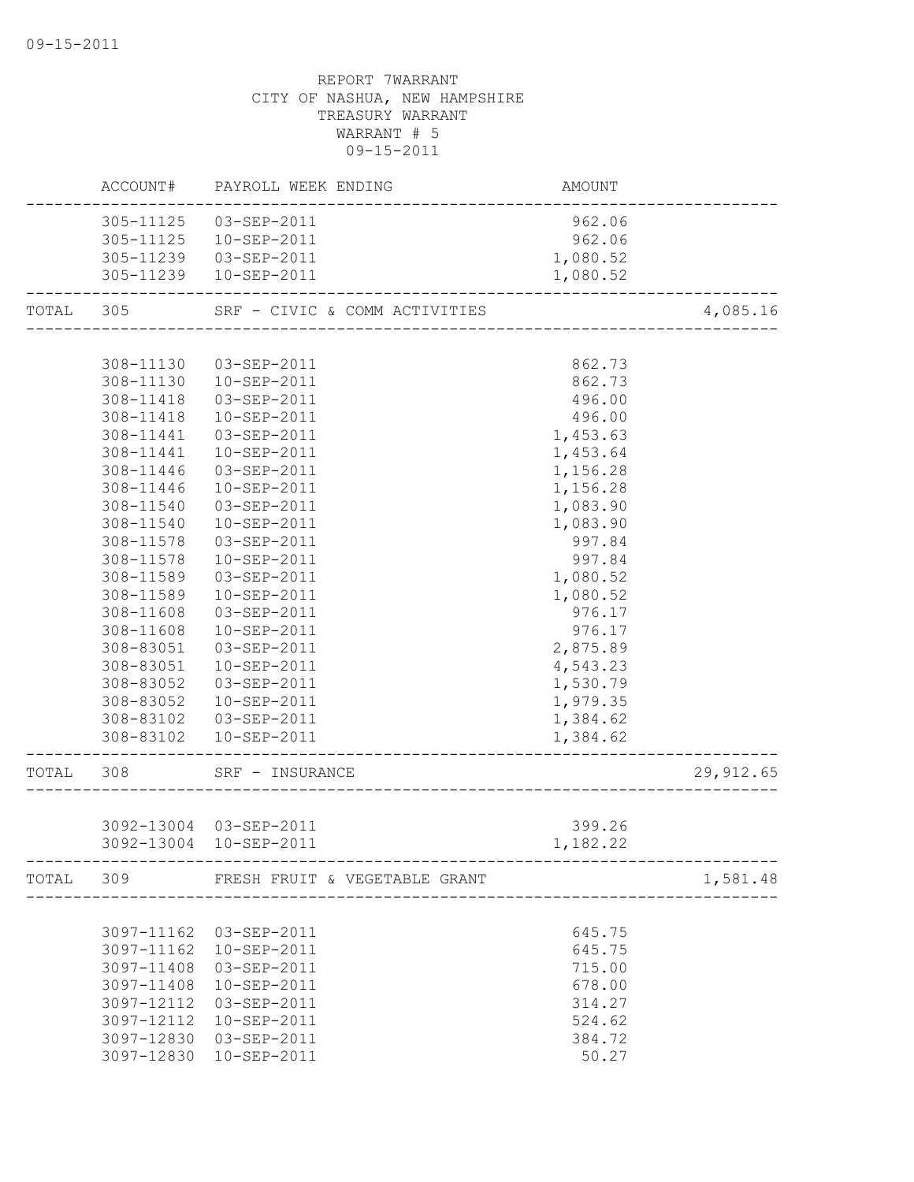REPORT 7WARRANT
CITY OF NASHUA, NEW HAMPSHIRE
TREASURY WARRANT
WARRANT # 5
09-15-2011

| | ACCOUNT# | PAYROLL WEEK ENDING | AMOUNT | |
|---|---|---|---|---|
| | 305-11125 | 03-SEP-2011 | 962.06 | |
| | 305-11125 | 10-SEP-2011 | 962.06 | |
| | 305-11239 | 03-SEP-2011 | 1,080.52 | |
| | 305-11239 | 10-SEP-2011 | 1,080.52 | |
| TOTAL | 305 | SRF - CIVIC & COMM ACTIVITIES | | 4,085.16 |
| | 308-11130 | 03-SEP-2011 | 862.73 | |
| | 308-11130 | 10-SEP-2011 | 862.73 | |
| | 308-11418 | 03-SEP-2011 | 496.00 | |
| | 308-11418 | 10-SEP-2011 | 496.00 | |
| | 308-11441 | 03-SEP-2011 | 1,453.63 | |
| | 308-11441 | 10-SEP-2011 | 1,453.64 | |
| | 308-11446 | 03-SEP-2011 | 1,156.28 | |
| | 308-11446 | 10-SEP-2011 | 1,156.28 | |
| | 308-11540 | 03-SEP-2011 | 1,083.90 | |
| | 308-11540 | 10-SEP-2011 | 1,083.90 | |
| | 308-11578 | 03-SEP-2011 | 997.84 | |
| | 308-11578 | 10-SEP-2011 | 997.84 | |
| | 308-11589 | 03-SEP-2011 | 1,080.52 | |
| | 308-11589 | 10-SEP-2011 | 1,080.52 | |
| | 308-11608 | 03-SEP-2011 | 976.17 | |
| | 308-11608 | 10-SEP-2011 | 976.17 | |
| | 308-83051 | 03-SEP-2011 | 2,875.89 | |
| | 308-83051 | 10-SEP-2011 | 4,543.23 | |
| | 308-83052 | 03-SEP-2011 | 1,530.79 | |
| | 308-83052 | 10-SEP-2011 | 1,979.35 | |
| | 308-83102 | 03-SEP-2011 | 1,384.62 | |
| | 308-83102 | 10-SEP-2011 | 1,384.62 | |
| TOTAL | 308 | SRF - INSURANCE | | 29,912.65 |
| | 3092-13004 | 03-SEP-2011 | 399.26 | |
| | 3092-13004 | 10-SEP-2011 | 1,182.22 | |
| TOTAL | 309 | FRESH FRUIT & VEGETABLE GRANT | | 1,581.48 |
| | 3097-11162 | 03-SEP-2011 | 645.75 | |
| | 3097-11162 | 10-SEP-2011 | 645.75 | |
| | 3097-11408 | 03-SEP-2011 | 715.00 | |
| | 3097-11408 | 10-SEP-2011 | 678.00 | |
| | 3097-12112 | 03-SEP-2011 | 314.27 | |
| | 3097-12112 | 10-SEP-2011 | 524.62 | |
| | 3097-12830 | 03-SEP-2011 | 384.72 | |
| | 3097-12830 | 10-SEP-2011 | 50.27 | |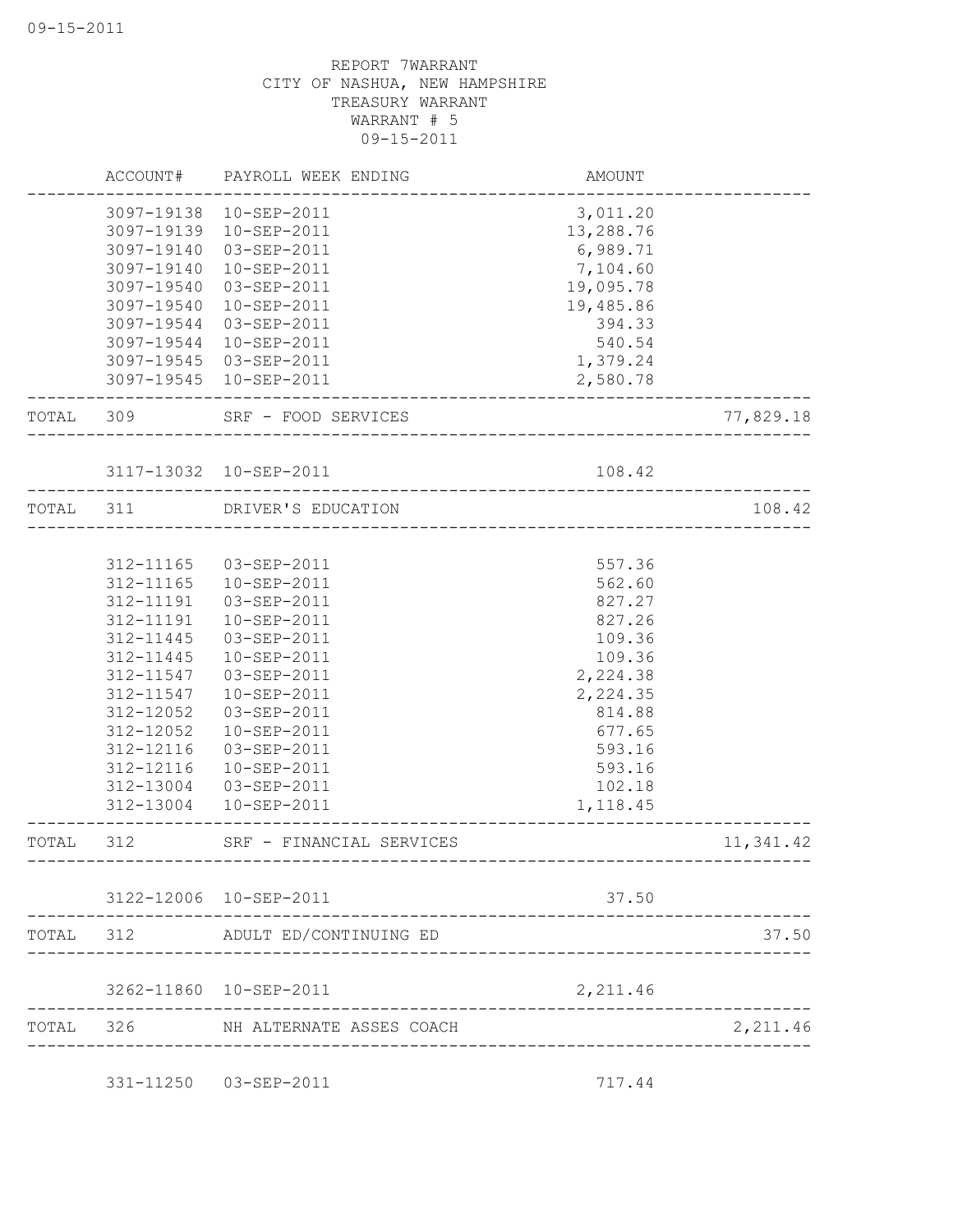REPORT 7WARRANT
CITY OF NASHUA, NEW HAMPSHIRE
TREASURY WARRANT
WARRANT # 5
09-15-2011

| | ACCOUNT# | PAYROLL WEEK ENDING | AMOUNT | |
|---|---|---|---|---|
| | 3097-19138 | 10-SEP-2011 | 3,011.20 | |
| | 3097-19139 | 10-SEP-2011 | 13,288.76 | |
| | 3097-19140 | 03-SEP-2011 | 6,989.71 | |
| | 3097-19140 | 10-SEP-2011 | 7,104.60 | |
| | 3097-19540 | 03-SEP-2011 | 19,095.78 | |
| | 3097-19540 | 10-SEP-2011 | 19,485.86 | |
| | 3097-19544 | 03-SEP-2011 | 394.33 | |
| | 3097-19544 | 10-SEP-2011 | 540.54 | |
| | 3097-19545 | 03-SEP-2011 | 1,379.24 | |
| | 3097-19545 | 10-SEP-2011 | 2,580.78 | |
| TOTAL | 309 | SRF - FOOD SERVICES | | 77,829.18 |
| | 3117-13032 | 10-SEP-2011 | 108.42 | |
| TOTAL | 311 | DRIVER'S EDUCATION | | 108.42 |
| | 312-11165 | 03-SEP-2011 | 557.36 | |
| | 312-11165 | 10-SEP-2011 | 562.60 | |
| | 312-11191 | 03-SEP-2011 | 827.27 | |
| | 312-11191 | 10-SEP-2011 | 827.26 | |
| | 312-11445 | 03-SEP-2011 | 109.36 | |
| | 312-11445 | 10-SEP-2011 | 109.36 | |
| | 312-11547 | 03-SEP-2011 | 2,224.38 | |
| | 312-11547 | 10-SEP-2011 | 2,224.35 | |
| | 312-12052 | 03-SEP-2011 | 814.88 | |
| | 312-12052 | 10-SEP-2011 | 677.65 | |
| | 312-12116 | 03-SEP-2011 | 593.16 | |
| | 312-12116 | 10-SEP-2011 | 593.16 | |
| | 312-13004 | 03-SEP-2011 | 102.18 | |
| | 312-13004 | 10-SEP-2011 | 1,118.45 | |
| TOTAL | 312 | SRF - FINANCIAL SERVICES | | 11,341.42 |
| | 3122-12006 | 10-SEP-2011 | 37.50 | |
| TOTAL | 312 | ADULT ED/CONTINUING ED | | 37.50 |
| | 3262-11860 | 10-SEP-2011 | 2,211.46 | |
| TOTAL | 326 | NH ALTERNATE ASSES COACH | | 2,211.46 |
| | 331-11250 | 03-SEP-2011 | 717.44 | |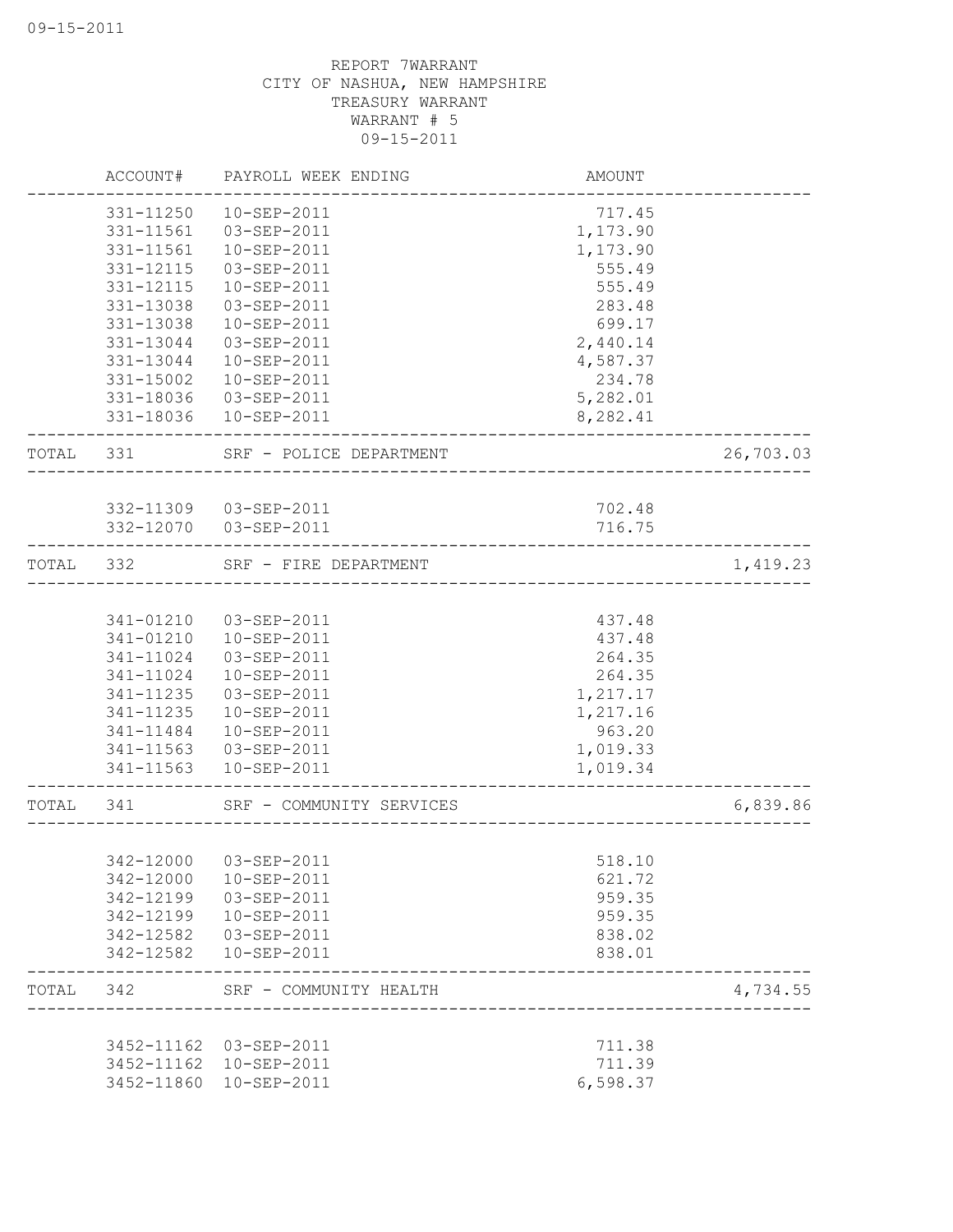REPORT 7WARRANT
CITY OF NASHUA, NEW HAMPSHIRE
TREASURY WARRANT
WARRANT # 5
09-15-2011

| | ACCOUNT# | PAYROLL WEEK ENDING | AMOUNT | |
|---|---|---|---|---|
| | 331-11250 | 10-SEP-2011 | 717.45 | |
| | 331-11561 | 03-SEP-2011 | 1,173.90 | |
| | 331-11561 | 10-SEP-2011 | 1,173.90 | |
| | 331-12115 | 03-SEP-2011 | 555.49 | |
| | 331-12115 | 10-SEP-2011 | 555.49 | |
| | 331-13038 | 03-SEP-2011 | 283.48 | |
| | 331-13038 | 10-SEP-2011 | 699.17 | |
| | 331-13044 | 03-SEP-2011 | 2,440.14 | |
| | 331-13044 | 10-SEP-2011 | 4,587.37 | |
| | 331-15002 | 10-SEP-2011 | 234.78 | |
| | 331-18036 | 03-SEP-2011 | 5,282.01 | |
| | 331-18036 | 10-SEP-2011 | 8,282.41 | |
| TOTAL | 331 | SRF - POLICE DEPARTMENT | | 26,703.03 |
| | 332-11309 | 03-SEP-2011 | 702.48 | |
| | 332-12070 | 03-SEP-2011 | 716.75 | |
| TOTAL | 332 | SRF - FIRE DEPARTMENT | | 1,419.23 |
| | 341-01210 | 03-SEP-2011 | 437.48 | |
| | 341-01210 | 10-SEP-2011 | 437.48 | |
| | 341-11024 | 03-SEP-2011 | 264.35 | |
| | 341-11024 | 10-SEP-2011 | 264.35 | |
| | 341-11235 | 03-SEP-2011 | 1,217.17 | |
| | 341-11235 | 10-SEP-2011 | 1,217.16 | |
| | 341-11484 | 10-SEP-2011 | 963.20 | |
| | 341-11563 | 03-SEP-2011 | 1,019.33 | |
| | 341-11563 | 10-SEP-2011 | 1,019.34 | |
| TOTAL | 341 | SRF - COMMUNITY SERVICES | | 6,839.86 |
| | 342-12000 | 03-SEP-2011 | 518.10 | |
| | 342-12000 | 10-SEP-2011 | 621.72 | |
| | 342-12199 | 03-SEP-2011 | 959.35 | |
| | 342-12199 | 10-SEP-2011 | 959.35 | |
| | 342-12582 | 03-SEP-2011 | 838.02 | |
| | 342-12582 | 10-SEP-2011 | 838.01 | |
| TOTAL | 342 | SRF - COMMUNITY HEALTH | | 4,734.55 |
| | 3452-11162 | 03-SEP-2011 | 711.38 | |
| | 3452-11162 | 10-SEP-2011 | 711.39 | |
| | 3452-11860 | 10-SEP-2011 | 6,598.37 | |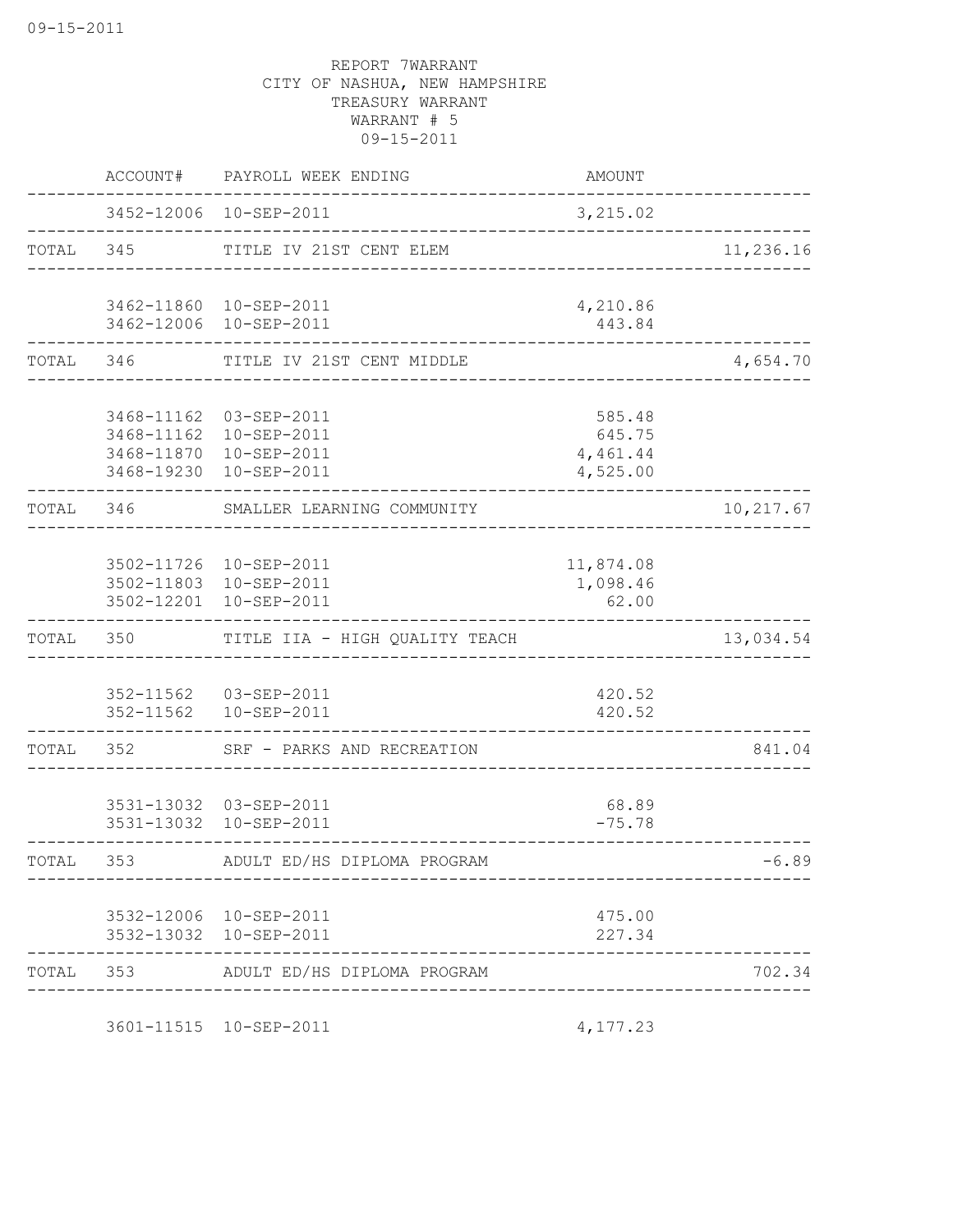REPORT 7WARRANT
CITY OF NASHUA, NEW HAMPSHIRE
TREASURY WARRANT
WARRANT # 5
09-15-2011

| | ACCOUNT# | PAYROLL WEEK ENDING | AMOUNT | |
|---|---|---|---|---|
| | 3452-12006 | 10-SEP-2011 | 3,215.02 | |
| TOTAL | 345 | TITLE IV 21ST CENT ELEM | | 11,236.16 |
| | 3462-11860 | 10-SEP-2011 | 4,210.86 | |
| | 3462-12006 | 10-SEP-2011 | 443.84 | |
| TOTAL | 346 | TITLE IV 21ST CENT MIDDLE | | 4,654.70 |
| | 3468-11162 | 03-SEP-2011 | 585.48 | |
| | 3468-11162 | 10-SEP-2011 | 645.75 | |
| | 3468-11870 | 10-SEP-2011 | 4,461.44 | |
| | 3468-19230 | 10-SEP-2011 | 4,525.00 | |
| TOTAL | 346 | SMALLER LEARNING COMMUNITY | | 10,217.67 |
| | 3502-11726 | 10-SEP-2011 | 11,874.08 | |
| | 3502-11803 | 10-SEP-2011 | 1,098.46 | |
| | 3502-12201 | 10-SEP-2011 | 62.00 | |
| TOTAL | 350 | TITLE IIA - HIGH QUALITY TEACH | | 13,034.54 |
| | 352-11562 | 03-SEP-2011 | 420.52 | |
| | 352-11562 | 10-SEP-2011 | 420.52 | |
| TOTAL | 352 | SRF - PARKS AND RECREATION | | 841.04 |
| | 3531-13032 | 03-SEP-2011 | 68.89 | |
| | 3531-13032 | 10-SEP-2011 | -75.78 | |
| TOTAL | 353 | ADULT ED/HS DIPLOMA PROGRAM | | -6.89 |
| | 3532-12006 | 10-SEP-2011 | 475.00 | |
| | 3532-13032 | 10-SEP-2011 | 227.34 | |
| TOTAL | 353 | ADULT ED/HS DIPLOMA PROGRAM | | 702.34 |
| | 3601-11515 | 10-SEP-2011 | 4,177.23 | |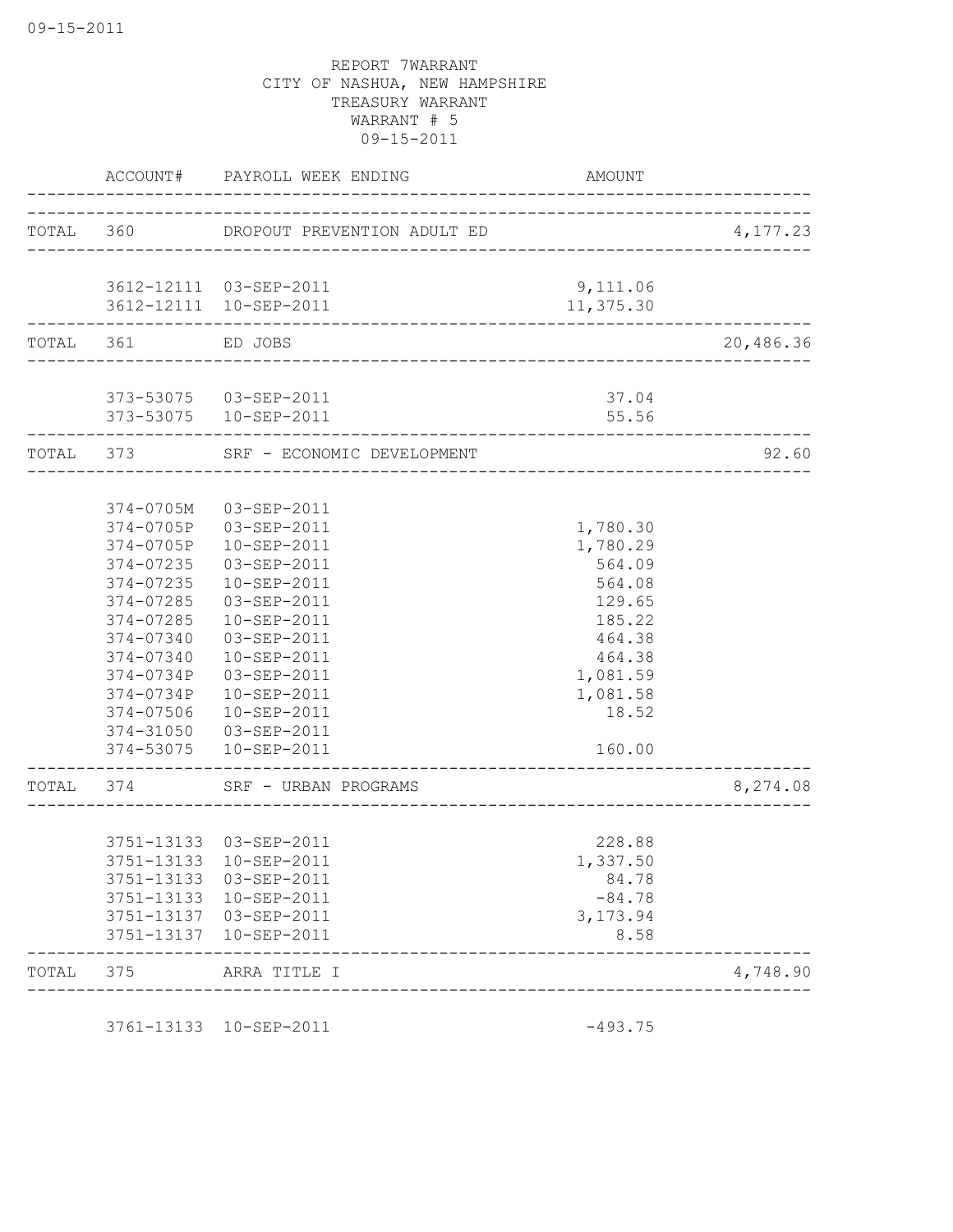REPORT 7WARRANT
CITY OF NASHUA, NEW HAMPSHIRE
TREASURY WARRANT
WARRANT # 5
09-15-2011

| | ACCOUNT# | PAYROLL WEEK ENDING | AMOUNT | |
|---|---|---|---|---|
| TOTAL | 360 | DROPOUT PREVENTION ADULT ED | | 4,177.23 |
| | 3612-12111 | 03-SEP-2011 | 9,111.06 | |
| | 3612-12111 | 10-SEP-2011 | 11,375.30 | |
| TOTAL | 361 | ED JOBS | | 20,486.36 |
| | 373-53075 | 03-SEP-2011 | 37.04 | |
| | 373-53075 | 10-SEP-2011 | 55.56 | |
| TOTAL | 373 | SRF - ECONOMIC DEVELOPMENT | | 92.60 |
| | 374-0705M | 03-SEP-2011 | | |
| | 374-0705P | 03-SEP-2011 | 1,780.30 | |
| | 374-0705P | 10-SEP-2011 | 1,780.29 | |
| | 374-07235 | 03-SEP-2011 | 564.09 | |
| | 374-07235 | 10-SEP-2011 | 564.08 | |
| | 374-07285 | 03-SEP-2011 | 129.65 | |
| | 374-07285 | 10-SEP-2011 | 185.22 | |
| | 374-07340 | 03-SEP-2011 | 464.38 | |
| | 374-07340 | 10-SEP-2011 | 464.38 | |
| | 374-0734P | 03-SEP-2011 | 1,081.59 | |
| | 374-0734P | 10-SEP-2011 | 1,081.58 | |
| | 374-07506 | 10-SEP-2011 | 18.52 | |
| | 374-31050 | 03-SEP-2011 | | |
| | 374-53075 | 10-SEP-2011 | 160.00 | |
| TOTAL | 374 | SRF - URBAN PROGRAMS | | 8,274.08 |
| | 3751-13133 | 03-SEP-2011 | 228.88 | |
| | 3751-13133 | 10-SEP-2011 | 1,337.50 | |
| | 3751-13133 | 03-SEP-2011 | 84.78 | |
| | 3751-13133 | 10-SEP-2011 | -84.78 | |
| | 3751-13137 | 03-SEP-2011 | 3,173.94 | |
| | 3751-13137 | 10-SEP-2011 | 8.58 | |
| TOTAL | 375 | ARRA TITLE I | | 4,748.90 |
| | 3761-13133 | 10-SEP-2011 | -493.75 | |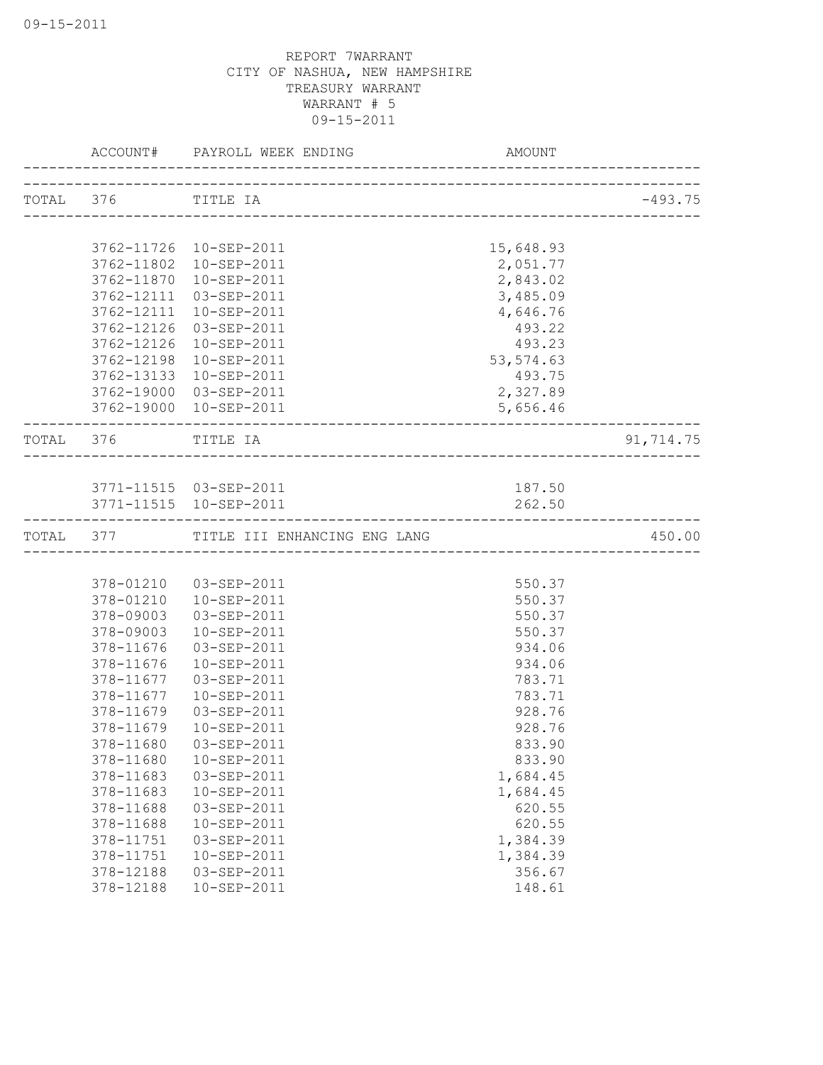REPORT 7WARRANT
CITY OF NASHUA, NEW HAMPSHIRE
TREASURY WARRANT
WARRANT # 5
09-15-2011

| | ACCOUNT# | PAYROLL WEEK ENDING | AMOUNT | |
|---|---|---|---|---|
| TOTAL | 376 | TITLE IA | | -493.75 |
| | 3762-11726 | 10-SEP-2011 | 15,648.93 | |
| | 3762-11802 | 10-SEP-2011 | 2,051.77 | |
| | 3762-11870 | 10-SEP-2011 | 2,843.02 | |
| | 3762-12111 | 03-SEP-2011 | 3,485.09 | |
| | 3762-12111 | 10-SEP-2011 | 4,646.76 | |
| | 3762-12126 | 03-SEP-2011 | 493.22 | |
| | 3762-12126 | 10-SEP-2011 | 493.23 | |
| | 3762-12198 | 10-SEP-2011 | 53,574.63 | |
| | 3762-13133 | 10-SEP-2011 | 493.75 | |
| | 3762-19000 | 03-SEP-2011 | 2,327.89 | |
| | 3762-19000 | 10-SEP-2011 | 5,656.46 | |
| TOTAL | 376 | TITLE IA | | 91,714.75 |
| | 3771-11515 | 03-SEP-2011 | 187.50 | |
| | 3771-11515 | 10-SEP-2011 | 262.50 | |
| TOTAL | 377 | TITLE III ENHANCING ENG LANG | | 450.00 |
| | 378-01210 | 03-SEP-2011 | 550.37 | |
| | 378-01210 | 10-SEP-2011 | 550.37 | |
| | 378-09003 | 03-SEP-2011 | 550.37 | |
| | 378-09003 | 10-SEP-2011 | 550.37 | |
| | 378-11676 | 03-SEP-2011 | 934.06 | |
| | 378-11676 | 10-SEP-2011 | 934.06 | |
| | 378-11677 | 03-SEP-2011 | 783.71 | |
| | 378-11677 | 10-SEP-2011 | 783.71 | |
| | 378-11679 | 03-SEP-2011 | 928.76 | |
| | 378-11679 | 10-SEP-2011 | 928.76 | |
| | 378-11680 | 03-SEP-2011 | 833.90 | |
| | 378-11680 | 10-SEP-2011 | 833.90 | |
| | 378-11683 | 03-SEP-2011 | 1,684.45 | |
| | 378-11683 | 10-SEP-2011 | 1,684.45 | |
| | 378-11688 | 03-SEP-2011 | 620.55 | |
| | 378-11688 | 10-SEP-2011 | 620.55 | |
| | 378-11751 | 03-SEP-2011 | 1,384.39 | |
| | 378-11751 | 10-SEP-2011 | 1,384.39 | |
| | 378-12188 | 03-SEP-2011 | 356.67 | |
| | 378-12188 | 10-SEP-2011 | 148.61 | |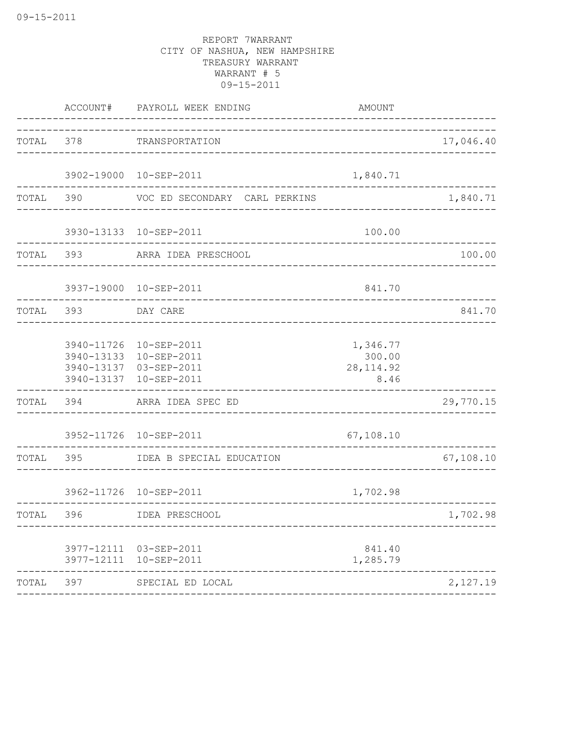REPORT 7WARRANT
CITY OF NASHUA, NEW HAMPSHIRE
TREASURY WARRANT
WARRANT # 5
09-15-2011

| | ACCOUNT# | PAYROLL WEEK ENDING | AMOUNT | |
|---|---|---|---|---|
| TOTAL | 378 | TRANSPORTATION | | 17,046.40 |
| | 3902-19000 | 10-SEP-2011 | 1,840.71 | |
| TOTAL | 390 | VOC ED SECONDARY CARL PERKINS | | 1,840.71 |
| | 3930-13133 | 10-SEP-2011 | 100.00 | |
| TOTAL | 393 | ARRA IDEA PRESCHOOL | | 100.00 |
| | 3937-19000 | 10-SEP-2011 | 841.70 | |
| TOTAL | 393 | DAY CARE | | 841.70 |
| | 3940-11726 | 10-SEP-2011 | 1,346.77 | |
| | 3940-13133 | 10-SEP-2011 | 300.00 | |
| | 3940-13137 | 03-SEP-2011 | 28,114.92 | |
| | 3940-13137 | 10-SEP-2011 | 8.46 | |
| TOTAL | 394 | ARRA IDEA SPEC ED | | 29,770.15 |
| | 3952-11726 | 10-SEP-2011 | 67,108.10 | |
| TOTAL | 395 | IDEA B SPECIAL EDUCATION | | 67,108.10 |
| | 3962-11726 | 10-SEP-2011 | 1,702.98 | |
| TOTAL | 396 | IDEA PRESCHOOL | | 1,702.98 |
| | 3977-12111 | 03-SEP-2011 | 841.40 | |
| | 3977-12111 | 10-SEP-2011 | 1,285.79 | |
| TOTAL | 397 | SPECIAL ED LOCAL | | 2,127.19 |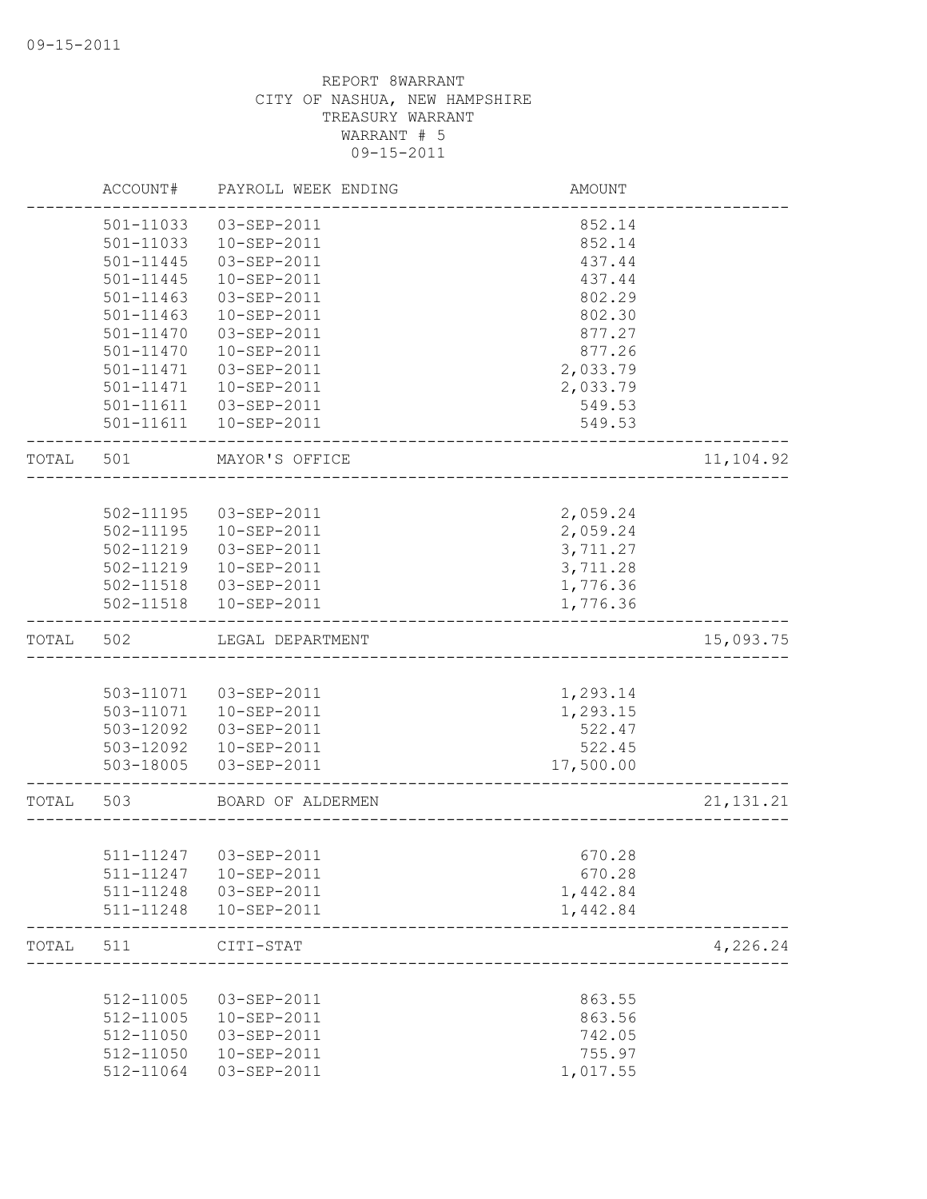REPORT 8WARRANT
CITY OF NASHUA, NEW HAMPSHIRE
TREASURY WARRANT
WARRANT # 5
09-15-2011

| | ACCOUNT# | PAYROLL WEEK ENDING | AMOUNT | |
|---|---|---|---|---|
| | 501-11033 | 03-SEP-2011 | 852.14 | |
| | 501-11033 | 10-SEP-2011 | 852.14 | |
| | 501-11445 | 03-SEP-2011 | 437.44 | |
| | 501-11445 | 10-SEP-2011 | 437.44 | |
| | 501-11463 | 03-SEP-2011 | 802.29 | |
| | 501-11463 | 10-SEP-2011 | 802.30 | |
| | 501-11470 | 03-SEP-2011 | 877.27 | |
| | 501-11470 | 10-SEP-2011 | 877.26 | |
| | 501-11471 | 03-SEP-2011 | 2,033.79 | |
| | 501-11471 | 10-SEP-2011 | 2,033.79 | |
| | 501-11611 | 03-SEP-2011 | 549.53 | |
| | 501-11611 | 10-SEP-2011 | 549.53 | |
| TOTAL | 501 | MAYOR'S OFFICE | | 11,104.92 |
| | 502-11195 | 03-SEP-2011 | 2,059.24 | |
| | 502-11195 | 10-SEP-2011 | 2,059.24 | |
| | 502-11219 | 03-SEP-2011 | 3,711.27 | |
| | 502-11219 | 10-SEP-2011 | 3,711.28 | |
| | 502-11518 | 03-SEP-2011 | 1,776.36 | |
| | 502-11518 | 10-SEP-2011 | 1,776.36 | |
| TOTAL | 502 | LEGAL DEPARTMENT | | 15,093.75 |
| | 503-11071 | 03-SEP-2011 | 1,293.14 | |
| | 503-11071 | 10-SEP-2011 | 1,293.15 | |
| | 503-12092 | 03-SEP-2011 | 522.47 | |
| | 503-12092 | 10-SEP-2011 | 522.45 | |
| | 503-18005 | 03-SEP-2011 | 17,500.00 | |
| TOTAL | 503 | BOARD OF ALDERMEN | | 21,131.21 |
| | 511-11247 | 03-SEP-2011 | 670.28 | |
| | 511-11247 | 10-SEP-2011 | 670.28 | |
| | 511-11248 | 03-SEP-2011 | 1,442.84 | |
| | 511-11248 | 10-SEP-2011 | 1,442.84 | |
| TOTAL | 511 | CITI-STAT | | 4,226.24 |
| | 512-11005 | 03-SEP-2011 | 863.55 | |
| | 512-11005 | 10-SEP-2011 | 863.56 | |
| | 512-11050 | 03-SEP-2011 | 742.05 | |
| | 512-11050 | 10-SEP-2011 | 755.97 | |
| | 512-11064 | 03-SEP-2011 | 1,017.55 | |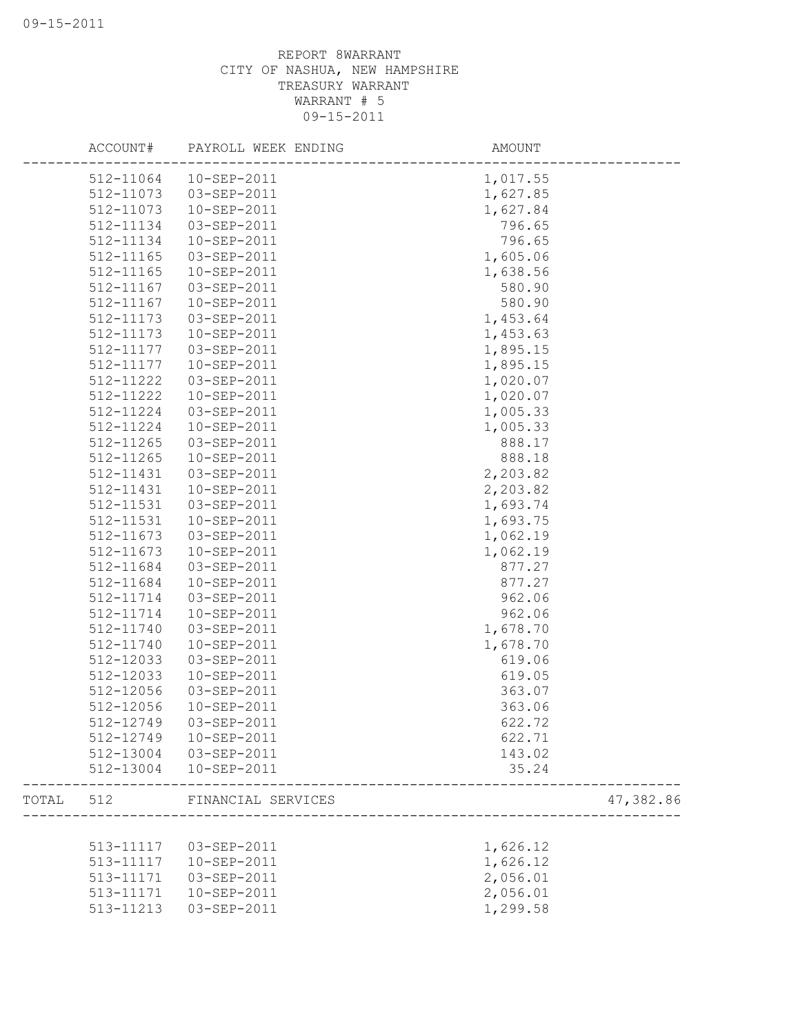REPORT 8WARRANT
CITY OF NASHUA, NEW HAMPSHIRE
TREASURY WARRANT
WARRANT # 5
09-15-2011

| ACCOUNT# | PAYROLL WEEK ENDING | AMOUNT | |
|---|---|---|---|
| 512-11064 | 10-SEP-2011 | 1,017.55 | |
| 512-11073 | 03-SEP-2011 | 1,627.85 | |
| 512-11073 | 10-SEP-2011 | 1,627.84 | |
| 512-11134 | 03-SEP-2011 | 796.65 | |
| 512-11134 | 10-SEP-2011 | 796.65 | |
| 512-11165 | 03-SEP-2011 | 1,605.06 | |
| 512-11165 | 10-SEP-2011 | 1,638.56 | |
| 512-11167 | 03-SEP-2011 | 580.90 | |
| 512-11167 | 10-SEP-2011 | 580.90 | |
| 512-11173 | 03-SEP-2011 | 1,453.64 | |
| 512-11173 | 10-SEP-2011 | 1,453.63 | |
| 512-11177 | 03-SEP-2011 | 1,895.15 | |
| 512-11177 | 10-SEP-2011 | 1,895.15 | |
| 512-11222 | 03-SEP-2011 | 1,020.07 | |
| 512-11222 | 10-SEP-2011 | 1,020.07 | |
| 512-11224 | 03-SEP-2011 | 1,005.33 | |
| 512-11224 | 10-SEP-2011 | 1,005.33 | |
| 512-11265 | 03-SEP-2011 | 888.17 | |
| 512-11265 | 10-SEP-2011 | 888.18 | |
| 512-11431 | 03-SEP-2011 | 2,203.82 | |
| 512-11431 | 10-SEP-2011 | 2,203.82 | |
| 512-11531 | 03-SEP-2011 | 1,693.74 | |
| 512-11531 | 10-SEP-2011 | 1,693.75 | |
| 512-11673 | 03-SEP-2011 | 1,062.19 | |
| 512-11673 | 10-SEP-2011 | 1,062.19 | |
| 512-11684 | 03-SEP-2011 | 877.27 | |
| 512-11684 | 10-SEP-2011 | 877.27 | |
| 512-11714 | 03-SEP-2011 | 962.06 | |
| 512-11714 | 10-SEP-2011 | 962.06 | |
| 512-11740 | 03-SEP-2011 | 1,678.70 | |
| 512-11740 | 10-SEP-2011 | 1,678.70 | |
| 512-12033 | 03-SEP-2011 | 619.06 | |
| 512-12033 | 10-SEP-2011 | 619.05 | |
| 512-12056 | 03-SEP-2011 | 363.07 | |
| 512-12056 | 10-SEP-2011 | 363.06 | |
| 512-12749 | 03-SEP-2011 | 622.72 | |
| 512-12749 | 10-SEP-2011 | 622.71 | |
| 512-13004 | 03-SEP-2011 | 143.02 | |
| 512-13004 | 10-SEP-2011 | 35.24 | |
| TOTAL 512 | FINANCIAL SERVICES | | 47,382.86 |
| 513-11117 | 03-SEP-2011 | 1,626.12 | |
| 513-11117 | 10-SEP-2011 | 1,626.12 | |
| 513-11171 | 03-SEP-2011 | 2,056.01 | |
| 513-11171 | 10-SEP-2011 | 2,056.01 | |
| 513-11213 | 03-SEP-2011 | 1,299.58 | |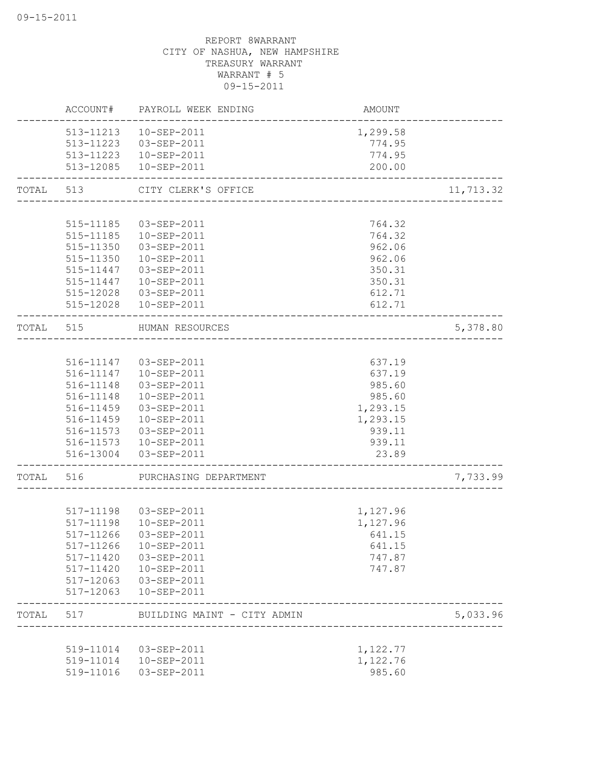REPORT 8WARRANT
CITY OF NASHUA, NEW HAMPSHIRE
TREASURY WARRANT
WARRANT # 5
09-15-2011

| | ACCOUNT# | PAYROLL WEEK ENDING | AMOUNT | |
|---|---|---|---|---|
| | 513-11213 | 10-SEP-2011 | 1,299.58 | |
| | 513-11223 | 03-SEP-2011 | 774.95 | |
| | 513-11223 | 10-SEP-2011 | 774.95 | |
| | 513-12085 | 10-SEP-2011 | 200.00 | |
| TOTAL | 513 | CITY CLERK'S OFFICE | | 11,713.32 |
| | 515-11185 | 03-SEP-2011 | 764.32 | |
| | 515-11185 | 10-SEP-2011 | 764.32 | |
| | 515-11350 | 03-SEP-2011 | 962.06 | |
| | 515-11350 | 10-SEP-2011 | 962.06 | |
| | 515-11447 | 03-SEP-2011 | 350.31 | |
| | 515-11447 | 10-SEP-2011 | 350.31 | |
| | 515-12028 | 03-SEP-2011 | 612.71 | |
| | 515-12028 | 10-SEP-2011 | 612.71 | |
| TOTAL | 515 | HUMAN RESOURCES | | 5,378.80 |
| | 516-11147 | 03-SEP-2011 | 637.19 | |
| | 516-11147 | 10-SEP-2011 | 637.19 | |
| | 516-11148 | 03-SEP-2011 | 985.60 | |
| | 516-11148 | 10-SEP-2011 | 985.60 | |
| | 516-11459 | 03-SEP-2011 | 1,293.15 | |
| | 516-11459 | 10-SEP-2011 | 1,293.15 | |
| | 516-11573 | 03-SEP-2011 | 939.11 | |
| | 516-11573 | 10-SEP-2011 | 939.11 | |
| | 516-13004 | 03-SEP-2011 | 23.89 | |
| TOTAL | 516 | PURCHASING DEPARTMENT | | 7,733.99 |
| | 517-11198 | 03-SEP-2011 | 1,127.96 | |
| | 517-11198 | 10-SEP-2011 | 1,127.96 | |
| | 517-11266 | 03-SEP-2011 | 641.15 | |
| | 517-11266 | 10-SEP-2011 | 641.15 | |
| | 517-11420 | 03-SEP-2011 | 747.87 | |
| | 517-11420 | 10-SEP-2011 | 747.87 | |
| | 517-12063 | 03-SEP-2011 | | |
| | 517-12063 | 10-SEP-2011 | | |
| TOTAL | 517 | BUILDING MAINT - CITY ADMIN | | 5,033.96 |
| | 519-11014 | 03-SEP-2011 | 1,122.77 | |
| | 519-11014 | 10-SEP-2011 | 1,122.76 | |
| | 519-11016 | 03-SEP-2011 | 985.60 | |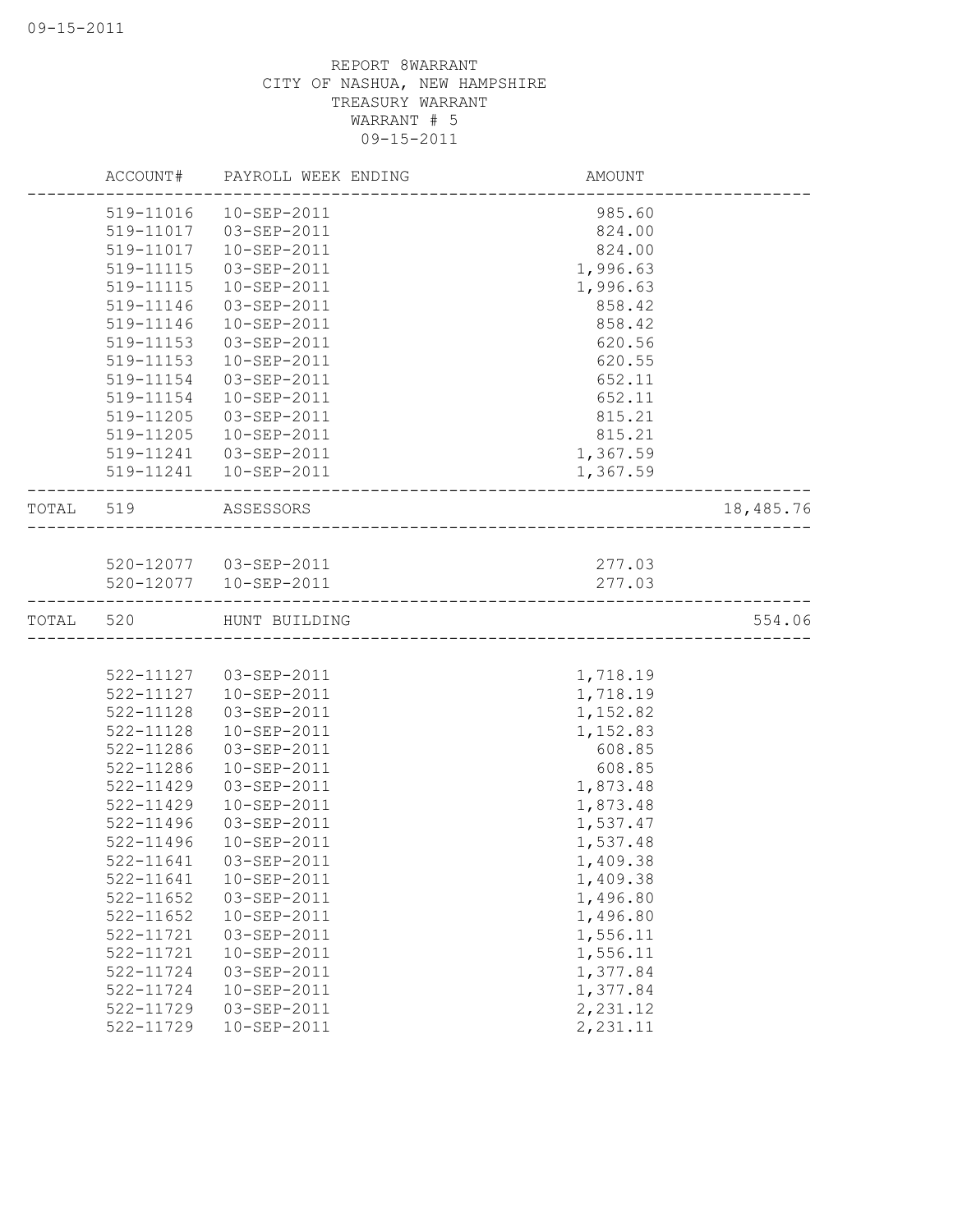REPORT 8WARRANT
CITY OF NASHUA, NEW HAMPSHIRE
TREASURY WARRANT
WARRANT # 5
09-15-2011

| | ACCOUNT# | PAYROLL WEEK ENDING | AMOUNT | |
|---|---|---|---|---|
| | 519-11016 | 10-SEP-2011 | 985.60 | |
| | 519-11017 | 03-SEP-2011 | 824.00 | |
| | 519-11017 | 10-SEP-2011 | 824.00 | |
| | 519-11115 | 03-SEP-2011 | 1,996.63 | |
| | 519-11115 | 10-SEP-2011 | 1,996.63 | |
| | 519-11146 | 03-SEP-2011 | 858.42 | |
| | 519-11146 | 10-SEP-2011 | 858.42 | |
| | 519-11153 | 03-SEP-2011 | 620.56 | |
| | 519-11153 | 10-SEP-2011 | 620.55 | |
| | 519-11154 | 03-SEP-2011 | 652.11 | |
| | 519-11154 | 10-SEP-2011 | 652.11 | |
| | 519-11205 | 03-SEP-2011 | 815.21 | |
| | 519-11205 | 10-SEP-2011 | 815.21 | |
| | 519-11241 | 03-SEP-2011 | 1,367.59 | |
| | 519-11241 | 10-SEP-2011 | 1,367.59 | |
| TOTAL | 519 | ASSESSORS | | 18,485.76 |
| | 520-12077 | 03-SEP-2011 | 277.03 | |
| | 520-12077 | 10-SEP-2011 | 277.03 | |
| TOTAL | 520 | HUNT BUILDING | | 554.06 |
| | 522-11127 | 03-SEP-2011 | 1,718.19 | |
| | 522-11127 | 10-SEP-2011 | 1,718.19 | |
| | 522-11128 | 03-SEP-2011 | 1,152.82 | |
| | 522-11128 | 10-SEP-2011 | 1,152.83 | |
| | 522-11286 | 03-SEP-2011 | 608.85 | |
| | 522-11286 | 10-SEP-2011 | 608.85 | |
| | 522-11429 | 03-SEP-2011 | 1,873.48 | |
| | 522-11429 | 10-SEP-2011 | 1,873.48 | |
| | 522-11496 | 03-SEP-2011 | 1,537.47 | |
| | 522-11496 | 10-SEP-2011 | 1,537.48 | |
| | 522-11641 | 03-SEP-2011 | 1,409.38 | |
| | 522-11641 | 10-SEP-2011 | 1,409.38 | |
| | 522-11652 | 03-SEP-2011 | 1,496.80 | |
| | 522-11652 | 10-SEP-2011 | 1,496.80 | |
| | 522-11721 | 03-SEP-2011 | 1,556.11 | |
| | 522-11721 | 10-SEP-2011 | 1,556.11 | |
| | 522-11724 | 03-SEP-2011 | 1,377.84 | |
| | 522-11724 | 10-SEP-2011 | 1,377.84 | |
| | 522-11729 | 03-SEP-2011 | 2,231.12 | |
| | 522-11729 | 10-SEP-2011 | 2,231.11 | |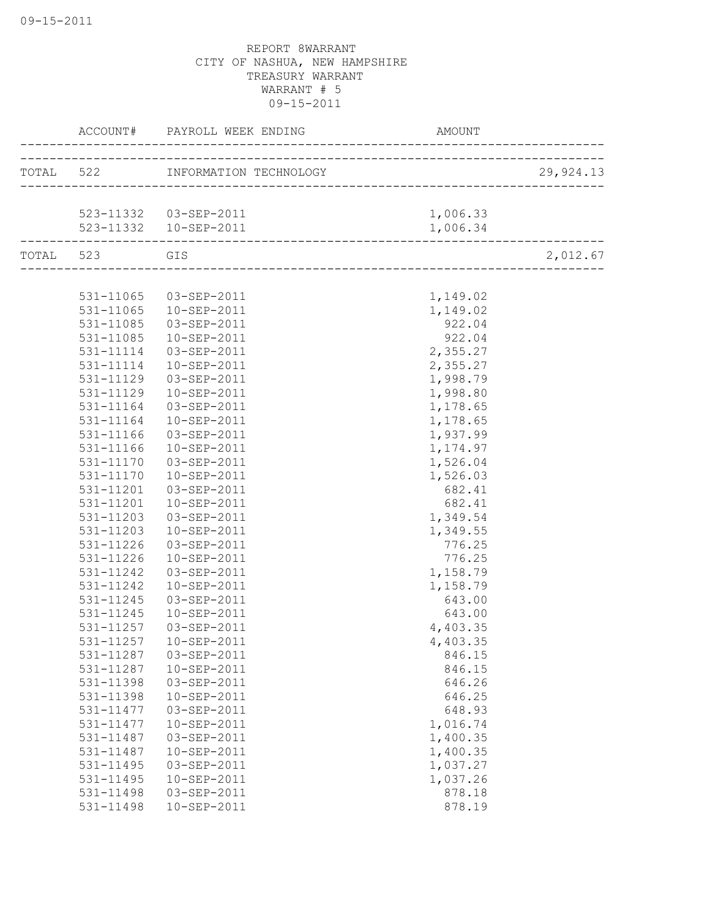REPORT 8WARRANT
CITY OF NASHUA, NEW HAMPSHIRE
TREASURY WARRANT
WARRANT # 5
09-15-2011

| | ACCOUNT# | PAYROLL WEEK ENDING | AMOUNT | |
|---|---|---|---|---|
| TOTAL | 522 | INFORMATION TECHNOLOGY | | 29,924.13 |
| | 523-11332 | 03-SEP-2011 | 1,006.33 | |
| | 523-11332 | 10-SEP-2011 | 1,006.34 | |
| TOTAL | 523 | GIS | | 2,012.67 |
| | 531-11065 | 03-SEP-2011 | 1,149.02 | |
| | 531-11065 | 10-SEP-2011 | 1,149.02 | |
| | 531-11085 | 03-SEP-2011 | 922.04 | |
| | 531-11085 | 10-SEP-2011 | 922.04 | |
| | 531-11114 | 03-SEP-2011 | 2,355.27 | |
| | 531-11114 | 10-SEP-2011 | 2,355.27 | |
| | 531-11129 | 03-SEP-2011 | 1,998.79 | |
| | 531-11129 | 10-SEP-2011 | 1,998.80 | |
| | 531-11164 | 03-SEP-2011 | 1,178.65 | |
| | 531-11164 | 10-SEP-2011 | 1,178.65 | |
| | 531-11166 | 03-SEP-2011 | 1,937.99 | |
| | 531-11166 | 10-SEP-2011 | 1,174.97 | |
| | 531-11170 | 03-SEP-2011 | 1,526.04 | |
| | 531-11170 | 10-SEP-2011 | 1,526.03 | |
| | 531-11201 | 03-SEP-2011 | 682.41 | |
| | 531-11201 | 10-SEP-2011 | 682.41 | |
| | 531-11203 | 03-SEP-2011 | 1,349.54 | |
| | 531-11203 | 10-SEP-2011 | 1,349.55 | |
| | 531-11226 | 03-SEP-2011 | 776.25 | |
| | 531-11226 | 10-SEP-2011 | 776.25 | |
| | 531-11242 | 03-SEP-2011 | 1,158.79 | |
| | 531-11242 | 10-SEP-2011 | 1,158.79 | |
| | 531-11245 | 03-SEP-2011 | 643.00 | |
| | 531-11245 | 10-SEP-2011 | 643.00 | |
| | 531-11257 | 03-SEP-2011 | 4,403.35 | |
| | 531-11257 | 10-SEP-2011 | 4,403.35 | |
| | 531-11287 | 03-SEP-2011 | 846.15 | |
| | 531-11287 | 10-SEP-2011 | 846.15 | |
| | 531-11398 | 03-SEP-2011 | 646.26 | |
| | 531-11398 | 10-SEP-2011 | 646.25 | |
| | 531-11477 | 03-SEP-2011 | 648.93 | |
| | 531-11477 | 10-SEP-2011 | 1,016.74 | |
| | 531-11487 | 03-SEP-2011 | 1,400.35 | |
| | 531-11487 | 10-SEP-2011 | 1,400.35 | |
| | 531-11495 | 03-SEP-2011 | 1,037.27 | |
| | 531-11495 | 10-SEP-2011 | 1,037.26 | |
| | 531-11498 | 03-SEP-2011 | 878.18 | |
| | 531-11498 | 10-SEP-2011 | 878.19 | |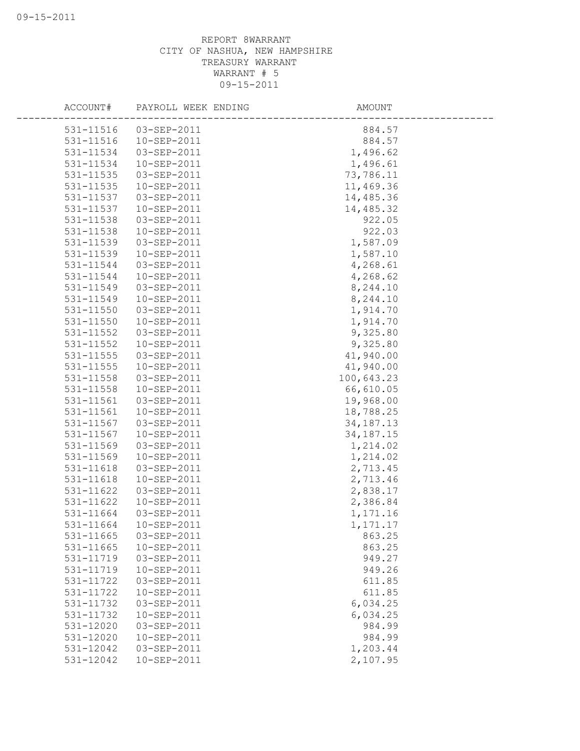REPORT 8WARRANT
CITY OF NASHUA, NEW HAMPSHIRE
TREASURY WARRANT
WARRANT # 5
09-15-2011

| ACCOUNT# | PAYROLL WEEK ENDING | AMOUNT |
|---|---|---|
| 531-11516 | 03-SEP-2011 | 884.57 |
| 531-11516 | 10-SEP-2011 | 884.57 |
| 531-11534 | 03-SEP-2011 | 1,496.62 |
| 531-11534 | 10-SEP-2011 | 1,496.61 |
| 531-11535 | 03-SEP-2011 | 73,786.11 |
| 531-11535 | 10-SEP-2011 | 11,469.36 |
| 531-11537 | 03-SEP-2011 | 14,485.36 |
| 531-11537 | 10-SEP-2011 | 14,485.32 |
| 531-11538 | 03-SEP-2011 | 922.05 |
| 531-11538 | 10-SEP-2011 | 922.03 |
| 531-11539 | 03-SEP-2011 | 1,587.09 |
| 531-11539 | 10-SEP-2011 | 1,587.10 |
| 531-11544 | 03-SEP-2011 | 4,268.61 |
| 531-11544 | 10-SEP-2011 | 4,268.62 |
| 531-11549 | 03-SEP-2011 | 8,244.10 |
| 531-11549 | 10-SEP-2011 | 8,244.10 |
| 531-11550 | 03-SEP-2011 | 1,914.70 |
| 531-11550 | 10-SEP-2011 | 1,914.70 |
| 531-11552 | 03-SEP-2011 | 9,325.80 |
| 531-11552 | 10-SEP-2011 | 9,325.80 |
| 531-11555 | 03-SEP-2011 | 41,940.00 |
| 531-11555 | 10-SEP-2011 | 41,940.00 |
| 531-11558 | 03-SEP-2011 | 100,643.23 |
| 531-11558 | 10-SEP-2011 | 66,610.05 |
| 531-11561 | 03-SEP-2011 | 19,968.00 |
| 531-11561 | 10-SEP-2011 | 18,788.25 |
| 531-11567 | 03-SEP-2011 | 34,187.13 |
| 531-11567 | 10-SEP-2011 | 34,187.15 |
| 531-11569 | 03-SEP-2011 | 1,214.02 |
| 531-11569 | 10-SEP-2011 | 1,214.02 |
| 531-11618 | 03-SEP-2011 | 2,713.45 |
| 531-11618 | 10-SEP-2011 | 2,713.46 |
| 531-11622 | 03-SEP-2011 | 2,838.17 |
| 531-11622 | 10-SEP-2011 | 2,386.84 |
| 531-11664 | 03-SEP-2011 | 1,171.16 |
| 531-11664 | 10-SEP-2011 | 1,171.17 |
| 531-11665 | 03-SEP-2011 | 863.25 |
| 531-11665 | 10-SEP-2011 | 863.25 |
| 531-11719 | 03-SEP-2011 | 949.27 |
| 531-11719 | 10-SEP-2011 | 949.26 |
| 531-11722 | 03-SEP-2011 | 611.85 |
| 531-11722 | 10-SEP-2011 | 611.85 |
| 531-11732 | 03-SEP-2011 | 6,034.25 |
| 531-11732 | 10-SEP-2011 | 6,034.25 |
| 531-12020 | 03-SEP-2011 | 984.99 |
| 531-12020 | 10-SEP-2011 | 984.99 |
| 531-12042 | 03-SEP-2011 | 1,203.44 |
| 531-12042 | 10-SEP-2011 | 2,107.95 |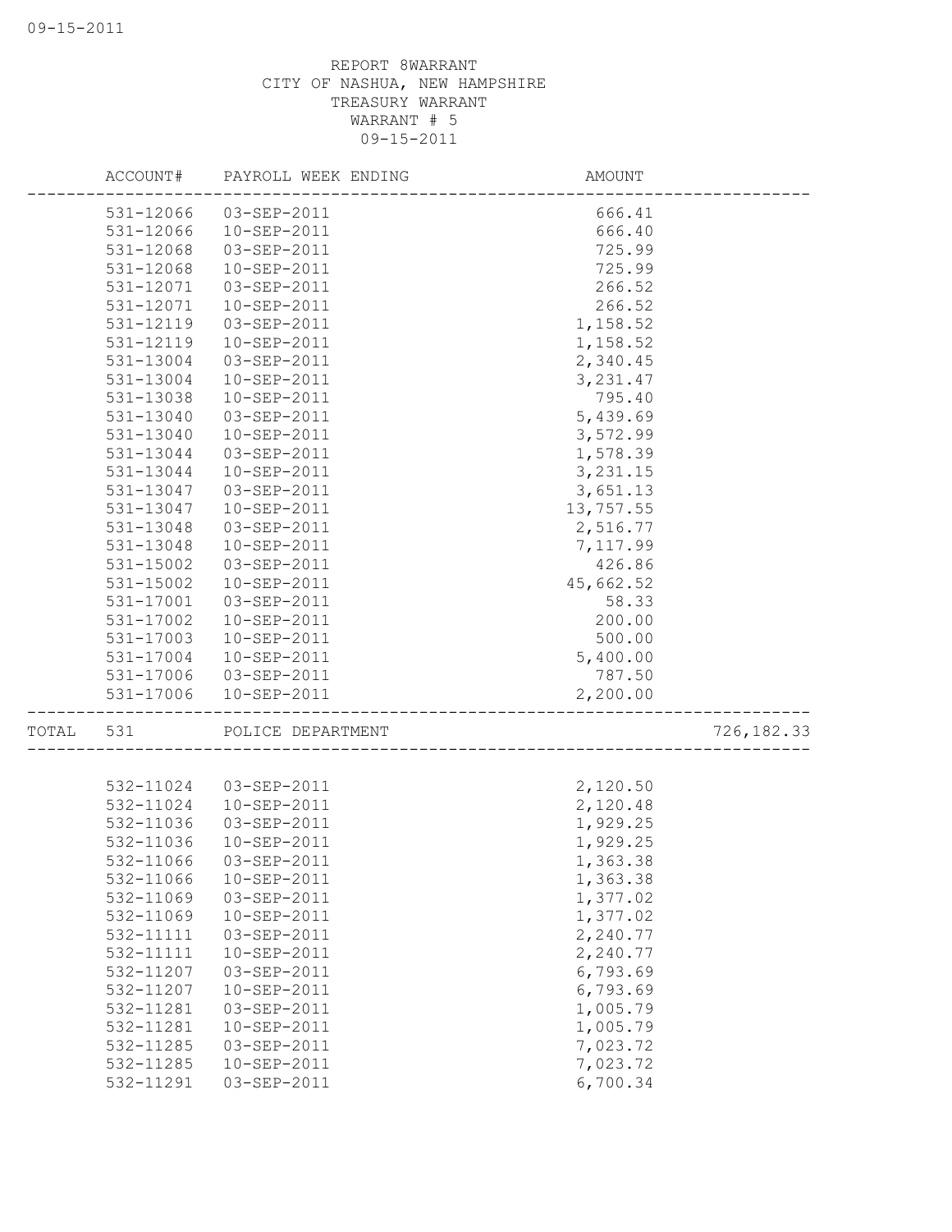REPORT 8WARRANT
CITY OF NASHUA, NEW HAMPSHIRE
TREASURY WARRANT
WARRANT # 5
09-15-2011

| ACCOUNT# | PAYROLL WEEK ENDING | AMOUNT | |
|---|---|---|---|
| 531-12066 | 03-SEP-2011 | 666.41 | |
| 531-12066 | 10-SEP-2011 | 666.40 | |
| 531-12068 | 03-SEP-2011 | 725.99 | |
| 531-12068 | 10-SEP-2011 | 725.99 | |
| 531-12071 | 03-SEP-2011 | 266.52 | |
| 531-12071 | 10-SEP-2011 | 266.52 | |
| 531-12119 | 03-SEP-2011 | 1,158.52 | |
| 531-12119 | 10-SEP-2011 | 1,158.52 | |
| 531-13004 | 03-SEP-2011 | 2,340.45 | |
| 531-13004 | 10-SEP-2011 | 3,231.47 | |
| 531-13038 | 10-SEP-2011 | 795.40 | |
| 531-13040 | 03-SEP-2011 | 5,439.69 | |
| 531-13040 | 10-SEP-2011 | 3,572.99 | |
| 531-13044 | 03-SEP-2011 | 1,578.39 | |
| 531-13044 | 10-SEP-2011 | 3,231.15 | |
| 531-13047 | 03-SEP-2011 | 3,651.13 | |
| 531-13047 | 10-SEP-2011 | 13,757.55 | |
| 531-13048 | 03-SEP-2011 | 2,516.77 | |
| 531-13048 | 10-SEP-2011 | 7,117.99 | |
| 531-15002 | 03-SEP-2011 | 426.86 | |
| 531-15002 | 10-SEP-2011 | 45,662.52 | |
| 531-17001 | 03-SEP-2011 | 58.33 | |
| 531-17002 | 10-SEP-2011 | 200.00 | |
| 531-17003 | 10-SEP-2011 | 500.00 | |
| 531-17004 | 10-SEP-2011 | 5,400.00 | |
| 531-17006 | 03-SEP-2011 | 787.50 | |
| 531-17006 | 10-SEP-2011 | 2,200.00 | |
| TOTAL 531 | POLICE DEPARTMENT | | 726,182.33 |
| 532-11024 | 03-SEP-2011 | 2,120.50 | |
| 532-11024 | 10-SEP-2011 | 2,120.48 | |
| 532-11036 | 03-SEP-2011 | 1,929.25 | |
| 532-11036 | 10-SEP-2011 | 1,929.25 | |
| 532-11066 | 03-SEP-2011 | 1,363.38 | |
| 532-11066 | 10-SEP-2011 | 1,363.38 | |
| 532-11069 | 03-SEP-2011 | 1,377.02 | |
| 532-11069 | 10-SEP-2011 | 1,377.02 | |
| 532-11111 | 03-SEP-2011 | 2,240.77 | |
| 532-11111 | 10-SEP-2011 | 2,240.77 | |
| 532-11207 | 03-SEP-2011 | 6,793.69 | |
| 532-11207 | 10-SEP-2011 | 6,793.69 | |
| 532-11281 | 03-SEP-2011 | 1,005.79 | |
| 532-11281 | 10-SEP-2011 | 1,005.79 | |
| 532-11285 | 03-SEP-2011 | 7,023.72 | |
| 532-11285 | 10-SEP-2011 | 7,023.72 | |
| 532-11291 | 03-SEP-2011 | 6,700.34 | |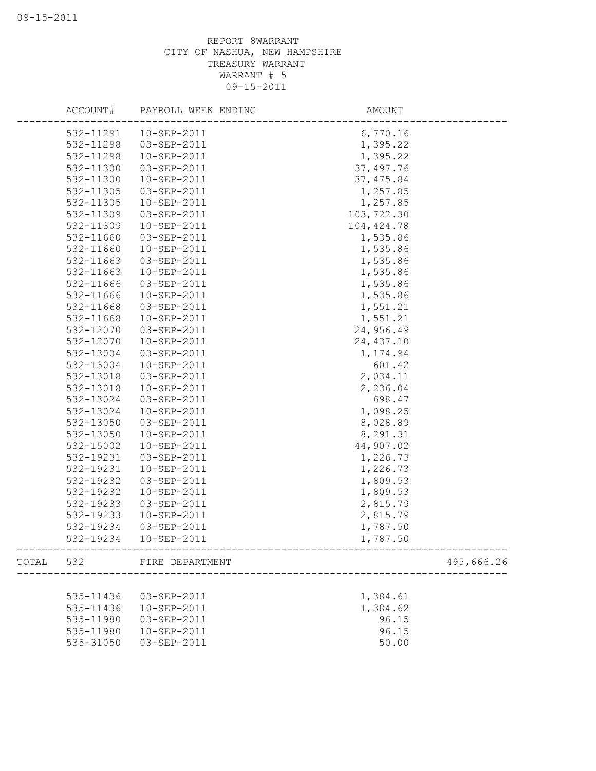REPORT 8WARRANT
CITY OF NASHUA, NEW HAMPSHIRE
TREASURY WARRANT
WARRANT # 5
09-15-2011

| | ACCOUNT# | PAYROLL WEEK ENDING | AMOUNT | |
|---|---|---|---|---|
| | 532-11291 | 10-SEP-2011 | 6,770.16 | |
| | 532-11298 | 03-SEP-2011 | 1,395.22 | |
| | 532-11298 | 10-SEP-2011 | 1,395.22 | |
| | 532-11300 | 03-SEP-2011 | 37,497.76 | |
| | 532-11300 | 10-SEP-2011 | 37,475.84 | |
| | 532-11305 | 03-SEP-2011 | 1,257.85 | |
| | 532-11305 | 10-SEP-2011 | 1,257.85 | |
| | 532-11309 | 03-SEP-2011 | 103,722.30 | |
| | 532-11309 | 10-SEP-2011 | 104,424.78 | |
| | 532-11660 | 03-SEP-2011 | 1,535.86 | |
| | 532-11660 | 10-SEP-2011 | 1,535.86 | |
| | 532-11663 | 03-SEP-2011 | 1,535.86 | |
| | 532-11663 | 10-SEP-2011 | 1,535.86 | |
| | 532-11666 | 03-SEP-2011 | 1,535.86 | |
| | 532-11666 | 10-SEP-2011 | 1,535.86 | |
| | 532-11668 | 03-SEP-2011 | 1,551.21 | |
| | 532-11668 | 10-SEP-2011 | 1,551.21 | |
| | 532-12070 | 03-SEP-2011 | 24,956.49 | |
| | 532-12070 | 10-SEP-2011 | 24,437.10 | |
| | 532-13004 | 03-SEP-2011 | 1,174.94 | |
| | 532-13004 | 10-SEP-2011 | 601.42 | |
| | 532-13018 | 03-SEP-2011 | 2,034.11 | |
| | 532-13018 | 10-SEP-2011 | 2,236.04 | |
| | 532-13024 | 03-SEP-2011 | 698.47 | |
| | 532-13024 | 10-SEP-2011 | 1,098.25 | |
| | 532-13050 | 03-SEP-2011 | 8,028.89 | |
| | 532-13050 | 10-SEP-2011 | 8,291.31 | |
| | 532-15002 | 10-SEP-2011 | 44,907.02 | |
| | 532-19231 | 03-SEP-2011 | 1,226.73 | |
| | 532-19231 | 10-SEP-2011 | 1,226.73 | |
| | 532-19232 | 03-SEP-2011 | 1,809.53 | |
| | 532-19232 | 10-SEP-2011 | 1,809.53 | |
| | 532-19233 | 03-SEP-2011 | 2,815.79 | |
| | 532-19233 | 10-SEP-2011 | 2,815.79 | |
| | 532-19234 | 03-SEP-2011 | 1,787.50 | |
| | 532-19234 | 10-SEP-2011 | 1,787.50 | |
| TOTAL | 532 | FIRE DEPARTMENT | | 495,666.26 |
| | 535-11436 | 03-SEP-2011 | 1,384.61 | |
| | 535-11436 | 10-SEP-2011 | 1,384.62 | |
| | 535-11980 | 03-SEP-2011 | 96.15 | |
| | 535-11980 | 10-SEP-2011 | 96.15 | |
| | 535-31050 | 03-SEP-2011 | 50.00 | |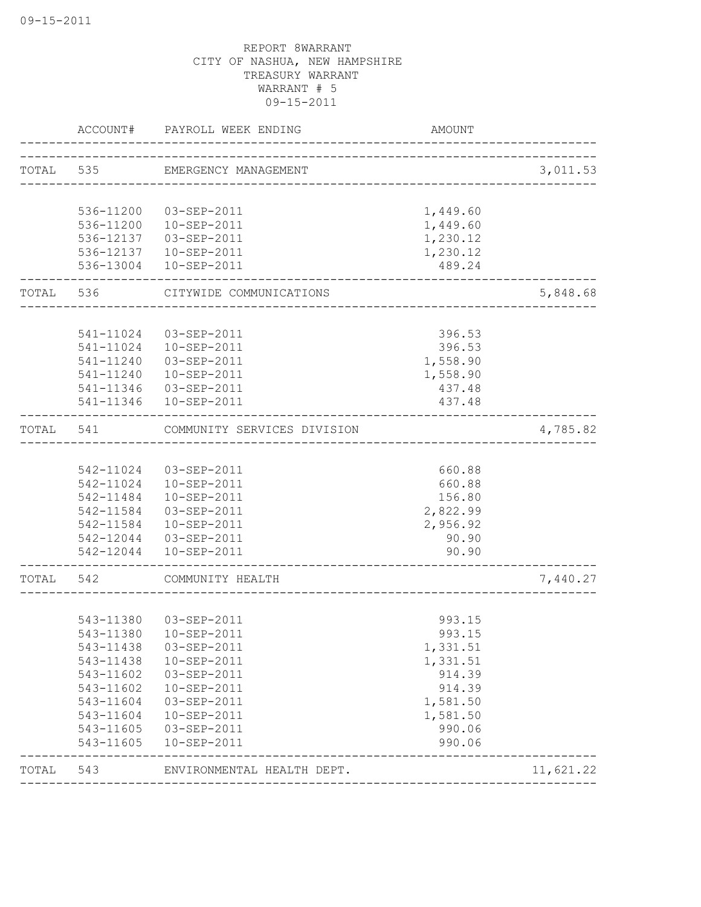09-15-2011

REPORT 8WARRANT
CITY OF NASHUA, NEW HAMPSHIRE
TREASURY WARRANT
WARRANT # 5
09-15-2011

| | ACCOUNT# | PAYROLL WEEK ENDING | AMOUNT | |
|---|---|---|---|---|
| TOTAL | 535 | EMERGENCY MANAGEMENT | | 3,011.53 |
| | 536-11200 | 03-SEP-2011 | 1,449.60 | |
| | 536-11200 | 10-SEP-2011 | 1,449.60 | |
| | 536-12137 | 03-SEP-2011 | 1,230.12 | |
| | 536-12137 | 10-SEP-2011 | 1,230.12 | |
| | 536-13004 | 10-SEP-2011 | 489.24 | |
| TOTAL | 536 | CITYWIDE COMMUNICATIONS | | 5,848.68 |
| | 541-11024 | 03-SEP-2011 | 396.53 | |
| | 541-11024 | 10-SEP-2011 | 396.53 | |
| | 541-11240 | 03-SEP-2011 | 1,558.90 | |
| | 541-11240 | 10-SEP-2011 | 1,558.90 | |
| | 541-11346 | 03-SEP-2011 | 437.48 | |
| | 541-11346 | 10-SEP-2011 | 437.48 | |
| TOTAL | 541 | COMMUNITY SERVICES DIVISION | | 4,785.82 |
| | 542-11024 | 03-SEP-2011 | 660.88 | |
| | 542-11024 | 10-SEP-2011 | 660.88 | |
| | 542-11484 | 10-SEP-2011 | 156.80 | |
| | 542-11584 | 03-SEP-2011 | 2,822.99 | |
| | 542-11584 | 10-SEP-2011 | 2,956.92 | |
| | 542-12044 | 03-SEP-2011 | 90.90 | |
| | 542-12044 | 10-SEP-2011 | 90.90 | |
| TOTAL | 542 | COMMUNITY HEALTH | | 7,440.27 |
| | 543-11380 | 03-SEP-2011 | 993.15 | |
| | 543-11380 | 10-SEP-2011 | 993.15 | |
| | 543-11438 | 03-SEP-2011 | 1,331.51 | |
| | 543-11438 | 10-SEP-2011 | 1,331.51 | |
| | 543-11602 | 03-SEP-2011 | 914.39 | |
| | 543-11602 | 10-SEP-2011 | 914.39 | |
| | 543-11604 | 03-SEP-2011 | 1,581.50 | |
| | 543-11604 | 10-SEP-2011 | 1,581.50 | |
| | 543-11605 | 03-SEP-2011 | 990.06 | |
| | 543-11605 | 10-SEP-2011 | 990.06 | |
| TOTAL | 543 | ENVIRONMENTAL HEALTH DEPT. | | 11,621.22 |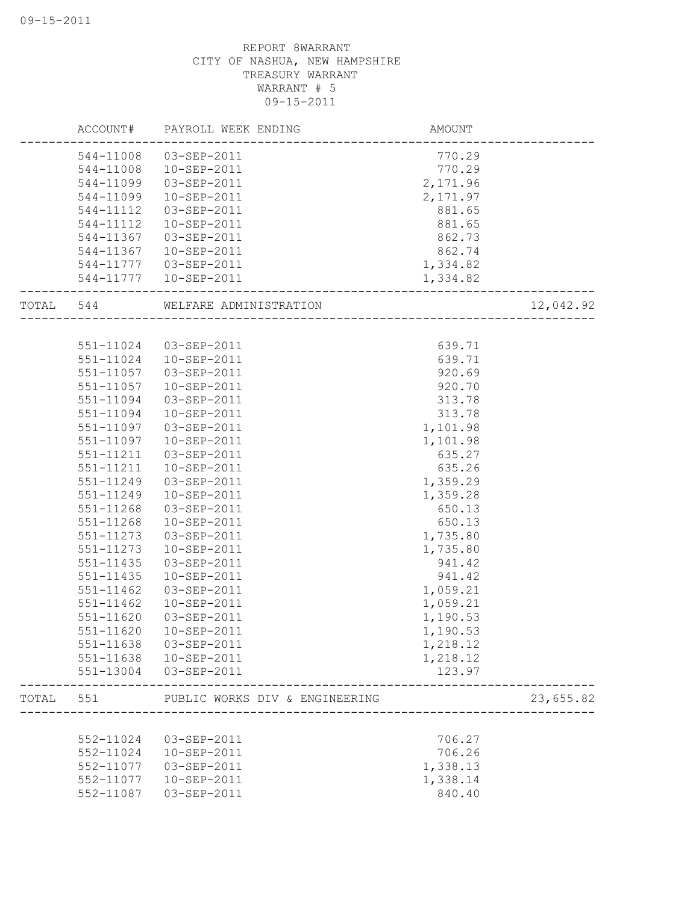REPORT 8WARRANT
CITY OF NASHUA, NEW HAMPSHIRE
TREASURY WARRANT
WARRANT # 5
09-15-2011

| | ACCOUNT# | PAYROLL WEEK ENDING | AMOUNT | |
|---|---|---|---|---|
| | 544-11008 | 03-SEP-2011 | 770.29 | |
| | 544-11008 | 10-SEP-2011 | 770.29 | |
| | 544-11099 | 03-SEP-2011 | 2,171.96 | |
| | 544-11099 | 10-SEP-2011 | 2,171.97 | |
| | 544-11112 | 03-SEP-2011 | 881.65 | |
| | 544-11112 | 10-SEP-2011 | 881.65 | |
| | 544-11367 | 03-SEP-2011 | 862.73 | |
| | 544-11367 | 10-SEP-2011 | 862.74 | |
| | 544-11777 | 03-SEP-2011 | 1,334.82 | |
| | 544-11777 | 10-SEP-2011 | 1,334.82 | |
| TOTAL | 544 | WELFARE ADMINISTRATION | | 12,042.92 |
| | 551-11024 | 03-SEP-2011 | 639.71 | |
| | 551-11024 | 10-SEP-2011 | 639.71 | |
| | 551-11057 | 03-SEP-2011 | 920.69 | |
| | 551-11057 | 10-SEP-2011 | 920.70 | |
| | 551-11094 | 03-SEP-2011 | 313.78 | |
| | 551-11094 | 10-SEP-2011 | 313.78 | |
| | 551-11097 | 03-SEP-2011 | 1,101.98 | |
| | 551-11097 | 10-SEP-2011 | 1,101.98 | |
| | 551-11211 | 03-SEP-2011 | 635.27 | |
| | 551-11211 | 10-SEP-2011 | 635.26 | |
| | 551-11249 | 03-SEP-2011 | 1,359.29 | |
| | 551-11249 | 10-SEP-2011 | 1,359.28 | |
| | 551-11268 | 03-SEP-2011 | 650.13 | |
| | 551-11268 | 10-SEP-2011 | 650.13 | |
| | 551-11273 | 03-SEP-2011 | 1,735.80 | |
| | 551-11273 | 10-SEP-2011 | 1,735.80 | |
| | 551-11435 | 03-SEP-2011 | 941.42 | |
| | 551-11435 | 10-SEP-2011 | 941.42 | |
| | 551-11462 | 03-SEP-2011 | 1,059.21 | |
| | 551-11462 | 10-SEP-2011 | 1,059.21 | |
| | 551-11620 | 03-SEP-2011 | 1,190.53 | |
| | 551-11620 | 10-SEP-2011 | 1,190.53 | |
| | 551-11638 | 03-SEP-2011 | 1,218.12 | |
| | 551-11638 | 10-SEP-2011 | 1,218.12 | |
| | 551-13004 | 03-SEP-2011 | 123.97 | |
| TOTAL | 551 | PUBLIC WORKS DIV & ENGINEERING | | 23,655.82 |
| | 552-11024 | 03-SEP-2011 | 706.27 | |
| | 552-11024 | 10-SEP-2011 | 706.26 | |
| | 552-11077 | 03-SEP-2011 | 1,338.13 | |
| | 552-11077 | 10-SEP-2011 | 1,338.14 | |
| | 552-11087 | 03-SEP-2011 | 840.40 | |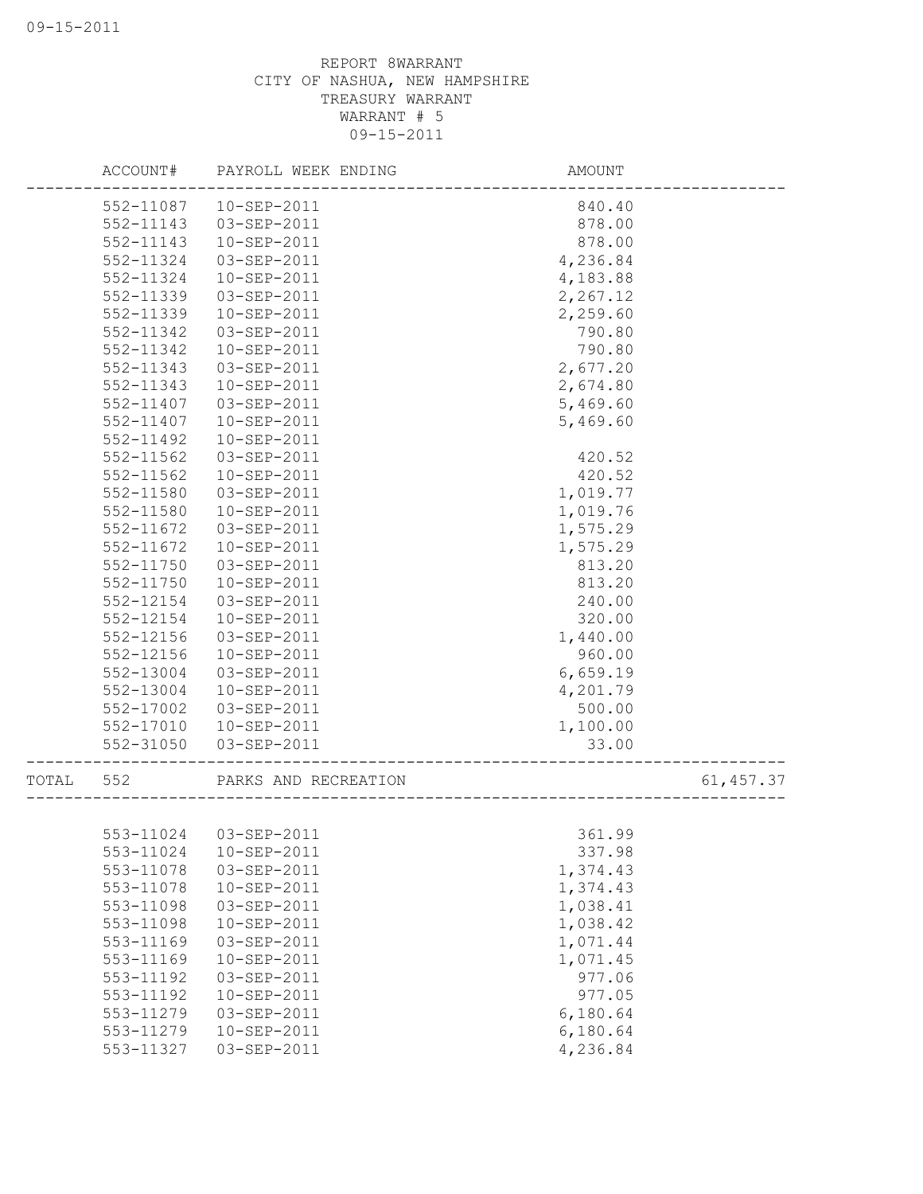09-15-2011

REPORT 8WARRANT
CITY OF NASHUA, NEW HAMPSHIRE
TREASURY WARRANT
WARRANT # 5
09-15-2011

| | ACCOUNT# | PAYROLL WEEK ENDING | AMOUNT | |
|---|---|---|---|---|
| | 552-11087 | 10-SEP-2011 | 840.40 | |
| | 552-11143 | 03-SEP-2011 | 878.00 | |
| | 552-11143 | 10-SEP-2011 | 878.00 | |
| | 552-11324 | 03-SEP-2011 | 4,236.84 | |
| | 552-11324 | 10-SEP-2011 | 4,183.88 | |
| | 552-11339 | 03-SEP-2011 | 2,267.12 | |
| | 552-11339 | 10-SEP-2011 | 2,259.60 | |
| | 552-11342 | 03-SEP-2011 | 790.80 | |
| | 552-11342 | 10-SEP-2011 | 790.80 | |
| | 552-11343 | 03-SEP-2011 | 2,677.20 | |
| | 552-11343 | 10-SEP-2011 | 2,674.80 | |
| | 552-11407 | 03-SEP-2011 | 5,469.60 | |
| | 552-11407 | 10-SEP-2011 | 5,469.60 | |
| | 552-11492 | 10-SEP-2011 | | |
| | 552-11562 | 03-SEP-2011 | 420.52 | |
| | 552-11562 | 10-SEP-2011 | 420.52 | |
| | 552-11580 | 03-SEP-2011 | 1,019.77 | |
| | 552-11580 | 10-SEP-2011 | 1,019.76 | |
| | 552-11672 | 03-SEP-2011 | 1,575.29 | |
| | 552-11672 | 10-SEP-2011 | 1,575.29 | |
| | 552-11750 | 03-SEP-2011 | 813.20 | |
| | 552-11750 | 10-SEP-2011 | 813.20 | |
| | 552-12154 | 03-SEP-2011 | 240.00 | |
| | 552-12154 | 10-SEP-2011 | 320.00 | |
| | 552-12156 | 03-SEP-2011 | 1,440.00 | |
| | 552-12156 | 10-SEP-2011 | 960.00 | |
| | 552-13004 | 03-SEP-2011 | 6,659.19 | |
| | 552-13004 | 10-SEP-2011 | 4,201.79 | |
| | 552-17002 | 03-SEP-2011 | 500.00 | |
| | 552-17010 | 10-SEP-2011 | 1,100.00 | |
| | 552-31050 | 03-SEP-2011 | 33.00 | |
| TOTAL | 552 | PARKS AND RECREATION | | 61,457.37 |
| | 553-11024 | 03-SEP-2011 | 361.99 | |
| | 553-11024 | 10-SEP-2011 | 337.98 | |
| | 553-11078 | 03-SEP-2011 | 1,374.43 | |
| | 553-11078 | 10-SEP-2011 | 1,374.43 | |
| | 553-11098 | 03-SEP-2011 | 1,038.41 | |
| | 553-11098 | 10-SEP-2011 | 1,038.42 | |
| | 553-11169 | 03-SEP-2011 | 1,071.44 | |
| | 553-11169 | 10-SEP-2011 | 1,071.45 | |
| | 553-11192 | 03-SEP-2011 | 977.06 | |
| | 553-11192 | 10-SEP-2011 | 977.05 | |
| | 553-11279 | 03-SEP-2011 | 6,180.64 | |
| | 553-11279 | 10-SEP-2011 | 6,180.64 | |
| | 553-11327 | 03-SEP-2011 | 4,236.84 | |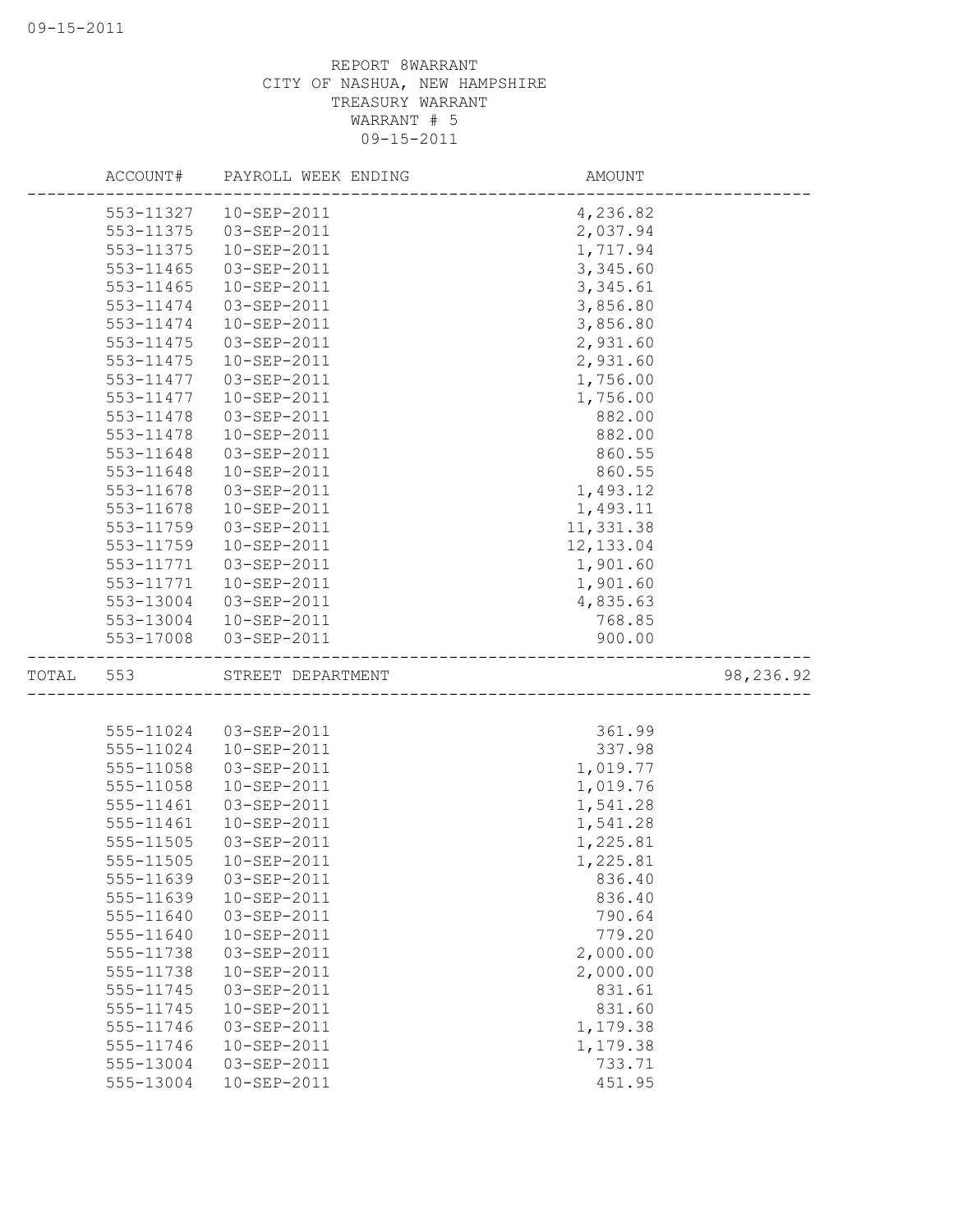REPORT 8WARRANT
CITY OF NASHUA, NEW HAMPSHIRE
TREASURY WARRANT
WARRANT # 5
09-15-2011

| ACCOUNT# | PAYROLL WEEK ENDING | AMOUNT | |
|---|---|---|---|
| 553-11327 | 10-SEP-2011 | 4,236.82 | |
| 553-11375 | 03-SEP-2011 | 2,037.94 | |
| 553-11375 | 10-SEP-2011 | 1,717.94 | |
| 553-11465 | 03-SEP-2011 | 3,345.60 | |
| 553-11465 | 10-SEP-2011 | 3,345.61 | |
| 553-11474 | 03-SEP-2011 | 3,856.80 | |
| 553-11474 | 10-SEP-2011 | 3,856.80 | |
| 553-11475 | 03-SEP-2011 | 2,931.60 | |
| 553-11475 | 10-SEP-2011 | 2,931.60 | |
| 553-11477 | 03-SEP-2011 | 1,756.00 | |
| 553-11477 | 10-SEP-2011 | 1,756.00 | |
| 553-11478 | 03-SEP-2011 | 882.00 | |
| 553-11478 | 10-SEP-2011 | 882.00 | |
| 553-11648 | 03-SEP-2011 | 860.55 | |
| 553-11648 | 10-SEP-2011 | 860.55 | |
| 553-11678 | 03-SEP-2011 | 1,493.12 | |
| 553-11678 | 10-SEP-2011 | 1,493.11 | |
| 553-11759 | 03-SEP-2011 | 11,331.38 | |
| 553-11759 | 10-SEP-2011 | 12,133.04 | |
| 553-11771 | 03-SEP-2011 | 1,901.60 | |
| 553-11771 | 10-SEP-2011 | 1,901.60 | |
| 553-13004 | 03-SEP-2011 | 4,835.63 | |
| 553-13004 | 10-SEP-2011 | 768.85 | |
| 553-17008 | 03-SEP-2011 | 900.00 | |
| TOTAL 553 | STREET DEPARTMENT | | 98,236.92 |
| 555-11024 | 03-SEP-2011 | 361.99 | |
| 555-11024 | 10-SEP-2011 | 337.98 | |
| 555-11058 | 03-SEP-2011 | 1,019.77 | |
| 555-11058 | 10-SEP-2011 | 1,019.76 | |
| 555-11461 | 03-SEP-2011 | 1,541.28 | |
| 555-11461 | 10-SEP-2011 | 1,541.28 | |
| 555-11505 | 03-SEP-2011 | 1,225.81 | |
| 555-11505 | 10-SEP-2011 | 1,225.81 | |
| 555-11639 | 03-SEP-2011 | 836.40 | |
| 555-11639 | 10-SEP-2011 | 836.40 | |
| 555-11640 | 03-SEP-2011 | 790.64 | |
| 555-11640 | 10-SEP-2011 | 779.20 | |
| 555-11738 | 03-SEP-2011 | 2,000.00 | |
| 555-11738 | 10-SEP-2011 | 2,000.00 | |
| 555-11745 | 03-SEP-2011 | 831.61 | |
| 555-11745 | 10-SEP-2011 | 831.60 | |
| 555-11746 | 03-SEP-2011 | 1,179.38 | |
| 555-11746 | 10-SEP-2011 | 1,179.38 | |
| 555-13004 | 03-SEP-2011 | 733.71 | |
| 555-13004 | 10-SEP-2011 | 451.95 | |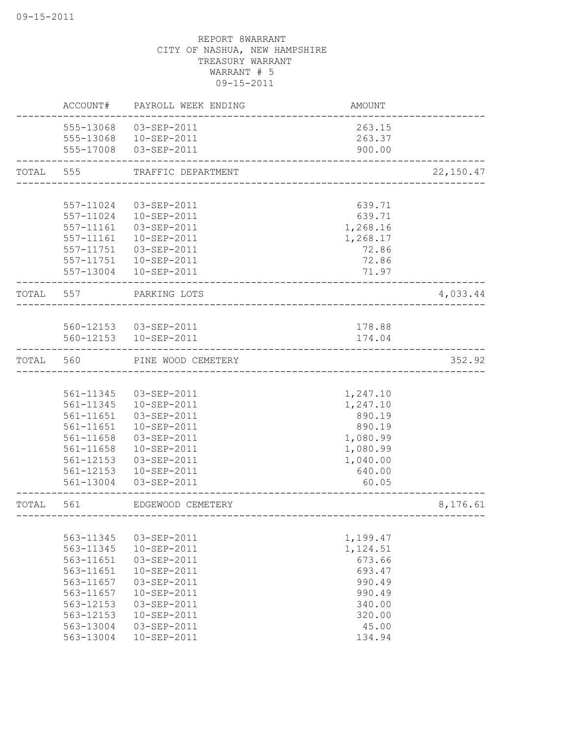REPORT 8WARRANT
CITY OF NASHUA, NEW HAMPSHIRE
TREASURY WARRANT
WARRANT # 5
09-15-2011

| | ACCOUNT# | PAYROLL WEEK ENDING | AMOUNT | |
|---|---|---|---|---|
| | 555-13068 | 03-SEP-2011 | 263.15 | |
| | 555-13068 | 10-SEP-2011 | 263.37 | |
| | 555-17008 | 03-SEP-2011 | 900.00 | |
| TOTAL | 555 | TRAFFIC DEPARTMENT | | 22,150.47 |
| | 557-11024 | 03-SEP-2011 | 639.71 | |
| | 557-11024 | 10-SEP-2011 | 639.71 | |
| | 557-11161 | 03-SEP-2011 | 1,268.16 | |
| | 557-11161 | 10-SEP-2011 | 1,268.17 | |
| | 557-11751 | 03-SEP-2011 | 72.86 | |
| | 557-11751 | 10-SEP-2011 | 72.86 | |
| | 557-13004 | 10-SEP-2011 | 71.97 | |
| TOTAL | 557 | PARKING LOTS | | 4,033.44 |
| | 560-12153 | 03-SEP-2011 | 178.88 | |
| | 560-12153 | 10-SEP-2011 | 174.04 | |
| TOTAL | 560 | PINE WOOD CEMETERY | | 352.92 |
| | 561-11345 | 03-SEP-2011 | 1,247.10 | |
| | 561-11345 | 10-SEP-2011 | 1,247.10 | |
| | 561-11651 | 03-SEP-2011 | 890.19 | |
| | 561-11651 | 10-SEP-2011 | 890.19 | |
| | 561-11658 | 03-SEP-2011 | 1,080.99 | |
| | 561-11658 | 10-SEP-2011 | 1,080.99 | |
| | 561-12153 | 03-SEP-2011 | 1,040.00 | |
| | 561-12153 | 10-SEP-2011 | 640.00 | |
| | 561-13004 | 03-SEP-2011 | 60.05 | |
| TOTAL | 561 | EDGEWOOD CEMETERY | | 8,176.61 |
| | 563-11345 | 03-SEP-2011 | 1,199.47 | |
| | 563-11345 | 10-SEP-2011 | 1,124.51 | |
| | 563-11651 | 03-SEP-2011 | 673.66 | |
| | 563-11651 | 10-SEP-2011 | 693.47 | |
| | 563-11657 | 03-SEP-2011 | 990.49 | |
| | 563-11657 | 10-SEP-2011 | 990.49 | |
| | 563-12153 | 03-SEP-2011 | 340.00 | |
| | 563-12153 | 10-SEP-2011 | 320.00 | |
| | 563-13004 | 03-SEP-2011 | 45.00 | |
| | 563-13004 | 10-SEP-2011 | 134.94 | |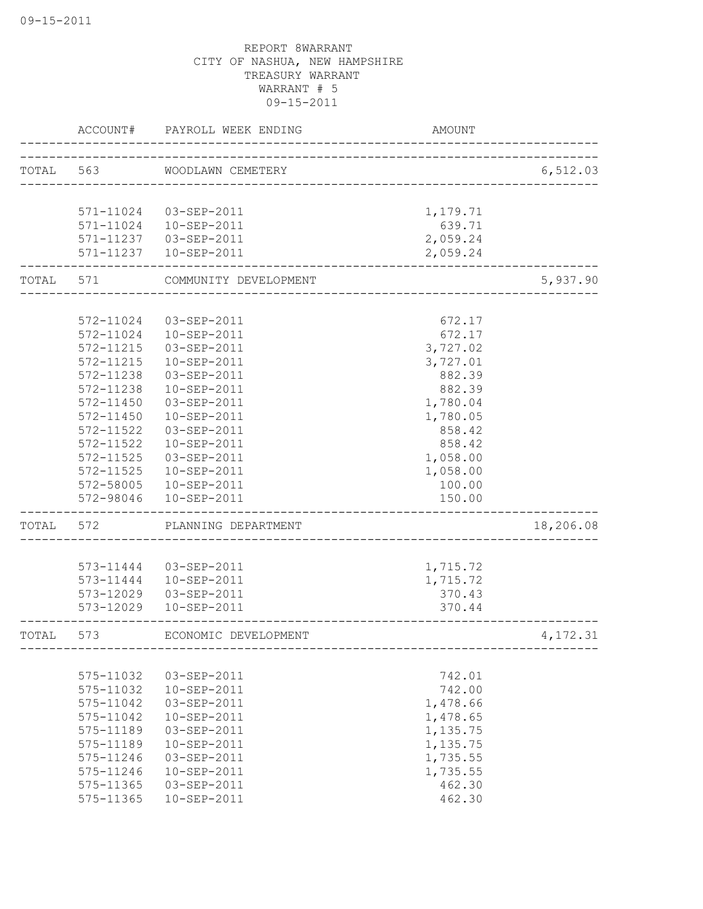REPORT 8WARRANT
CITY OF NASHUA, NEW HAMPSHIRE
TREASURY WARRANT
WARRANT # 5
09-15-2011

| | ACCOUNT# | PAYROLL WEEK ENDING | AMOUNT | |
|---|---|---|---|---|
| TOTAL | 563 | WOODLAWN CEMETERY | | 6,512.03 |
| | 571-11024 | 03-SEP-2011 | 1,179.71 | |
| | 571-11024 | 10-SEP-2011 | 639.71 | |
| | 571-11237 | 03-SEP-2011 | 2,059.24 | |
| | 571-11237 | 10-SEP-2011 | 2,059.24 | |
| TOTAL | 571 | COMMUNITY DEVELOPMENT | | 5,937.90 |
| | 572-11024 | 03-SEP-2011 | 672.17 | |
| | 572-11024 | 10-SEP-2011 | 672.17 | |
| | 572-11215 | 03-SEP-2011 | 3,727.02 | |
| | 572-11215 | 10-SEP-2011 | 3,727.01 | |
| | 572-11238 | 03-SEP-2011 | 882.39 | |
| | 572-11238 | 10-SEP-2011 | 882.39 | |
| | 572-11450 | 03-SEP-2011 | 1,780.04 | |
| | 572-11450 | 10-SEP-2011 | 1,780.05 | |
| | 572-11522 | 03-SEP-2011 | 858.42 | |
| | 572-11522 | 10-SEP-2011 | 858.42 | |
| | 572-11525 | 03-SEP-2011 | 1,058.00 | |
| | 572-11525 | 10-SEP-2011 | 1,058.00 | |
| | 572-58005 | 10-SEP-2011 | 100.00 | |
| | 572-98046 | 10-SEP-2011 | 150.00 | |
| TOTAL | 572 | PLANNING DEPARTMENT | | 18,206.08 |
| | 573-11444 | 03-SEP-2011 | 1,715.72 | |
| | 573-11444 | 10-SEP-2011 | 1,715.72 | |
| | 573-12029 | 03-SEP-2011 | 370.43 | |
| | 573-12029 | 10-SEP-2011 | 370.44 | |
| TOTAL | 573 | ECONOMIC DEVELOPMENT | | 4,172.31 |
| | 575-11032 | 03-SEP-2011 | 742.01 | |
| | 575-11032 | 10-SEP-2011 | 742.00 | |
| | 575-11042 | 03-SEP-2011 | 1,478.66 | |
| | 575-11042 | 10-SEP-2011 | 1,478.65 | |
| | 575-11189 | 03-SEP-2011 | 1,135.75 | |
| | 575-11189 | 10-SEP-2011 | 1,135.75 | |
| | 575-11246 | 03-SEP-2011 | 1,735.55 | |
| | 575-11246 | 10-SEP-2011 | 1,735.55 | |
| | 575-11365 | 03-SEP-2011 | 462.30 | |
| | 575-11365 | 10-SEP-2011 | 462.30 | |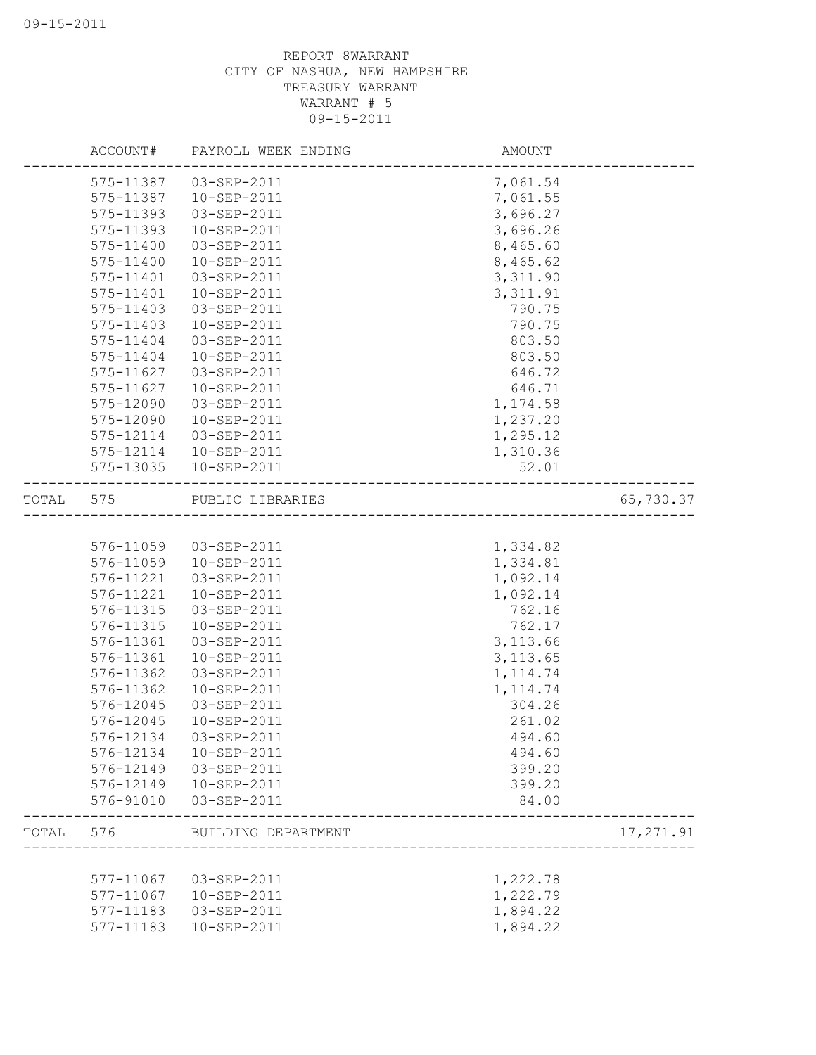REPORT 8WARRANT
CITY OF NASHUA, NEW HAMPSHIRE
TREASURY WARRANT
WARRANT # 5
09-15-2011

| | ACCOUNT# | PAYROLL WEEK ENDING | AMOUNT | |
|---|---|---|---|---|
| | 575-11387 | 03-SEP-2011 | 7,061.54 | |
| | 575-11387 | 10-SEP-2011 | 7,061.55 | |
| | 575-11393 | 03-SEP-2011 | 3,696.27 | |
| | 575-11393 | 10-SEP-2011 | 3,696.26 | |
| | 575-11400 | 03-SEP-2011 | 8,465.60 | |
| | 575-11400 | 10-SEP-2011 | 8,465.62 | |
| | 575-11401 | 03-SEP-2011 | 3,311.90 | |
| | 575-11401 | 10-SEP-2011 | 3,311.91 | |
| | 575-11403 | 03-SEP-2011 | 790.75 | |
| | 575-11403 | 10-SEP-2011 | 790.75 | |
| | 575-11404 | 03-SEP-2011 | 803.50 | |
| | 575-11404 | 10-SEP-2011 | 803.50 | |
| | 575-11627 | 03-SEP-2011 | 646.72 | |
| | 575-11627 | 10-SEP-2011 | 646.71 | |
| | 575-12090 | 03-SEP-2011 | 1,174.58 | |
| | 575-12090 | 10-SEP-2011 | 1,237.20 | |
| | 575-12114 | 03-SEP-2011 | 1,295.12 | |
| | 575-12114 | 10-SEP-2011 | 1,310.36 | |
| | 575-13035 | 10-SEP-2011 | 52.01 | |
| TOTAL | 575 | PUBLIC LIBRARIES | | 65,730.37 |
| | 576-11059 | 03-SEP-2011 | 1,334.82 | |
| | 576-11059 | 10-SEP-2011 | 1,334.81 | |
| | 576-11221 | 03-SEP-2011 | 1,092.14 | |
| | 576-11221 | 10-SEP-2011 | 1,092.14 | |
| | 576-11315 | 03-SEP-2011 | 762.16 | |
| | 576-11315 | 10-SEP-2011 | 762.17 | |
| | 576-11361 | 03-SEP-2011 | 3,113.66 | |
| | 576-11361 | 10-SEP-2011 | 3,113.65 | |
| | 576-11362 | 03-SEP-2011 | 1,114.74 | |
| | 576-11362 | 10-SEP-2011 | 1,114.74 | |
| | 576-12045 | 03-SEP-2011 | 304.26 | |
| | 576-12045 | 10-SEP-2011 | 261.02 | |
| | 576-12134 | 03-SEP-2011 | 494.60 | |
| | 576-12134 | 10-SEP-2011 | 494.60 | |
| | 576-12149 | 03-SEP-2011 | 399.20 | |
| | 576-12149 | 10-SEP-2011 | 399.20 | |
| | 576-91010 | 03-SEP-2011 | 84.00 | |
| TOTAL | 576 | BUILDING DEPARTMENT | | 17,271.91 |
| | 577-11067 | 03-SEP-2011 | 1,222.78 | |
| | 577-11067 | 10-SEP-2011 | 1,222.79 | |
| | 577-11183 | 03-SEP-2011 | 1,894.22 | |
| | 577-11183 | 10-SEP-2011 | 1,894.22 | |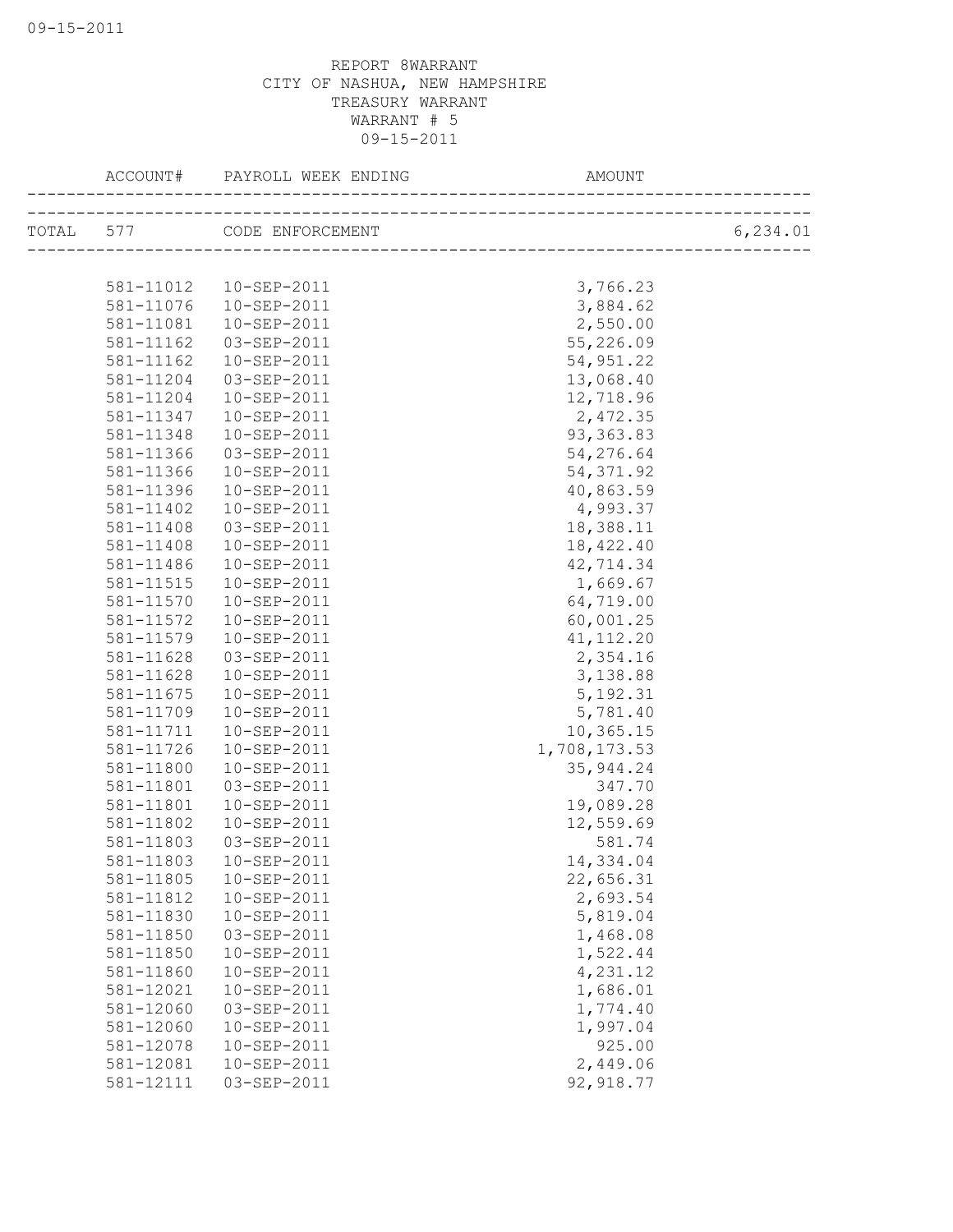REPORT 8WARRANT
CITY OF NASHUA, NEW HAMPSHIRE
TREASURY WARRANT
WARRANT # 5
09-15-2011

| | ACCOUNT# | PAYROLL WEEK ENDING | AMOUNT | |
|---|---|---|---|---|
| TOTAL | 577 | CODE ENFORCEMENT | | 6,234.01 |
| | 581-11012 | 10-SEP-2011 | 3,766.23 | |
| | 581-11076 | 10-SEP-2011 | 3,884.62 | |
| | 581-11081 | 10-SEP-2011 | 2,550.00 | |
| | 581-11162 | 03-SEP-2011 | 55,226.09 | |
| | 581-11162 | 10-SEP-2011 | 54,951.22 | |
| | 581-11204 | 03-SEP-2011 | 13,068.40 | |
| | 581-11204 | 10-SEP-2011 | 12,718.96 | |
| | 581-11347 | 10-SEP-2011 | 2,472.35 | |
| | 581-11348 | 10-SEP-2011 | 93,363.83 | |
| | 581-11366 | 03-SEP-2011 | 54,276.64 | |
| | 581-11366 | 10-SEP-2011 | 54,371.92 | |
| | 581-11396 | 10-SEP-2011 | 40,863.59 | |
| | 581-11402 | 10-SEP-2011 | 4,993.37 | |
| | 581-11408 | 03-SEP-2011 | 18,388.11 | |
| | 581-11408 | 10-SEP-2011 | 18,422.40 | |
| | 581-11486 | 10-SEP-2011 | 42,714.34 | |
| | 581-11515 | 10-SEP-2011 | 1,669.67 | |
| | 581-11570 | 10-SEP-2011 | 64,719.00 | |
| | 581-11572 | 10-SEP-2011 | 60,001.25 | |
| | 581-11579 | 10-SEP-2011 | 41,112.20 | |
| | 581-11628 | 03-SEP-2011 | 2,354.16 | |
| | 581-11628 | 10-SEP-2011 | 3,138.88 | |
| | 581-11675 | 10-SEP-2011 | 5,192.31 | |
| | 581-11709 | 10-SEP-2011 | 5,781.40 | |
| | 581-11711 | 10-SEP-2011 | 10,365.15 | |
| | 581-11726 | 10-SEP-2011 | 1,708,173.53 | |
| | 581-11800 | 10-SEP-2011 | 35,944.24 | |
| | 581-11801 | 03-SEP-2011 | 347.70 | |
| | 581-11801 | 10-SEP-2011 | 19,089.28 | |
| | 581-11802 | 10-SEP-2011 | 12,559.69 | |
| | 581-11803 | 03-SEP-2011 | 581.74 | |
| | 581-11803 | 10-SEP-2011 | 14,334.04 | |
| | 581-11805 | 10-SEP-2011 | 22,656.31 | |
| | 581-11812 | 10-SEP-2011 | 2,693.54 | |
| | 581-11830 | 10-SEP-2011 | 5,819.04 | |
| | 581-11850 | 03-SEP-2011 | 1,468.08 | |
| | 581-11850 | 10-SEP-2011 | 1,522.44 | |
| | 581-11860 | 10-SEP-2011 | 4,231.12 | |
| | 581-12021 | 10-SEP-2011 | 1,686.01 | |
| | 581-12060 | 03-SEP-2011 | 1,774.40 | |
| | 581-12060 | 10-SEP-2011 | 1,997.04 | |
| | 581-12078 | 10-SEP-2011 | 925.00 | |
| | 581-12081 | 10-SEP-2011 | 2,449.06 | |
| | 581-12111 | 03-SEP-2011 | 92,918.77 | |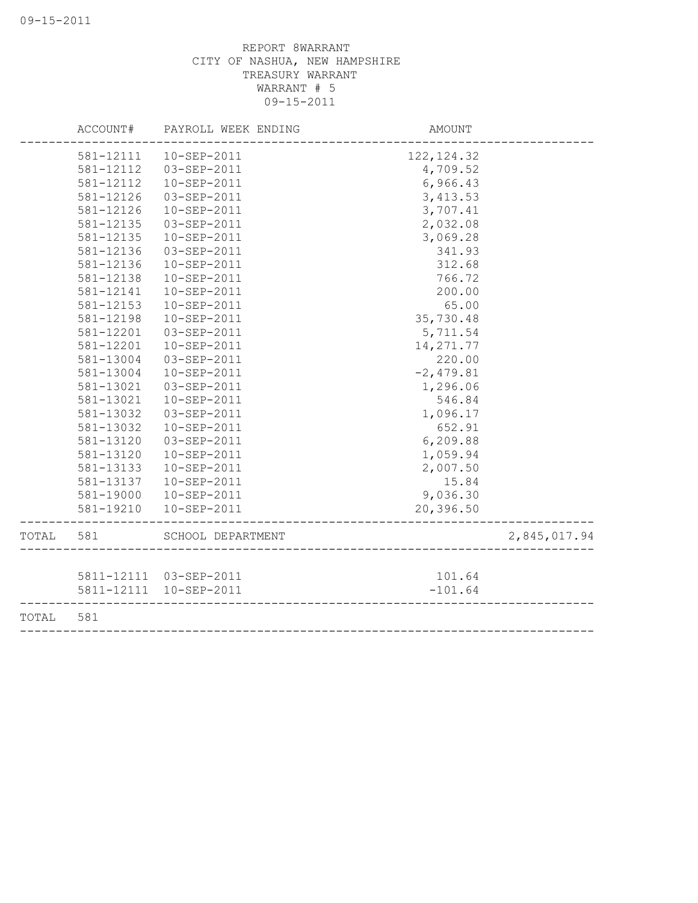REPORT 8WARRANT
CITY OF NASHUA, NEW HAMPSHIRE
TREASURY WARRANT
WARRANT # 5
09-15-2011

| | ACCOUNT# | PAYROLL WEEK ENDING | AMOUNT | |
|---|---|---|---|---|
| | 581-12111 | 10-SEP-2011 | 122,124.32 | |
| | 581-12112 | 03-SEP-2011 | 4,709.52 | |
| | 581-12112 | 10-SEP-2011 | 6,966.43 | |
| | 581-12126 | 03-SEP-2011 | 3,413.53 | |
| | 581-12126 | 10-SEP-2011 | 3,707.41 | |
| | 581-12135 | 03-SEP-2011 | 2,032.08 | |
| | 581-12135 | 10-SEP-2011 | 3,069.28 | |
| | 581-12136 | 03-SEP-2011 | 341.93 | |
| | 581-12136 | 10-SEP-2011 | 312.68 | |
| | 581-12138 | 10-SEP-2011 | 766.72 | |
| | 581-12141 | 10-SEP-2011 | 200.00 | |
| | 581-12153 | 10-SEP-2011 | 65.00 | |
| | 581-12198 | 10-SEP-2011 | 35,730.48 | |
| | 581-12201 | 03-SEP-2011 | 5,711.54 | |
| | 581-12201 | 10-SEP-2011 | 14,271.77 | |
| | 581-13004 | 03-SEP-2011 | 220.00 | |
| | 581-13004 | 10-SEP-2011 | -2,479.81 | |
| | 581-13021 | 03-SEP-2011 | 1,296.06 | |
| | 581-13021 | 10-SEP-2011 | 546.84 | |
| | 581-13032 | 03-SEP-2011 | 1,096.17 | |
| | 581-13032 | 10-SEP-2011 | 652.91 | |
| | 581-13120 | 03-SEP-2011 | 6,209.88 | |
| | 581-13120 | 10-SEP-2011 | 1,059.94 | |
| | 581-13133 | 10-SEP-2011 | 2,007.50 | |
| | 581-13137 | 10-SEP-2011 | 15.84 | |
| | 581-19000 | 10-SEP-2011 | 9,036.30 | |
| | 581-19210 | 10-SEP-2011 | 20,396.50 | |
| TOTAL | 581 | SCHOOL DEPARTMENT | | 2,845,017.94 |
| | 5811-12111 | 03-SEP-2011 | 101.64 | |
| | 5811-12111 | 10-SEP-2011 | -101.64 | |
| TOTAL | 581 | | | |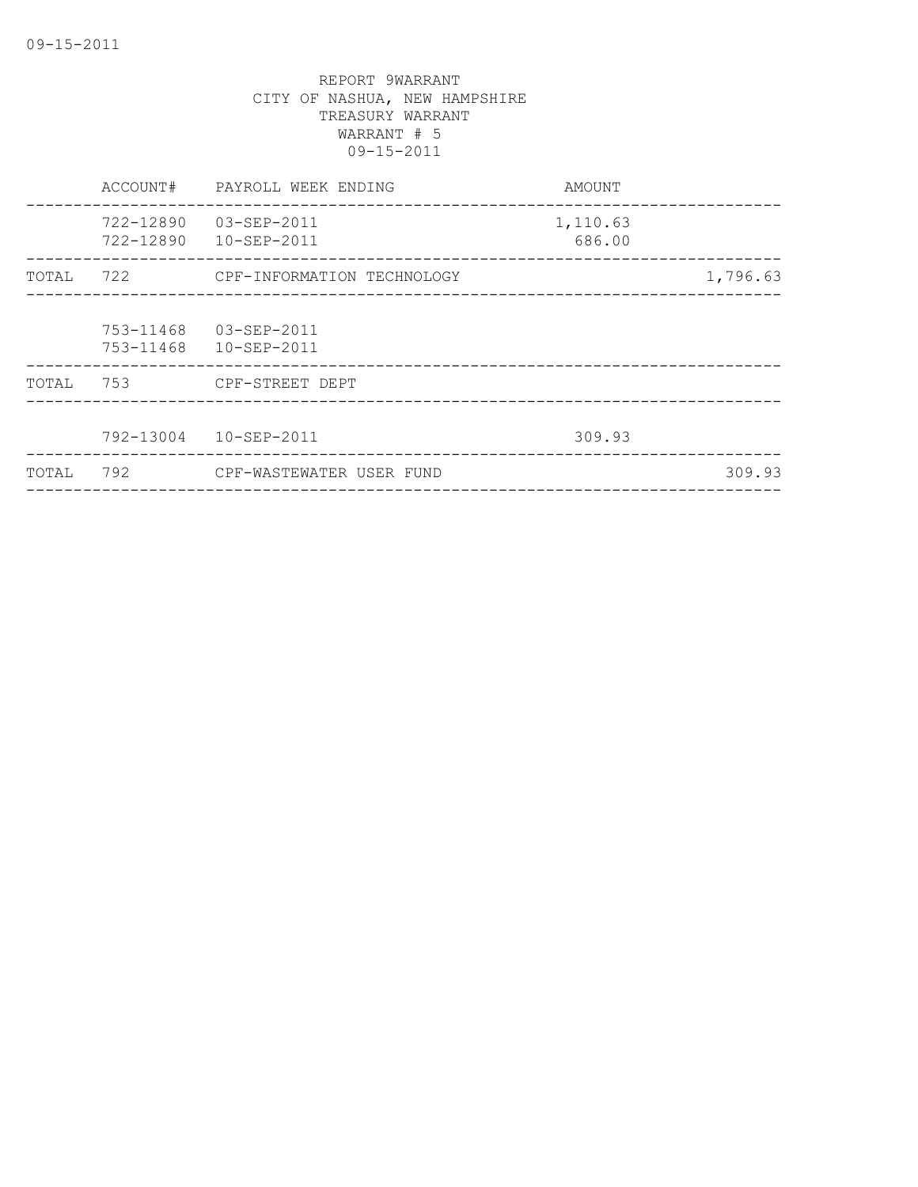REPORT 9WARRANT
CITY OF NASHUA, NEW HAMPSHIRE
TREASURY WARRANT
WARRANT # 5
09-15-2011

| | ACCOUNT# | PAYROLL WEEK ENDING | AMOUNT | |
|---|---|---|---|---|
| | 722-12890 | 03-SEP-2011 | 1,110.63 | |
| | 722-12890 | 10-SEP-2011 | 686.00 | |
| TOTAL | 722 | CPF-INFORMATION TECHNOLOGY | | 1,796.63 |
| | 753-11468 | 03-SEP-2011 | | |
| | 753-11468 | 10-SEP-2011 | | |
| TOTAL | 753 | CPF-STREET DEPT | | |
| | 792-13004 | 10-SEP-2011 | 309.93 | |
| TOTAL | 792 | CPF-WASTEWATER USER FUND | | 309.93 |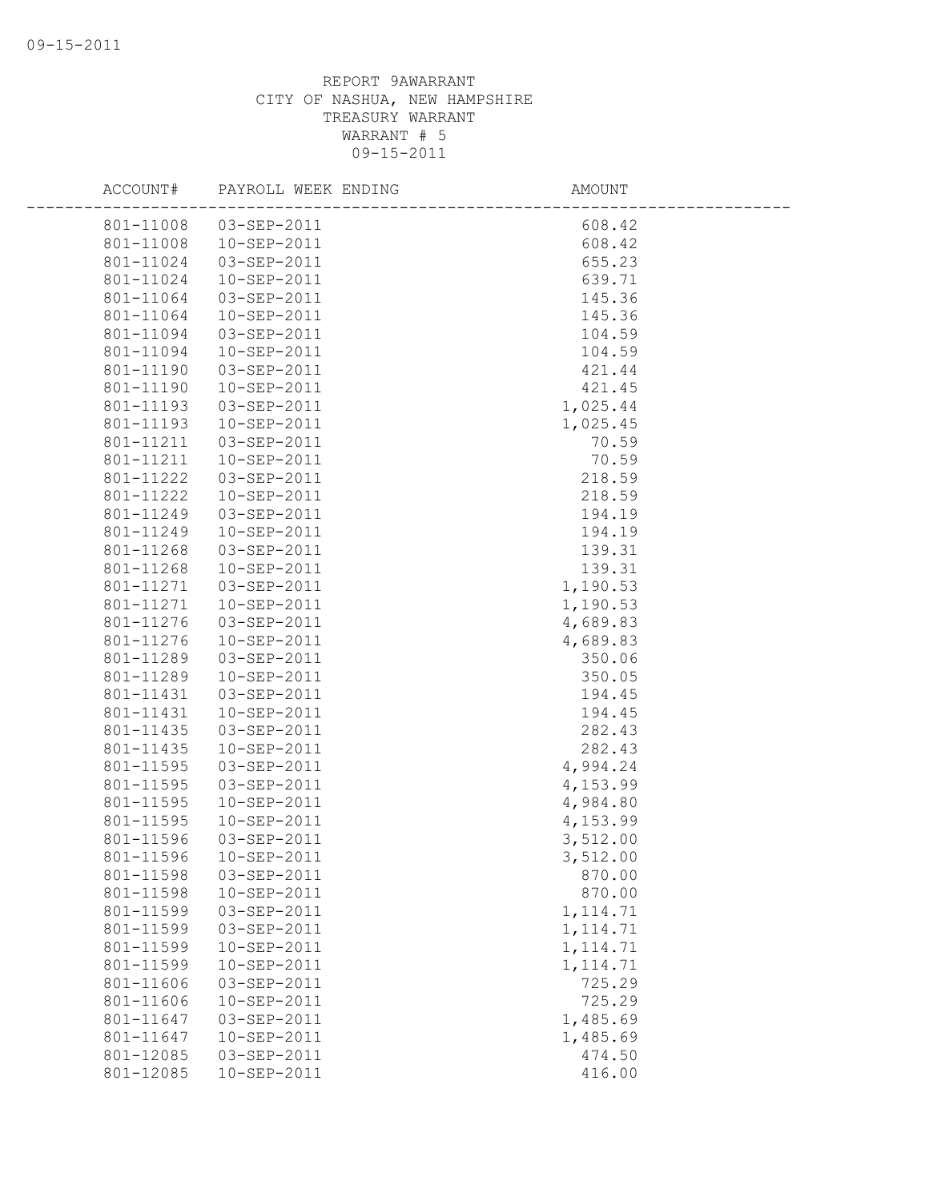REPORT 9AWARRANT
CITY OF NASHUA, NEW HAMPSHIRE
TREASURY WARRANT
WARRANT # 5
09-15-2011

| ACCOUNT# | PAYROLL WEEK ENDING | AMOUNT |
|---|---|---|
| 801-11008 | 03-SEP-2011 | 608.42 |
| 801-11008 | 10-SEP-2011 | 608.42 |
| 801-11024 | 03-SEP-2011 | 655.23 |
| 801-11024 | 10-SEP-2011 | 639.71 |
| 801-11064 | 03-SEP-2011 | 145.36 |
| 801-11064 | 10-SEP-2011 | 145.36 |
| 801-11094 | 03-SEP-2011 | 104.59 |
| 801-11094 | 10-SEP-2011 | 104.59 |
| 801-11190 | 03-SEP-2011 | 421.44 |
| 801-11190 | 10-SEP-2011 | 421.45 |
| 801-11193 | 03-SEP-2011 | 1,025.44 |
| 801-11193 | 10-SEP-2011 | 1,025.45 |
| 801-11211 | 03-SEP-2011 | 70.59 |
| 801-11211 | 10-SEP-2011 | 70.59 |
| 801-11222 | 03-SEP-2011 | 218.59 |
| 801-11222 | 10-SEP-2011 | 218.59 |
| 801-11249 | 03-SEP-2011 | 194.19 |
| 801-11249 | 10-SEP-2011 | 194.19 |
| 801-11268 | 03-SEP-2011 | 139.31 |
| 801-11268 | 10-SEP-2011 | 139.31 |
| 801-11271 | 03-SEP-2011 | 1,190.53 |
| 801-11271 | 10-SEP-2011 | 1,190.53 |
| 801-11276 | 03-SEP-2011 | 4,689.83 |
| 801-11276 | 10-SEP-2011 | 4,689.83 |
| 801-11289 | 03-SEP-2011 | 350.06 |
| 801-11289 | 10-SEP-2011 | 350.05 |
| 801-11431 | 03-SEP-2011 | 194.45 |
| 801-11431 | 10-SEP-2011 | 194.45 |
| 801-11435 | 03-SEP-2011 | 282.43 |
| 801-11435 | 10-SEP-2011 | 282.43 |
| 801-11595 | 03-SEP-2011 | 4,994.24 |
| 801-11595 | 03-SEP-2011 | 4,153.99 |
| 801-11595 | 10-SEP-2011 | 4,984.80 |
| 801-11595 | 10-SEP-2011 | 4,153.99 |
| 801-11596 | 03-SEP-2011 | 3,512.00 |
| 801-11596 | 10-SEP-2011 | 3,512.00 |
| 801-11598 | 03-SEP-2011 | 870.00 |
| 801-11598 | 10-SEP-2011 | 870.00 |
| 801-11599 | 03-SEP-2011 | 1,114.71 |
| 801-11599 | 03-SEP-2011 | 1,114.71 |
| 801-11599 | 10-SEP-2011 | 1,114.71 |
| 801-11599 | 10-SEP-2011 | 1,114.71 |
| 801-11606 | 03-SEP-2011 | 725.29 |
| 801-11606 | 10-SEP-2011 | 725.29 |
| 801-11647 | 03-SEP-2011 | 1,485.69 |
| 801-11647 | 10-SEP-2011 | 1,485.69 |
| 801-12085 | 03-SEP-2011 | 474.50 |
| 801-12085 | 10-SEP-2011 | 416.00 |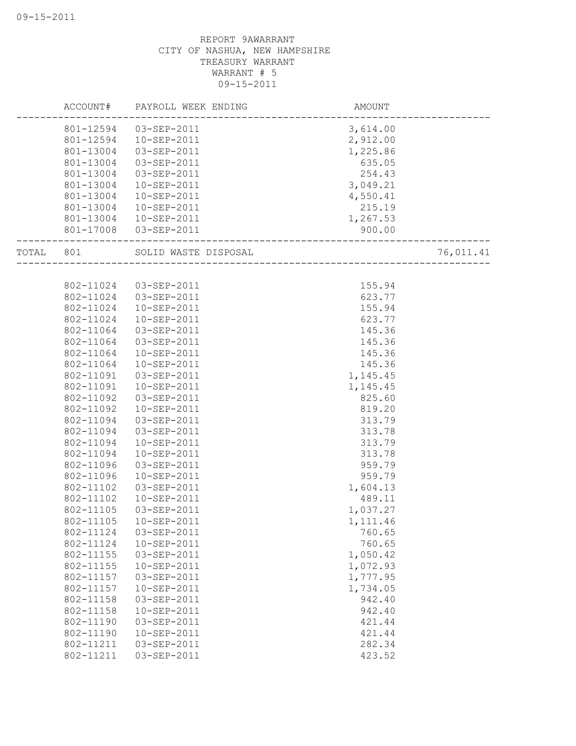REPORT 9AWARRANT
CITY OF NASHUA, NEW HAMPSHIRE
TREASURY WARRANT
WARRANT # 5
09-15-2011

| ACCOUNT# | PAYROLL WEEK ENDING | AMOUNT | |
|---|---|---|---|
| 801-12594 | 03-SEP-2011 | 3,614.00 | |
| 801-12594 | 10-SEP-2011 | 2,912.00 | |
| 801-13004 | 03-SEP-2011 | 1,225.86 | |
| 801-13004 | 03-SEP-2011 | 635.05 | |
| 801-13004 | 03-SEP-2011 | 254.43 | |
| 801-13004 | 10-SEP-2011 | 3,049.21 | |
| 801-13004 | 10-SEP-2011 | 4,550.41 | |
| 801-13004 | 10-SEP-2011 | 215.19 | |
| 801-13004 | 10-SEP-2011 | 1,267.53 | |
| 801-17008 | 03-SEP-2011 | 900.00 | |
| TOTAL 801 | SOLID WASTE DISPOSAL | | 76,011.41 |
| 802-11024 | 03-SEP-2011 | 155.94 | |
| 802-11024 | 03-SEP-2011 | 623.77 | |
| 802-11024 | 10-SEP-2011 | 155.94 | |
| 802-11024 | 10-SEP-2011 | 623.77 | |
| 802-11064 | 03-SEP-2011 | 145.36 | |
| 802-11064 | 03-SEP-2011 | 145.36 | |
| 802-11064 | 10-SEP-2011 | 145.36 | |
| 802-11064 | 10-SEP-2011 | 145.36 | |
| 802-11091 | 03-SEP-2011 | 1,145.45 | |
| 802-11091 | 10-SEP-2011 | 1,145.45 | |
| 802-11092 | 03-SEP-2011 | 825.60 | |
| 802-11092 | 10-SEP-2011 | 819.20 | |
| 802-11094 | 03-SEP-2011 | 313.79 | |
| 802-11094 | 03-SEP-2011 | 313.78 | |
| 802-11094 | 10-SEP-2011 | 313.79 | |
| 802-11094 | 10-SEP-2011 | 313.78 | |
| 802-11096 | 03-SEP-2011 | 959.79 | |
| 802-11096 | 10-SEP-2011 | 959.79 | |
| 802-11102 | 03-SEP-2011 | 1,604.13 | |
| 802-11102 | 10-SEP-2011 | 489.11 | |
| 802-11105 | 03-SEP-2011 | 1,037.27 | |
| 802-11105 | 10-SEP-2011 | 1,111.46 | |
| 802-11124 | 03-SEP-2011 | 760.65 | |
| 802-11124 | 10-SEP-2011 | 760.65 | |
| 802-11155 | 03-SEP-2011 | 1,050.42 | |
| 802-11155 | 10-SEP-2011 | 1,072.93 | |
| 802-11157 | 03-SEP-2011 | 1,777.95 | |
| 802-11157 | 10-SEP-2011 | 1,734.05 | |
| 802-11158 | 03-SEP-2011 | 942.40 | |
| 802-11158 | 10-SEP-2011 | 942.40 | |
| 802-11190 | 03-SEP-2011 | 421.44 | |
| 802-11190 | 10-SEP-2011 | 421.44 | |
| 802-11211 | 03-SEP-2011 | 282.34 | |
| 802-11211 | 03-SEP-2011 | 423.52 | |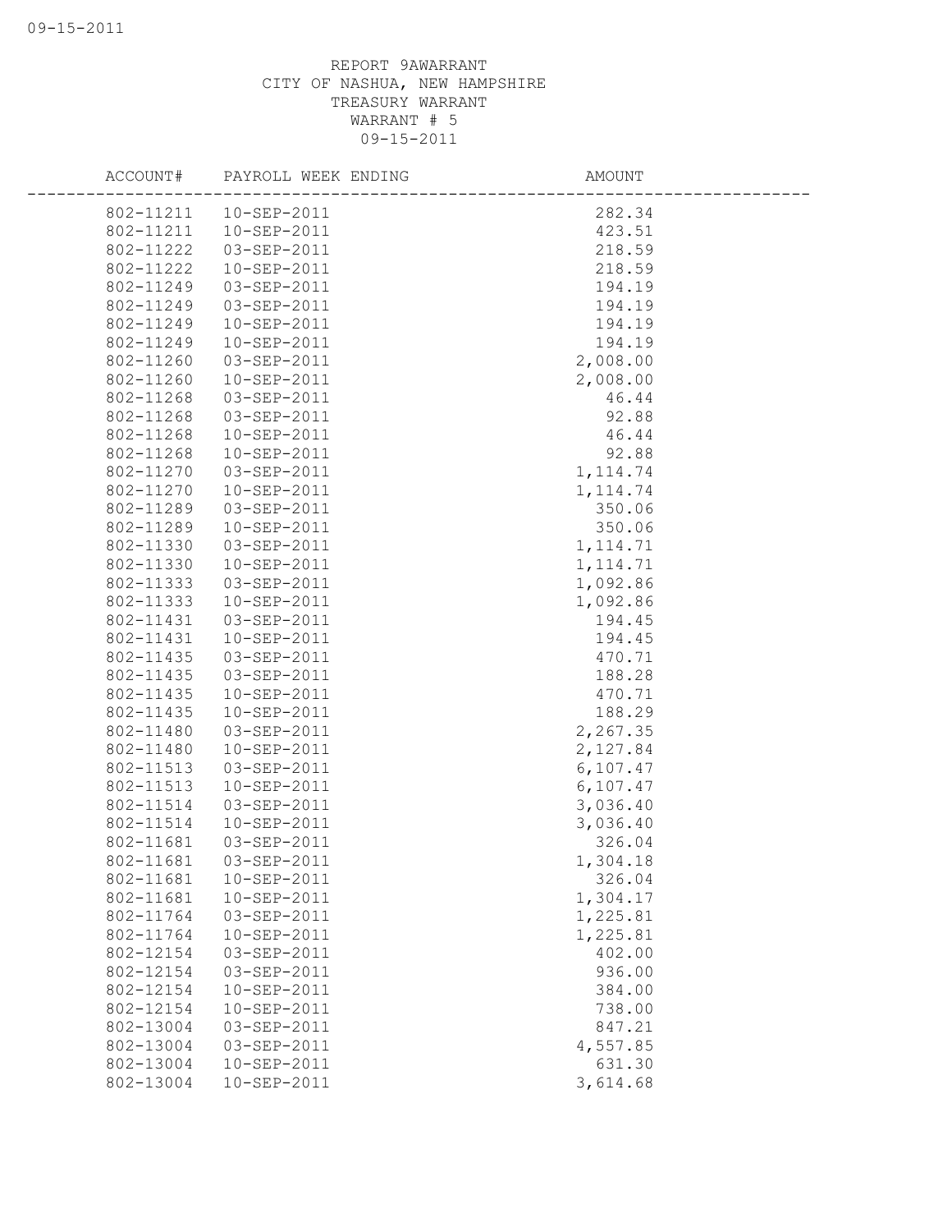REPORT 9AWARRANT
CITY OF NASHUA, NEW HAMPSHIRE
TREASURY WARRANT
WARRANT # 5
09-15-2011

| ACCOUNT# | PAYROLL WEEK ENDING | AMOUNT |
|---|---|---|
| 802-11211 | 10-SEP-2011 | 282.34 |
| 802-11211 | 10-SEP-2011 | 423.51 |
| 802-11222 | 03-SEP-2011 | 218.59 |
| 802-11222 | 10-SEP-2011 | 218.59 |
| 802-11249 | 03-SEP-2011 | 194.19 |
| 802-11249 | 03-SEP-2011 | 194.19 |
| 802-11249 | 10-SEP-2011 | 194.19 |
| 802-11249 | 10-SEP-2011 | 194.19 |
| 802-11260 | 03-SEP-2011 | 2,008.00 |
| 802-11260 | 10-SEP-2011 | 2,008.00 |
| 802-11268 | 03-SEP-2011 | 46.44 |
| 802-11268 | 03-SEP-2011 | 92.88 |
| 802-11268 | 10-SEP-2011 | 46.44 |
| 802-11268 | 10-SEP-2011 | 92.88 |
| 802-11270 | 03-SEP-2011 | 1,114.74 |
| 802-11270 | 10-SEP-2011 | 1,114.74 |
| 802-11289 | 03-SEP-2011 | 350.06 |
| 802-11289 | 10-SEP-2011 | 350.06 |
| 802-11330 | 03-SEP-2011 | 1,114.71 |
| 802-11330 | 10-SEP-2011 | 1,114.71 |
| 802-11333 | 03-SEP-2011 | 1,092.86 |
| 802-11333 | 10-SEP-2011 | 1,092.86 |
| 802-11431 | 03-SEP-2011 | 194.45 |
| 802-11431 | 10-SEP-2011 | 194.45 |
| 802-11435 | 03-SEP-2011 | 470.71 |
| 802-11435 | 03-SEP-2011 | 188.28 |
| 802-11435 | 10-SEP-2011 | 470.71 |
| 802-11435 | 10-SEP-2011 | 188.29 |
| 802-11480 | 03-SEP-2011 | 2,267.35 |
| 802-11480 | 10-SEP-2011 | 2,127.84 |
| 802-11513 | 03-SEP-2011 | 6,107.47 |
| 802-11513 | 10-SEP-2011 | 6,107.47 |
| 802-11514 | 03-SEP-2011 | 3,036.40 |
| 802-11514 | 10-SEP-2011 | 3,036.40 |
| 802-11681 | 03-SEP-2011 | 326.04 |
| 802-11681 | 03-SEP-2011 | 1,304.18 |
| 802-11681 | 10-SEP-2011 | 326.04 |
| 802-11681 | 10-SEP-2011 | 1,304.17 |
| 802-11764 | 03-SEP-2011 | 1,225.81 |
| 802-11764 | 10-SEP-2011 | 1,225.81 |
| 802-12154 | 03-SEP-2011 | 402.00 |
| 802-12154 | 03-SEP-2011 | 936.00 |
| 802-12154 | 10-SEP-2011 | 384.00 |
| 802-12154 | 10-SEP-2011 | 738.00 |
| 802-13004 | 03-SEP-2011 | 847.21 |
| 802-13004 | 03-SEP-2011 | 4,557.85 |
| 802-13004 | 10-SEP-2011 | 631.30 |
| 802-13004 | 10-SEP-2011 | 3,614.68 |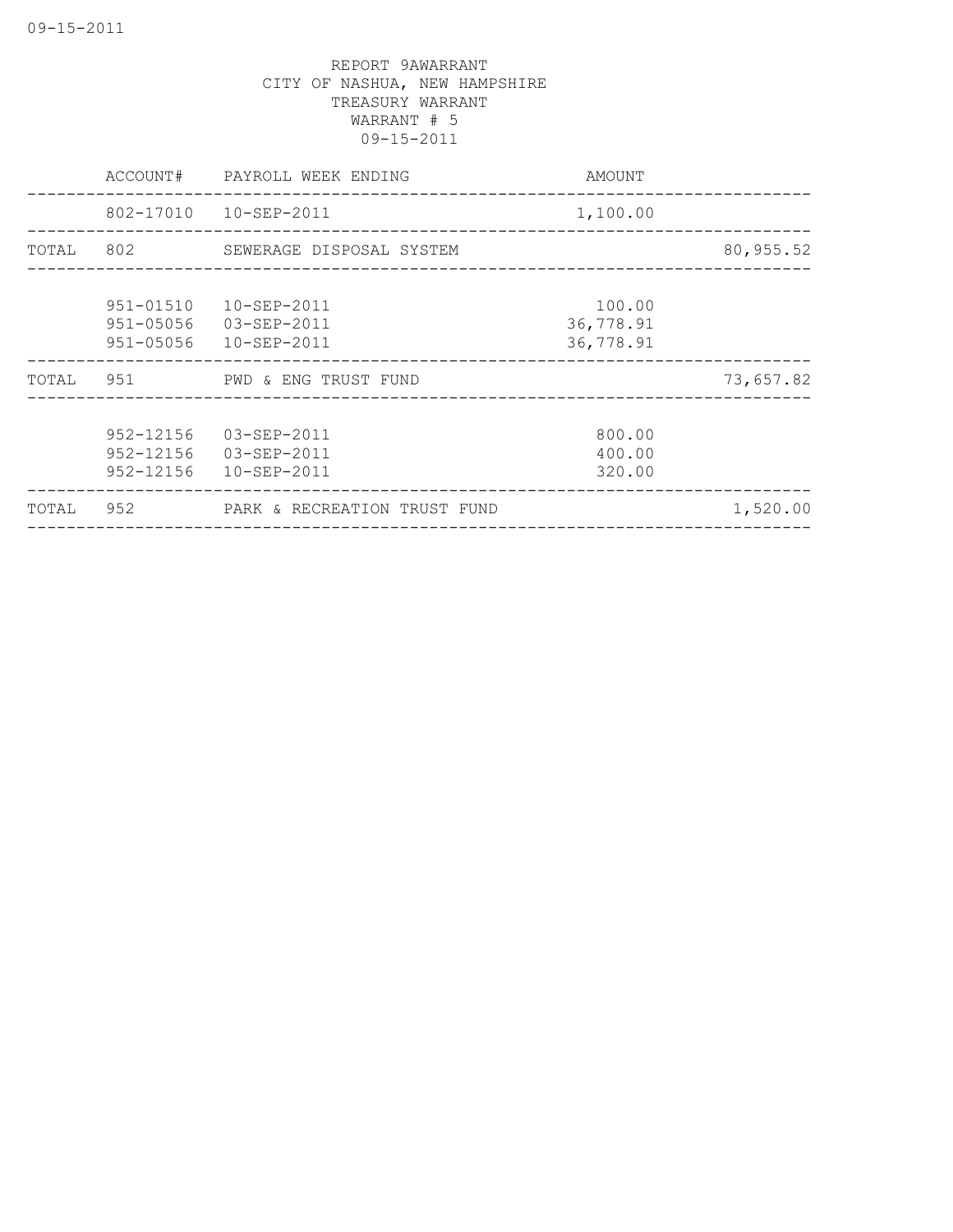REPORT 9AWARRANT
CITY OF NASHUA, NEW HAMPSHIRE
TREASURY WARRANT
WARRANT # 5
09-15-2011

| | ACCOUNT# | PAYROLL WEEK ENDING | AMOUNT | |
|---|---|---|---|---|
| | 802-17010 | 10-SEP-2011 | 1,100.00 | |
| TOTAL | 802 | SEWERAGE DISPOSAL SYSTEM | | 80,955.52 |
| | 951-01510 | 10-SEP-2011 | 100.00 | |
| | 951-05056 | 03-SEP-2011 | 36,778.91 | |
| | 951-05056 | 10-SEP-2011 | 36,778.91 | |
| TOTAL | 951 | PWD & ENG TRUST FUND | | 73,657.82 |
| | 952-12156 | 03-SEP-2011 | 800.00 | |
| | 952-12156 | 03-SEP-2011 | 400.00 | |
| | 952-12156 | 10-SEP-2011 | 320.00 | |
| TOTAL | 952 | PARK & RECREATION TRUST FUND | | 1,520.00 |